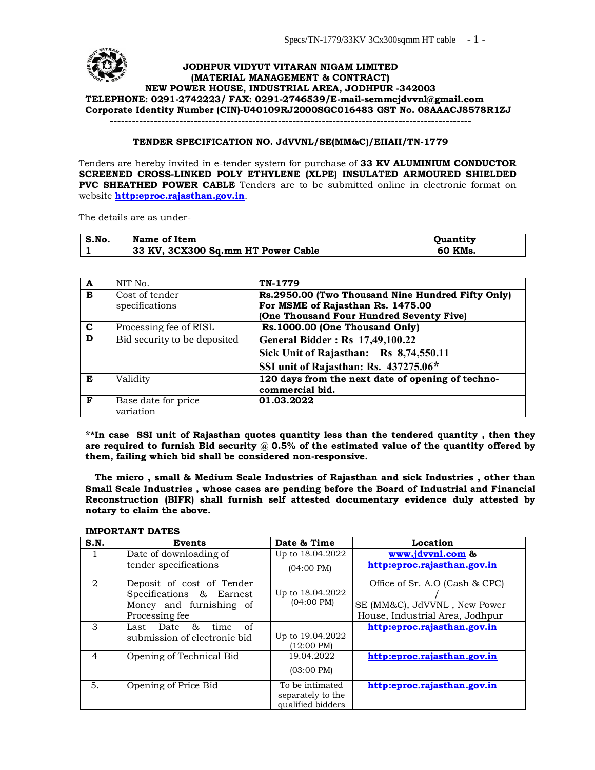**JODHPUR VIDYUT VITARAN NIGAM LIMITED**
**(MATERIAL MANAGEMENT & CONTRACT)**
**NEW POWER HOUSE, INDUSTRIAL AREA, JODHPUR -342003**
**TELEPHONE: 0291-2742223/ FAX: 0291-2746539/E-mail-semmcjdvvnl@gmail.com**
**Corporate Identity Number (CIN)-U40109RJ2000SGC016483 GST No. 08AAACJ8578R1ZJ**

---

**TENDER SPECIFICATION NO. JdVVNL/SE(MM&C)/EIIAII/TN-1779**

Tenders are hereby invited in e-tender system for purchase of **33 KV ALUMINIUM CONDUCTOR SCREENED CROSS-LINKED POLY ETHYLENE (XLPE) INSULATED ARMOURED SHIELDED PVC SHEATHED POWER CABLE** Tenders are to be submitted online in electronic format on website **http:eproc.rajasthan.gov.in**.

The details are as under-

| S.No. | Name of Item | Quantity |
|---|---|---|
| 1 | 33 KV, 3CX300 Sq.mm HT Power Cable | 60 KMs. |

| | | |
|---|---|---|
| A | NIT No. | TN-1779 |
| B | Cost of tender specifications | Rs.2950.00 (Two Thousand Nine Hundred Fifty Only)<br>For MSME of Rajasthan Rs. 1475.00<br>(One Thousand Four Hundred Seventy Five) |
| C | Processing fee of RISL | Rs.1000.00 (One Thousand Only) |
| D | Bid security to be deposited | General Bidder : Rs 17,49,100.22<br>Sick Unit of Rajasthan: Rs 8,74,550.11<br>SSI unit of Rajasthan: Rs. 437275.06* |
| E | Validity | 120 days from the next date of opening of techno-commercial bid. |
| F | Base date for price variation | 01.03.2022 |

**\*\*In case SSI unit of Rajasthan quotes quantity less than the tendered quantity , then they are required to furnish Bid security @ 0.5% of the estimated value of the quantity offered by them, failing which bid shall be considered non-responsive.**

**The micro , small & Medium Scale Industries of Rajasthan and sick Industries , other than Small Scale Industries , whose cases are pending before the Board of Industrial and Financial Reconstruction (BIFR) shall furnish self attested documentary evidence duly attested by notary to claim the above.**

**IMPORTANT DATES**

| S.N. | Events | Date & Time | Location |
|---|---|---|---|
| 1 | Date of downloading of tender specifications | Up to 18.04.2022 (04:00 PM) | www.jdvvnl.com & http:eproc.rajasthan.gov.in |
| 2 | Deposit of cost of Tender Specifications & Earnest Money and furnishing of Processing fee | Up to 18.04.2022 (04:00 PM) | Office of Sr. A.O (Cash & CPC) / SE (MM&C), JdVVNL , New Power House, Industrial Area, Jodhpur |
| 3 | Last Date & time of submission of electronic bid | Up to 19.04.2022 (12:00 PM) | http:eproc.rajasthan.gov.in |
| 4 | Opening of Technical Bid | 19.04.2022 (03:00 PM) | http:eproc.rajasthan.gov.in |
| 5. | Opening of Price Bid | To be intimated separately to the qualified bidders | http:eproc.rajasthan.gov.in |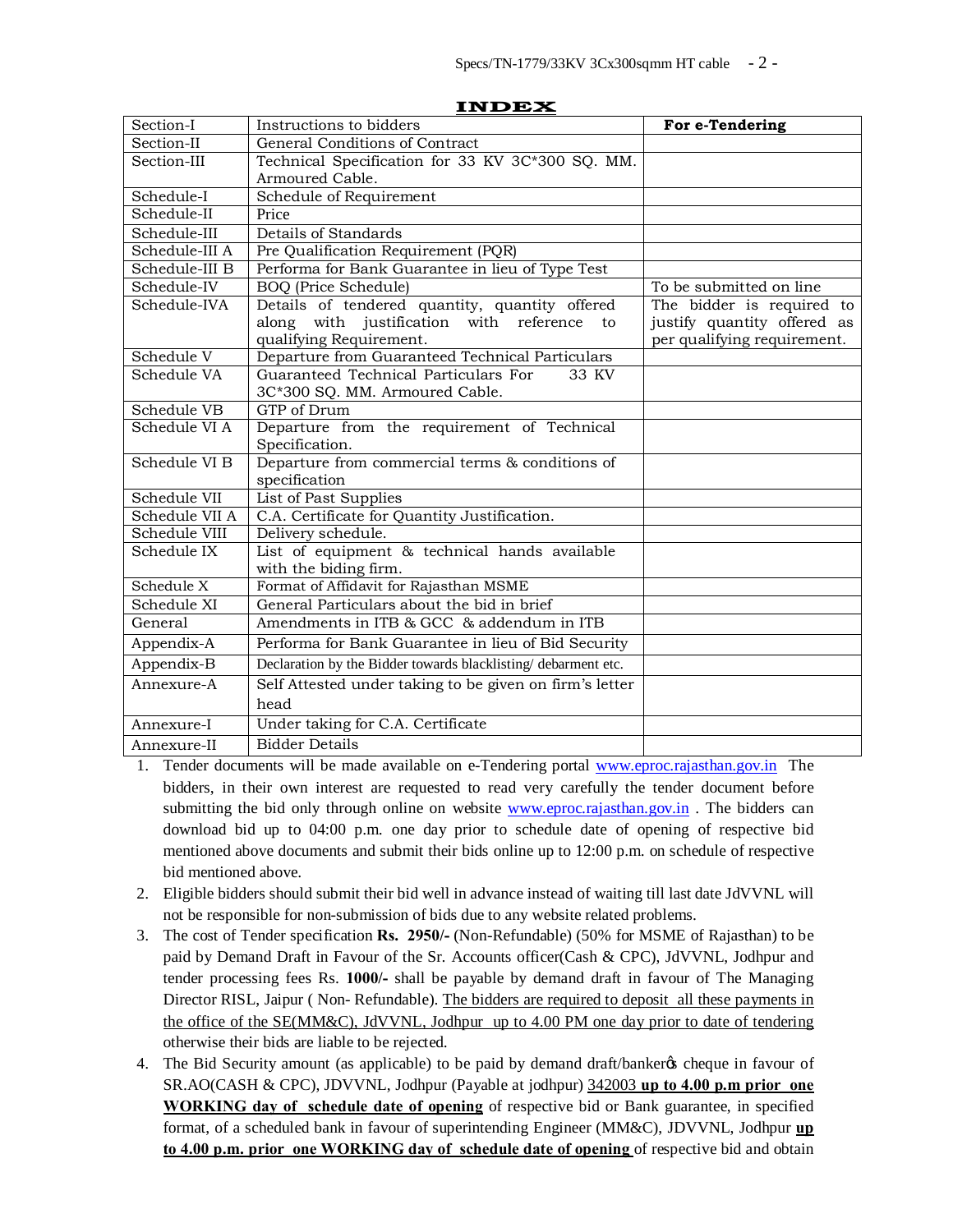## INDEX

| Section-I | Instructions to bidders | **For e-Tendering** |
|---|---|---|
| Section-II | General Conditions of Contract | |
| Section-III | Technical Specification for 33 KV 3C*300 SQ. MM. Armoured Cable. | |
| Schedule-I | Schedule of Requirement | |
| Schedule-II | Price | |
| Schedule-III | Details of Standards | |
| Schedule-III A | Pre Qualification Requirement (PQR) | |
| Schedule-III B | Performa for Bank Guarantee in lieu of Type Test | |
| Schedule-IV | BOQ (Price Schedule) | To be submitted on line |
| Schedule-IVA | Details of tendered quantity, quantity offered along with justification with reference to qualifying Requirement. | The bidder is required to justify quantity offered as per qualifying requirement. |
| Schedule V | Departure from Guaranteed Technical Particulars | |
| Schedule VA | Guaranteed Technical Particulars For 33 KV 3C*300 SQ. MM. Armoured Cable. | |
| Schedule VB | GTP of Drum | |
| Schedule VI A | Departure from the requirement of Technical Specification. | |
| Schedule VI B | Departure from commercial terms & conditions of specification | |
| Schedule VII | List of Past Supplies | |
| Schedule VII A | C.A. Certificate for Quantity Justification. | |
| Schedule VIII | Delivery schedule. | |
| Schedule IX | List of equipment & technical hands available with the biding firm. | |
| Schedule X | Format of Affidavit for Rajasthan MSME | |
| Schedule XI | General Particulars about the bid in brief | |
| General | Amendments in ITB & GCC & addendum in ITB | |
| Appendix-A | Performa for Bank Guarantee in lieu of Bid Security | |
| Appendix-B | Declaration by the Bidder towards blacklisting/ debarment etc. | |
| Annexure-A | Self Attested under taking to be given on firm's letter head | |
| Annexure-I | Under taking for C.A. Certificate | |
| Annexure-II | Bidder Details | |

1. Tender documents will be made available on e-Tendering portal www.eproc.rajasthan.gov.in The bidders, in their own interest are requested to read very carefully the tender document before submitting the bid only through online on website www.eproc.rajasthan.gov.in . The bidders can download bid up to 04:00 p.m. one day prior to schedule date of opening of respective bid mentioned above documents and submit their bids online up to 12:00 p.m. on schedule of respective bid mentioned above.
2. Eligible bidders should submit their bid well in advance instead of waiting till last date JdVVNL will not be responsible for non-submission of bids due to any website related problems.
3. The cost of Tender specification **Rs. 2950/-** (Non-Refundable) (50% for MSME of Rajasthan) to be paid by Demand Draft in Favour of the Sr. Accounts officer(Cash & CPC), JdVVNL, Jodhpur and tender processing fees Rs. **1000/-** shall be payable by demand draft in favour of The Managing Director RISL, Jaipur ( Non- Refundable). The bidders are required to deposit all these payments in the office of the SE(MM&C), JdVVNL, Jodhpur up to 4.00 PM one day prior to date of tendering otherwise their bids are liable to be rejected.
4. The Bid Security amount (as applicable) to be paid by demand draft/banker's cheque in favour of SR.AO(CASH & CPC), JDVVNL, Jodhpur (Payable at jodhpur) 342003 **up to 4.00 p.m prior one WORKING day of schedule date of opening** of respective bid or Bank guarantee, in specified format, of a scheduled bank in favour of superintending Engineer (MM&C), JDVVNL, Jodhpur **up to 4.00 p.m. prior one WORKING day of schedule date of opening** of respective bid and obtain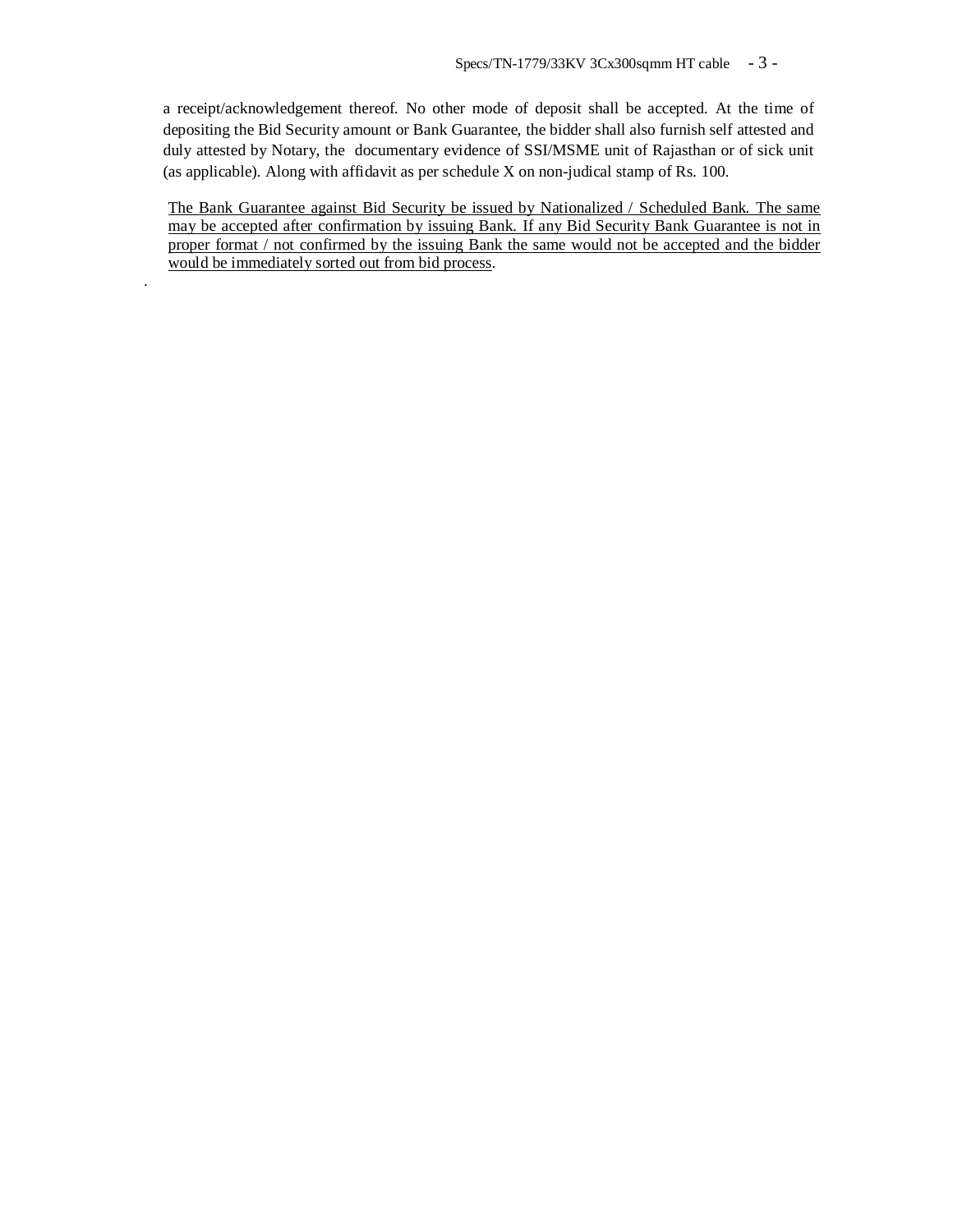a receipt/acknowledgement thereof. No other mode of deposit shall be accepted. At the time of depositing the Bid Security amount or Bank Guarantee, the bidder shall also furnish self attested and duly attested by Notary, the documentary evidence of SSI/MSME unit of Rajasthan or of sick unit (as applicable). Along with affidavit as per schedule X on non-judical stamp of Rs. 100.

<u>The Bank Guarantee against Bid Security be issued by Nationalized / Scheduled Bank. The same may be accepted after confirmation by issuing Bank. If any Bid Security Bank Guarantee is not in proper format / not confirmed by the issuing Bank the same would not be accepted and the bidder would be immediately sorted out from bid process</u>.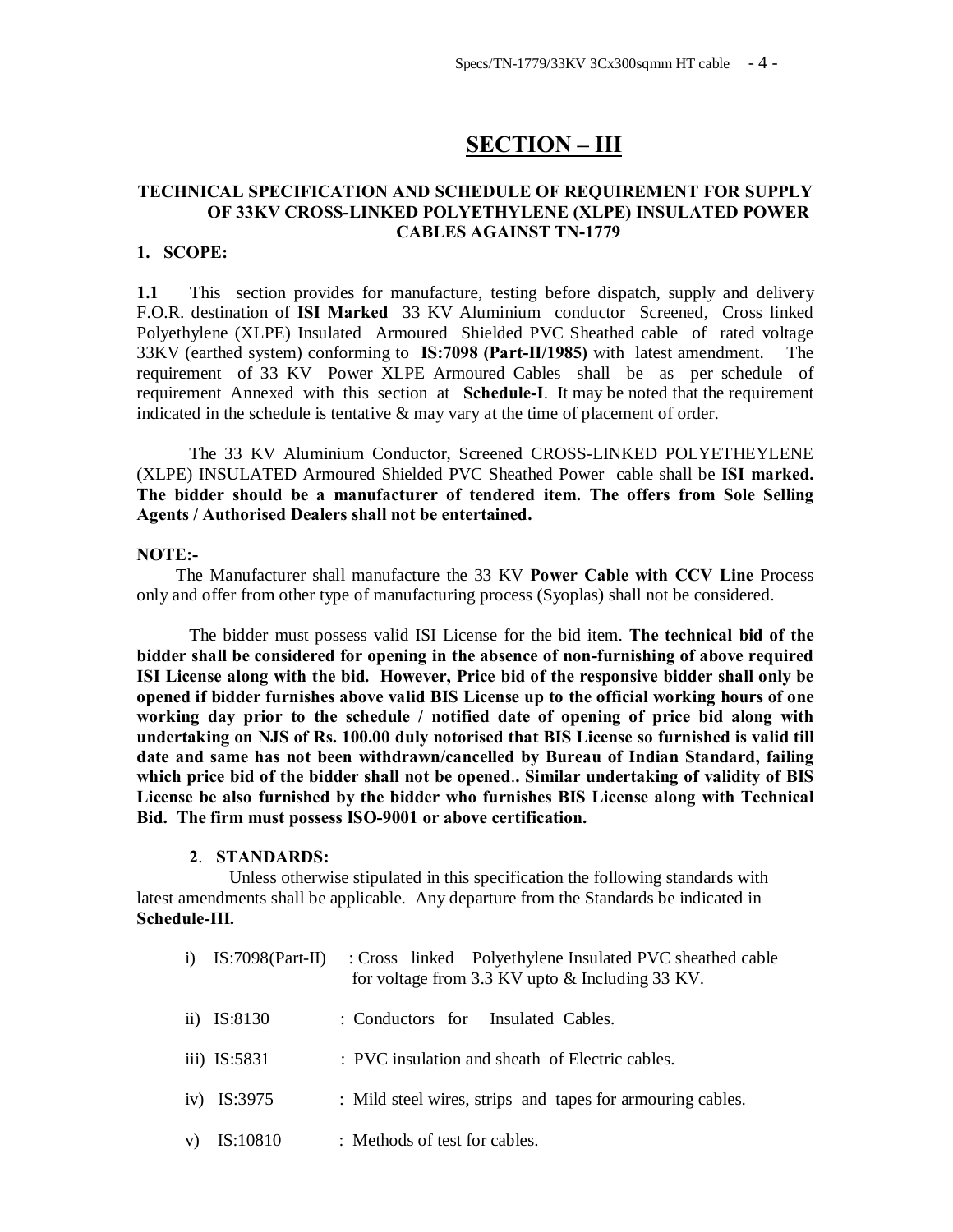# SECTION – III

## TECHNICAL SPECIFICATION AND SCHEDULE OF REQUIREMENT FOR SUPPLY OF 33KV CROSS-LINKED POLYETHYLENE (XLPE) INSULATED POWER CABLES AGAINST TN-1779

**1. SCOPE:**

**1.1** This section provides for manufacture, testing before dispatch, supply and delivery F.O.R. destination of **ISI Marked** 33 KV Aluminium conductor Screened, Cross linked Polyethylene (XLPE) Insulated Armoured Shielded PVC Sheathed cable of rated voltage 33KV (earthed system) conforming to **IS:7098 (Part-II/1985)** with latest amendment. The requirement of 33 KV Power XLPE Armoured Cables shall be as per schedule of requirement Annexed with this section at **Schedule-I**. It may be noted that the requirement indicated in the schedule is tentative & may vary at the time of placement of order.

The 33 KV Aluminium Conductor, Screened CROSS-LINKED POLYETHEYLENE (XLPE) INSULATED Armoured Shielded PVC Sheathed Power cable shall be **ISI marked. The bidder should be a manufacturer of tendered item. The offers from Sole Selling Agents / Authorised Dealers shall not be entertained.**

**NOTE:-**

The Manufacturer shall manufacture the 33 KV **Power Cable with CCV Line** Process only and offer from other type of manufacturing process (Syoplas) shall not be considered.

The bidder must possess valid ISI License for the bid item. **The technical bid of the bidder shall be considered for opening in the absence of non-furnishing of above required ISI License along with the bid. However, Price bid of the responsive bidder shall only be opened if bidder furnishes above valid BIS License up to the official working hours of one working day prior to the schedule / notified date of opening of price bid along with undertaking on NJS of Rs. 100.00 duly notorised that BIS License so furnished is valid till date and same has not been withdrawn/cancelled by Bureau of Indian Standard, failing which price bid of the bidder shall not be opened.. Similar undertaking of validity of BIS License be also furnished by the bidder who furnishes BIS License along with Technical Bid. The firm must possess ISO-9001 or above certification.**

**2. STANDARDS:**

Unless otherwise stipulated in this specification the following standards with latest amendments shall be applicable. Any departure from the Standards be indicated in **Schedule-III.**

i) IS:7098(Part-II) : Cross linked Polyethylene Insulated PVC sheathed cable for voltage from 3.3 KV upto & Including 33 KV.

ii) IS:8130 : Conductors for Insulated Cables.

iii) IS:5831 : PVC insulation and sheath of Electric cables.

iv) IS:3975 : Mild steel wires, strips and tapes for armouring cables.

v) IS:10810 : Methods of test for cables.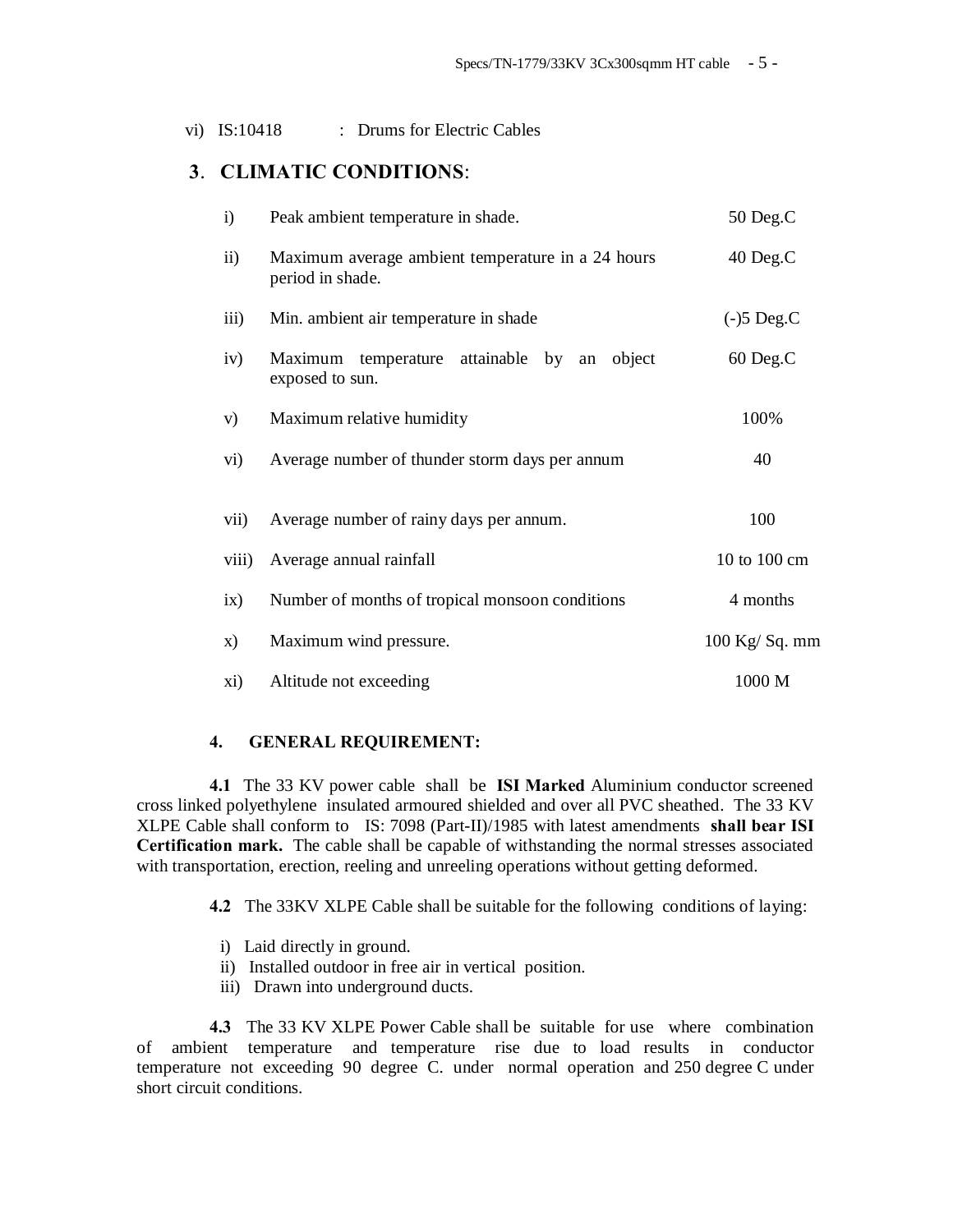vi) IS:10418 : Drums for Electric Cables

## 3. CLIMATIC CONDITIONS:

| | | |
|---|---|---|
| i) | Peak ambient temperature in shade. | 50 Deg.C |
| ii) | Maximum average ambient temperature in a 24 hours period in shade. | 40 Deg.C |
| iii) | Min. ambient air temperature in shade | (-)5 Deg.C |
| iv) | Maximum temperature attainable by an object exposed to sun. | 60 Deg.C |
| v) | Maximum relative humidity | 100% |
| vi) | Average number of thunder storm days per annum | 40 |
| vii) | Average number of rainy days per annum. | 100 |
| viii) | Average annual rainfall | 10 to 100 cm |
| ix) | Number of months of tropical monsoon conditions | 4 months |
| x) | Maximum wind pressure. | 100 Kg/ Sq. mm |
| xi) | Altitude not exceeding | 1000 M |

### 4. GENERAL REQUIREMENT:

**4.1** The 33 KV power cable shall be **ISI Marked** Aluminium conductor screened cross linked polyethylene insulated armoured shielded and over all PVC sheathed. The 33 KV XLPE Cable shall conform to IS: 7098 (Part-II)/1985 with latest amendments **shall bear ISI Certification mark.** The cable shall be capable of withstanding the normal stresses associated with transportation, erection, reeling and unreeling operations without getting deformed.

**4.2** The 33KV XLPE Cable shall be suitable for the following conditions of laying:

i) Laid directly in ground.
ii) Installed outdoor in free air in vertical position.
iii) Drawn into underground ducts.

**4.3** The 33 KV XLPE Power Cable shall be suitable for use where combination of ambient temperature and temperature rise due to load results in conductor temperature not exceeding 90 degree C. under normal operation and 250 degree C under short circuit conditions.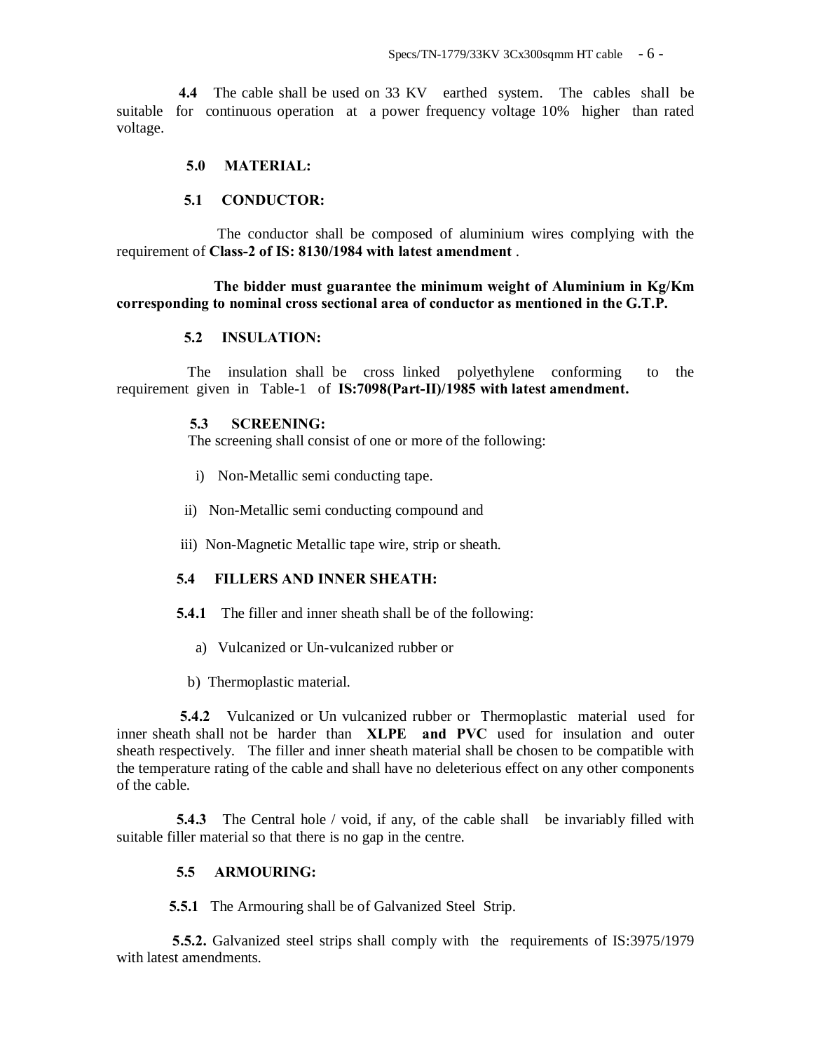**4.4** The cable shall be used on 33 KV earthed system. The cables shall be suitable for continuous operation at a power frequency voltage 10% higher than rated voltage.

## 5.0 MATERIAL:

### 5.1 CONDUCTOR:

The conductor shall be composed of aluminium wires complying with the requirement of **Class-2 of IS: 8130/1984 with latest amendment** .

**The bidder must guarantee the minimum weight of Aluminium in Kg/Km corresponding to nominal cross sectional area of conductor as mentioned in the G.T.P.**

### 5.2 INSULATION:

The insulation shall be cross linked polyethylene conforming to the requirement given in Table-1 of **IS:7098(Part-II)/1985 with latest amendment.**

### 5.3 SCREENING:

The screening shall consist of one or more of the following:

i) Non-Metallic semi conducting tape.

ii) Non-Metallic semi conducting compound and

iii) Non-Magnetic Metallic tape wire, strip or sheath.

### 5.4 FILLERS AND INNER SHEATH:

**5.4.1** The filler and inner sheath shall be of the following:

a) Vulcanized or Un-vulcanized rubber or

b) Thermoplastic material.

**5.4.2** Vulcanized or Un vulcanized rubber or Thermoplastic material used for inner sheath shall not be harder than **XLPE and PVC** used for insulation and outer sheath respectively. The filler and inner sheath material shall be chosen to be compatible with the temperature rating of the cable and shall have no deleterious effect on any other components of the cable.

**5.4.3** The Central hole / void, if any, of the cable shall be invariably filled with suitable filler material so that there is no gap in the centre.

### 5.5 ARMOURING:

**5.5.1** The Armouring shall be of Galvanized Steel Strip.

**5.5.2.** Galvanized steel strips shall comply with the requirements of IS:3975/1979 with latest amendments.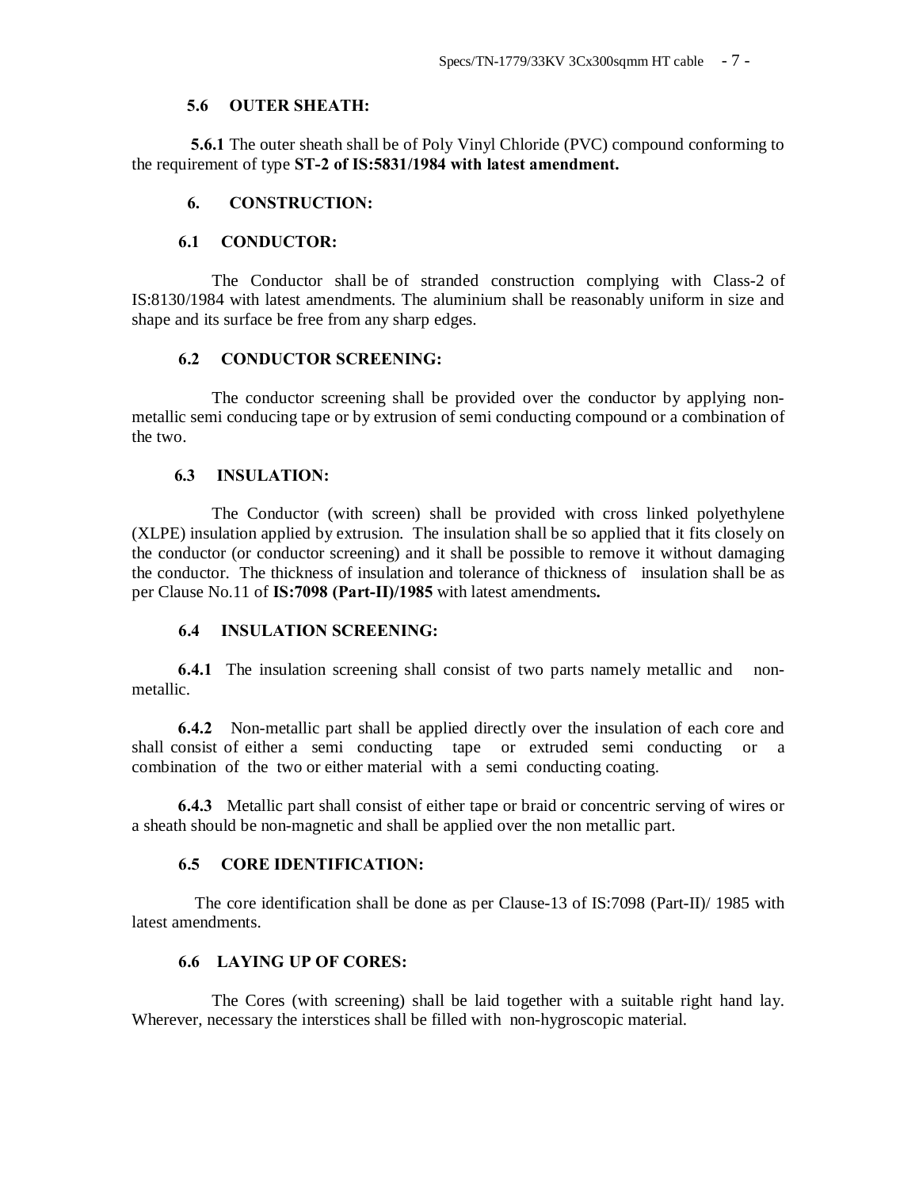### 5.6 OUTER SHEATH:

**5.6.1** The outer sheath shall be of Poly Vinyl Chloride (PVC) compound conforming to the requirement of type **ST-2 of IS:5831/1984 with latest amendment.**

## 6. CONSTRUCTION:

### 6.1 CONDUCTOR:

The Conductor shall be of stranded construction complying with Class-2 of IS:8130/1984 with latest amendments. The aluminium shall be reasonably uniform in size and shape and its surface be free from any sharp edges.

### 6.2 CONDUCTOR SCREENING:

The conductor screening shall be provided over the conductor by applying non-metallic semi conducing tape or by extrusion of semi conducting compound or a combination of the two.

### 6.3 INSULATION:

The Conductor (with screen) shall be provided with cross linked polyethylene (XLPE) insulation applied by extrusion. The insulation shall be so applied that it fits closely on the conductor (or conductor screening) and it shall be possible to remove it without damaging the conductor. The thickness of insulation and tolerance of thickness of insulation shall be as per Clause No.11 of **IS:7098 (Part-II)/1985** with latest amendments**.**

### 6.4 INSULATION SCREENING:

**6.4.1** The insulation screening shall consist of two parts namely metallic and non-metallic.

**6.4.2** Non-metallic part shall be applied directly over the insulation of each core and shall consist of either a semi conducting tape or extruded semi conducting or a combination of the two or either material with a semi conducting coating.

**6.4.3** Metallic part shall consist of either tape or braid or concentric serving of wires or a sheath should be non-magnetic and shall be applied over the non metallic part.

### 6.5 CORE IDENTIFICATION:

The core identification shall be done as per Clause-13 of IS:7098 (Part-II)/ 1985 with latest amendments.

### 6.6 LAYING UP OF CORES:

The Cores (with screening) shall be laid together with a suitable right hand lay. Wherever, necessary the interstices shall be filled with non-hygroscopic material.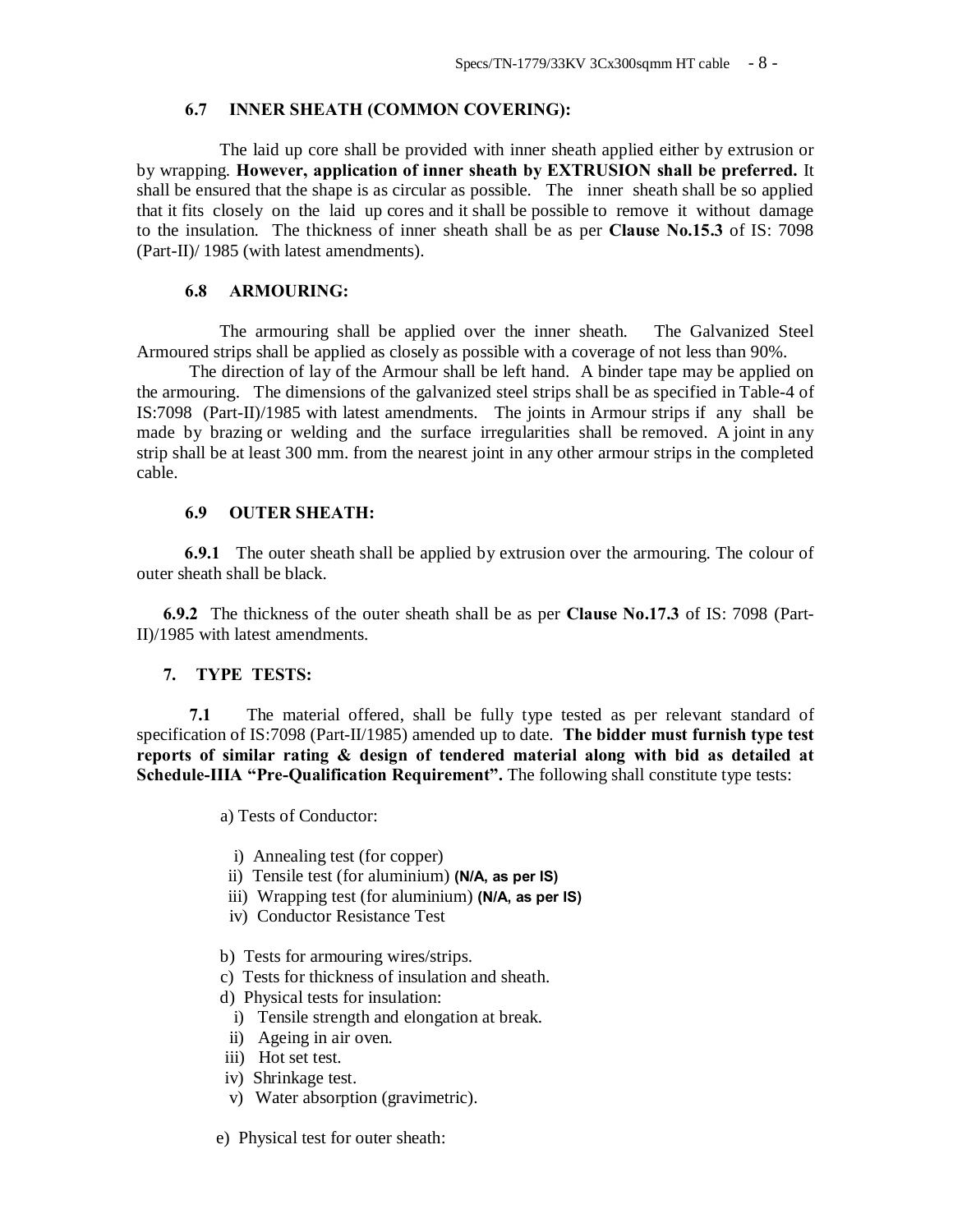### 6.7 INNER SHEATH (COMMON COVERING):

The laid up core shall be provided with inner sheath applied either by extrusion or by wrapping. **However, application of inner sheath by EXTRUSION shall be preferred.** It shall be ensured that the shape is as circular as possible. The inner sheath shall be so applied that it fits closely on the laid up cores and it shall be possible to remove it without damage to the insulation. The thickness of inner sheath shall be as per **Clause No.15.3** of IS: 7098 (Part-II)/ 1985 (with latest amendments).

### 6.8 ARMOURING:

The armouring shall be applied over the inner sheath. The Galvanized Steel Armoured strips shall be applied as closely as possible with a coverage of not less than 90%.

The direction of lay of the Armour shall be left hand. A binder tape may be applied on the armouring. The dimensions of the galvanized steel strips shall be as specified in Table-4 of IS:7098 (Part-II)/1985 with latest amendments. The joints in Armour strips if any shall be made by brazing or welding and the surface irregularities shall be removed. A joint in any strip shall be at least 300 mm. from the nearest joint in any other armour strips in the completed cable.

### 6.9 OUTER SHEATH:

**6.9.1** The outer sheath shall be applied by extrusion over the armouring. The colour of outer sheath shall be black.

**6.9.2** The thickness of the outer sheath shall be as per **Clause No.17.3** of IS: 7098 (Part-II)/1985 with latest amendments.

## 7. TYPE TESTS:

**7.1** The material offered, shall be fully type tested as per relevant standard of specification of IS:7098 (Part-II/1985) amended up to date. **The bidder must furnish type test reports of similar rating & design of tendered material along with bid as detailed at Schedule-IIIA "Pre-Qualification Requirement".** The following shall constitute type tests:

a) Tests of Conductor:

i) Annealing test (for copper)
ii) Tensile test (for aluminium) **(N/A, as per IS)**
iii) Wrapping test (for aluminium) **(N/A, as per IS)**
iv) Conductor Resistance Test

b) Tests for armouring wires/strips.
c) Tests for thickness of insulation and sheath.
d) Physical tests for insulation:
i) Tensile strength and elongation at break.
ii) Ageing in air oven.
iii) Hot set test.
iv) Shrinkage test.
v) Water absorption (gravimetric).

e) Physical test for outer sheath: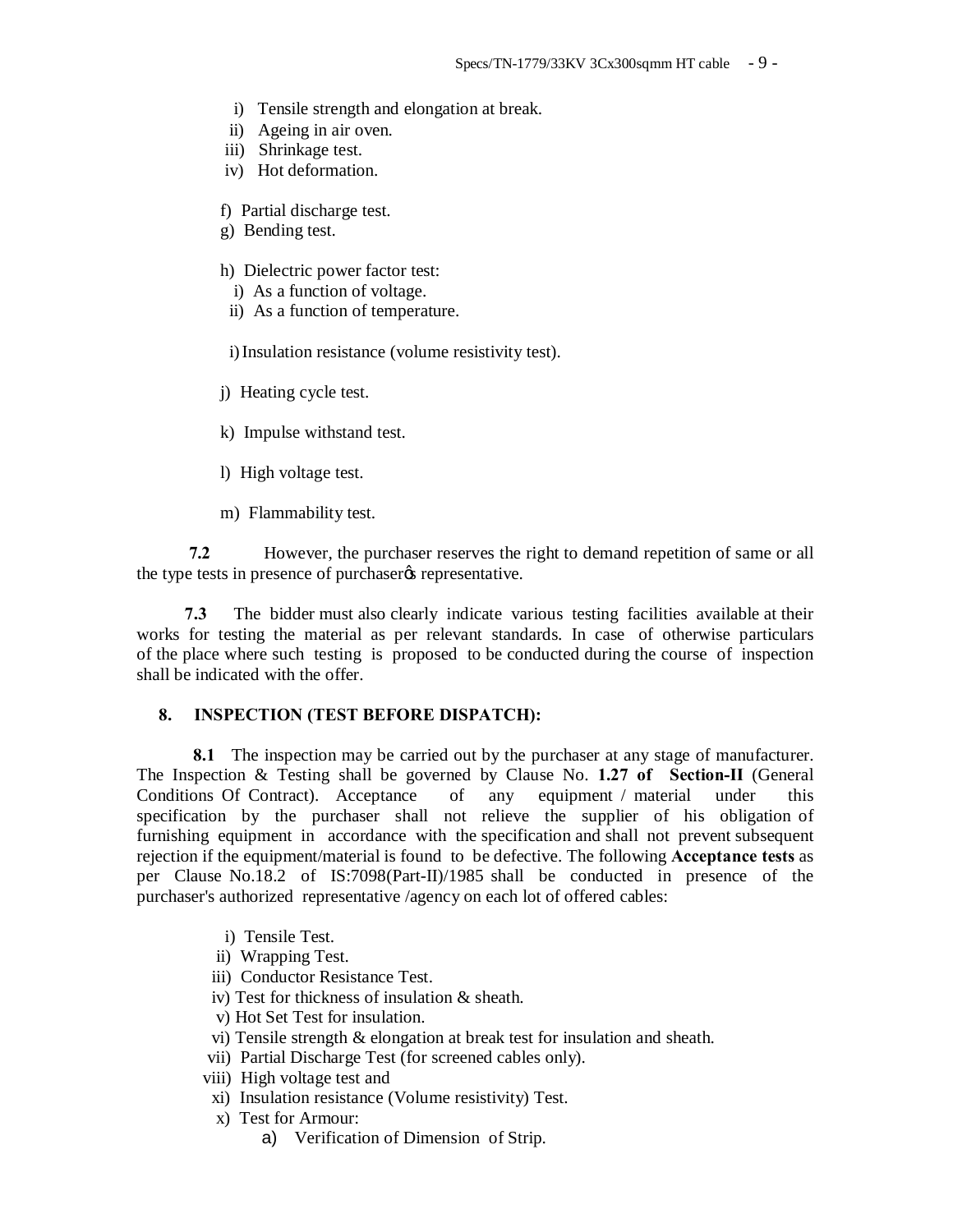i) Tensile strength and elongation at break.
ii) Ageing in air oven.
iii) Shrinkage test.
iv) Hot deformation.

f) Partial discharge test.
g) Bending test.

h) Dielectric power factor test:
i) As a function of voltage.
ii) As a function of temperature.

i) Insulation resistance (volume resistivity test).

j) Heating cycle test.

k) Impulse withstand test.

l) High voltage test.

m) Flammability test.

**7.2** However, the purchaser reserves the right to demand repetition of same or all the type tests in presence of purchaser's representative.

**7.3** The bidder must also clearly indicate various testing facilities available at their works for testing the material as per relevant standards. In case of otherwise particulars of the place where such testing is proposed to be conducted during the course of inspection shall be indicated with the offer.

## 8. INSPECTION (TEST BEFORE DISPATCH):

**8.1** The inspection may be carried out by the purchaser at any stage of manufacturer. The Inspection & Testing shall be governed by Clause No. **1.27 of Section-II** (General Conditions Of Contract). Acceptance of any equipment / material under this specification by the purchaser shall not relieve the supplier of his obligation of furnishing equipment in accordance with the specification and shall not prevent subsequent rejection if the equipment/material is found to be defective. The following **Acceptance tests** as per Clause No.18.2 of IS:7098(Part-II)/1985 shall be conducted in presence of the purchaser's authorized representative /agency on each lot of offered cables:

i) Tensile Test.
ii) Wrapping Test.
iii) Conductor Resistance Test.
iv) Test for thickness of insulation & sheath.
v) Hot Set Test for insulation.
vi) Tensile strength & elongation at break test for insulation and sheath.
vii) Partial Discharge Test (for screened cables only).
viii) High voltage test and
xi) Insulation resistance (Volume resistivity) Test.
x) Test for Armour:
a) Verification of Dimension of Strip.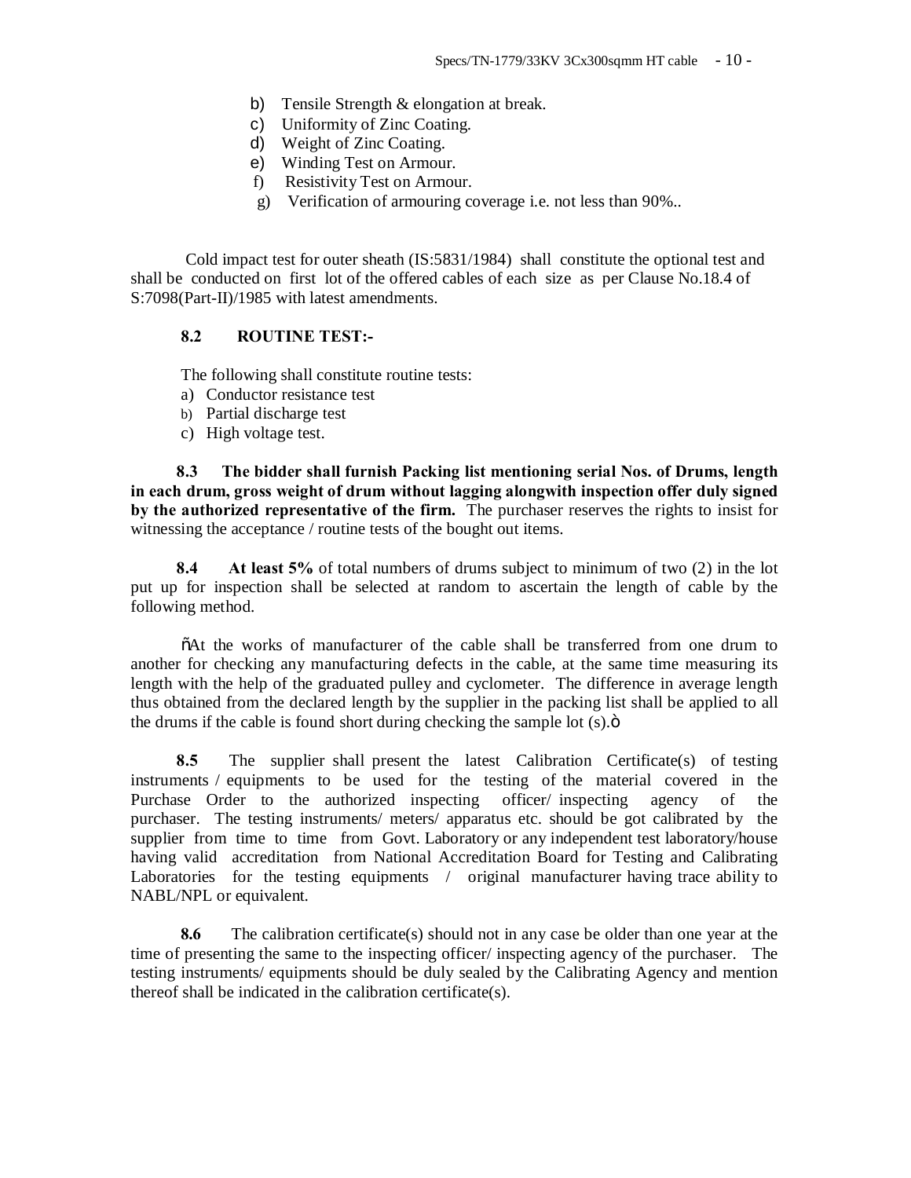b) Tensile Strength & elongation at break.
c) Uniformity of Zinc Coating.
d) Weight of Zinc Coating.
e) Winding Test on Armour.
f) Resistivity Test on Armour.
g) Verification of armouring coverage i.e. not less than 90%..

Cold impact test for outer sheath (IS:5831/1984) shall constitute the optional test and shall be conducted on first lot of the offered cables of each size as per Clause No.18.4 of S:7098(Part-II)/1985 with latest amendments.

**8.2 ROUTINE TEST:-**

The following shall constitute routine tests:

a) Conductor resistance test
b) Partial discharge test
c) High voltage test.

**8.3 The bidder shall furnish Packing list mentioning serial Nos. of Drums, length in each drum, gross weight of drum without lagging alongwith inspection offer duly signed by the authorized representative of the firm.** The purchaser reserves the rights to insist for witnessing the acceptance / routine tests of the bought out items.

**8.4 At least 5%** of total numbers of drums subject to minimum of two (2) in the lot put up for inspection shall be selected at random to ascertain the length of cable by the following method.

õAt the works of manufacturer of the cable shall be transferred from one drum to another for checking any manufacturing defects in the cable, at the same time measuring its length with the help of the graduated pulley and cyclometer. The difference in average length thus obtained from the declared length by the supplier in the packing list shall be applied to all the drums if the cable is found short during checking the sample lot (s).ö

**8.5** The supplier shall present the latest Calibration Certificate(s) of testing instruments / equipments to be used for the testing of the material covered in the Purchase Order to the authorized inspecting officer/ inspecting agency of the purchaser. The testing instruments/ meters/ apparatus etc. should be got calibrated by the supplier from time to time from Govt. Laboratory or any independent test laboratory/house having valid accreditation from National Accreditation Board for Testing and Calibrating Laboratories for the testing equipments / original manufacturer having trace ability to NABL/NPL or equivalent.

**8.6** The calibration certificate(s) should not in any case be older than one year at the time of presenting the same to the inspecting officer/ inspecting agency of the purchaser. The testing instruments/ equipments should be duly sealed by the Calibrating Agency and mention thereof shall be indicated in the calibration certificate(s).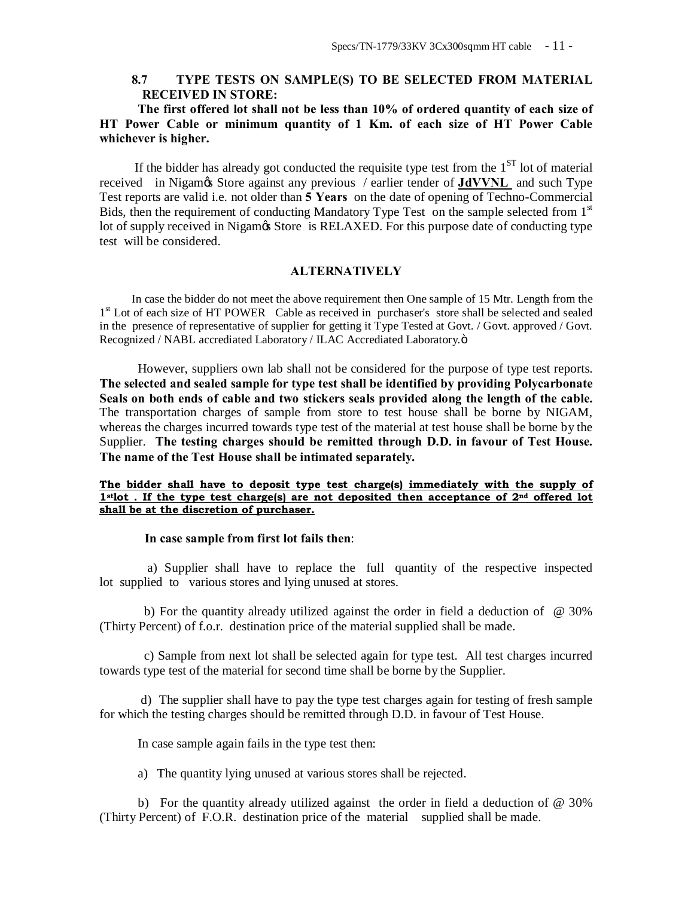### 8.7 TYPE TESTS ON SAMPLE(S) TO BE SELECTED FROM MATERIAL RECEIVED IN STORE:

**The first offered lot shall not be less than 10% of ordered quantity of each size of HT Power Cable or minimum quantity of 1 Km. of each size of HT Power Cable whichever is higher.**

If the bidder has already got conducted the requisite type test from the 1ST lot of material received in Nigamøs Store against any previous / earlier tender of **JdVVNL** and such Type Test reports are valid i.e. not older than **5 Years** on the date of opening of Techno-Commercial Bids, then the requirement of conducting Mandatory Type Test on the sample selected from 1st lot of supply received in Nigamøs Store is RELAXED. For this purpose date of conducting type test will be considered.

**ALTERNATIVELY**

In case the bidder do not meet the above requirement then One sample of 15 Mtr. Length from the 1st Lot of each size of HT POWER Cable as received in purchaser's store shall be selected and sealed in the presence of representative of supplier for getting it Type Tested at Govt. / Govt. approved / Govt. Recognized / NABL accrediated Laboratory / ILAC Accrediated Laboratory.ö

However, suppliers own lab shall not be considered for the purpose of type test reports. **The selected and sealed sample for type test shall be identified by providing Polycarbonate Seals on both ends of cable and two stickers seals provided along the length of the cable.** The transportation charges of sample from store to test house shall be borne by NIGAM, whereas the charges incurred towards type test of the material at test house shall be borne by the Supplier. **The testing charges should be remitted through D.D. in favour of Test House. The name of the Test House shall be intimated separately.**

**The bidder shall have to deposit type test charge(s) immediately with the supply of 1stlot . If the type test charge(s) are not deposited then acceptance of 2nd offered lot shall be at the discretion of purchaser.**

**In case sample from first lot fails then**:

a) Supplier shall have to replace the full quantity of the respective inspected lot supplied to various stores and lying unused at stores.

b) For the quantity already utilized against the order in field a deduction of @ 30% (Thirty Percent) of f.o.r. destination price of the material supplied shall be made.

c) Sample from next lot shall be selected again for type test. All test charges incurred towards type test of the material for second time shall be borne by the Supplier.

d) The supplier shall have to pay the type test charges again for testing of fresh sample for which the testing charges should be remitted through D.D. in favour of Test House.

In case sample again fails in the type test then:

a) The quantity lying unused at various stores shall be rejected.

b) For the quantity already utilized against the order in field a deduction of @ 30% (Thirty Percent) of F.O.R. destination price of the material supplied shall be made.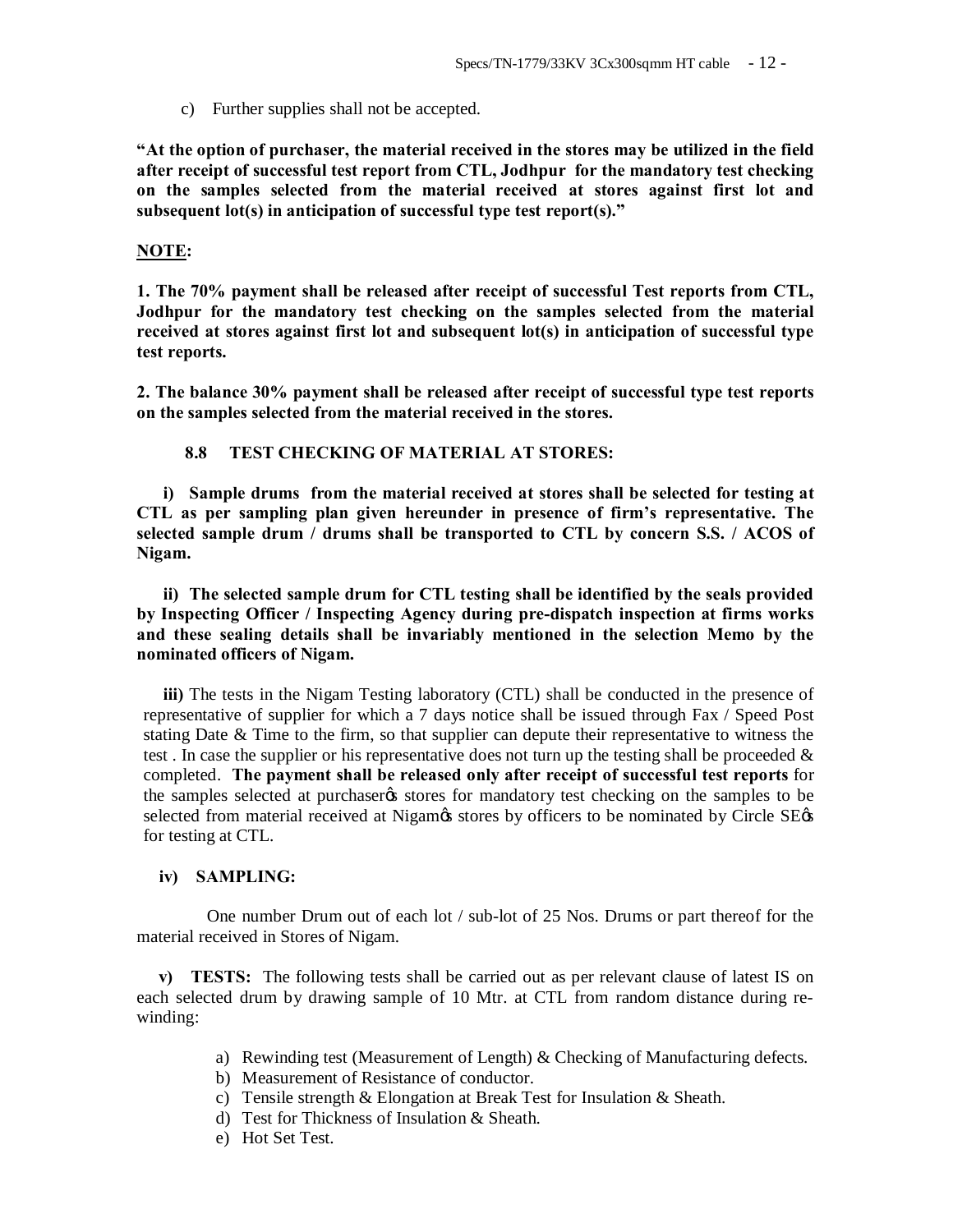c) Further supplies shall not be accepted.

**"At the option of purchaser, the material received in the stores may be utilized in the field after receipt of successful test report from CTL, Jodhpur for the mandatory test checking on the samples selected from the material received at stores against first lot and subsequent lot(s) in anticipation of successful type test report(s)."**

**<u>NOTE</u>:**

**1. The 70% payment shall be released after receipt of successful Test reports from CTL, Jodhpur for the mandatory test checking on the samples selected from the material received at stores against first lot and subsequent lot(s) in anticipation of successful type test reports.**

**2. The balance 30% payment shall be released after receipt of successful type test reports on the samples selected from the material received in the stores.**

### 8.8 TEST CHECKING OF MATERIAL AT STORES:

**i) Sample drums from the material received at stores shall be selected for testing at CTL as per sampling plan given hereunder in presence of firm's representative. The selected sample drum / drums shall be transported to CTL by concern S.S. / ACOS of Nigam.**

**ii) The selected sample drum for CTL testing shall be identified by the seals provided by Inspecting Officer / Inspecting Agency during pre-dispatch inspection at firms works and these sealing details shall be invariably mentioned in the selection Memo by the nominated officers of Nigam.**

**iii)** The tests in the Nigam Testing laboratory (CTL) shall be conducted in the presence of representative of supplier for which a 7 days notice shall be issued through Fax / Speed Post stating Date & Time to the firm, so that supplier can depute their representative to witness the test . In case the supplier or his representative does not turn up the testing shall be proceeded & completed. **The payment shall be released only after receipt of successful test reports** for the samples selected at purchaser's stores for mandatory test checking on the samples to be selected from material received at Nigam's stores by officers to be nominated by Circle SE's for testing at CTL.

**iv) SAMPLING:**

One number Drum out of each lot / sub-lot of 25 Nos. Drums or part thereof for the material received in Stores of Nigam.

**v) TESTS:** The following tests shall be carried out as per relevant clause of latest IS on each selected drum by drawing sample of 10 Mtr. at CTL from random distance during re-winding:

a) Rewinding test (Measurement of Length) & Checking of Manufacturing defects.
b) Measurement of Resistance of conductor.
c) Tensile strength & Elongation at Break Test for Insulation & Sheath.
d) Test for Thickness of Insulation & Sheath.
e) Hot Set Test.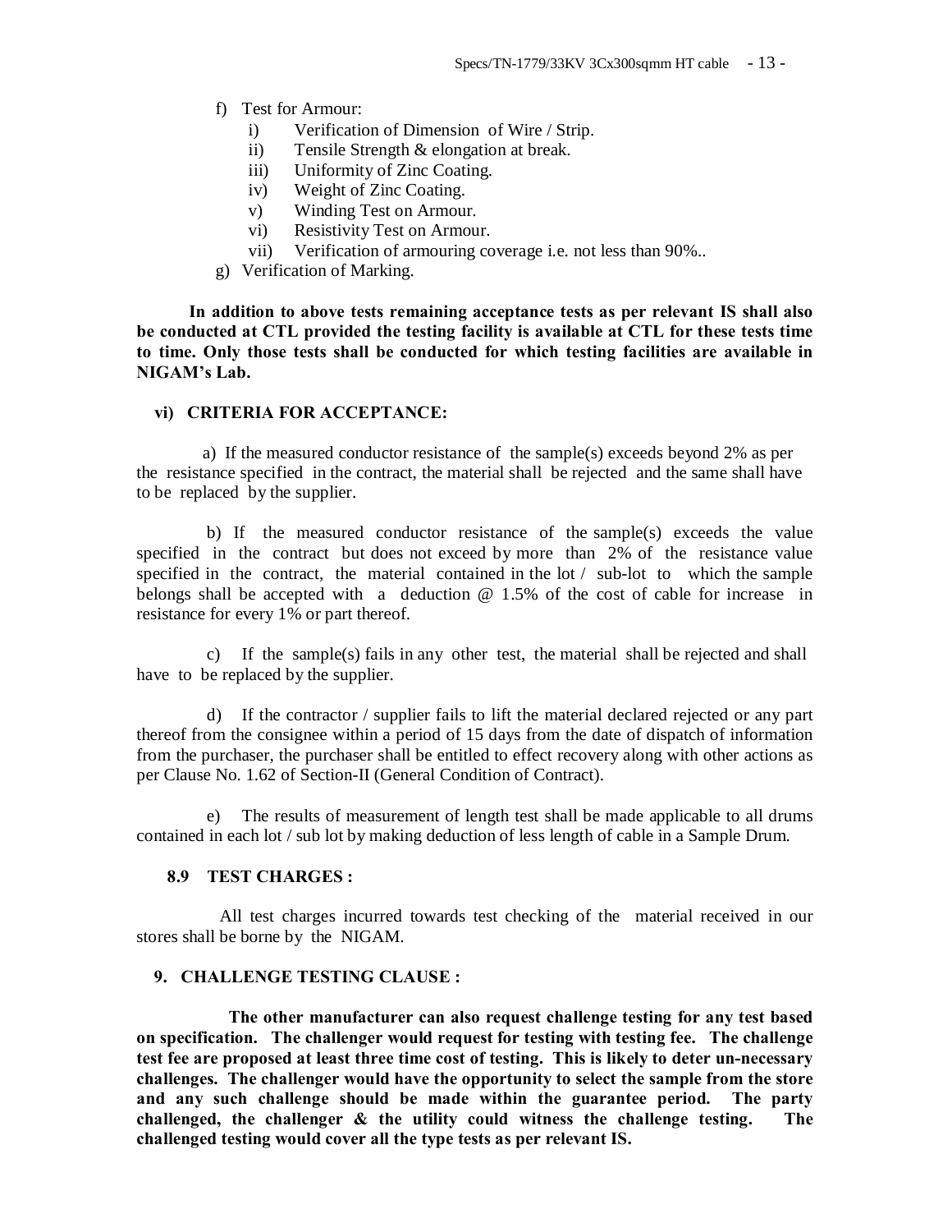f) Test for Armour:
   i) Verification of Dimension of Wire / Strip.
   ii) Tensile Strength & elongation at break.
   iii) Uniformity of Zinc Coating.
   iv) Weight of Zinc Coating.
   v) Winding Test on Armour.
   vi) Resistivity Test on Armour.
   vii) Verification of armouring coverage i.e. not less than 90%..

g) Verification of Marking.

**In addition to above tests remaining acceptance tests as per relevant IS shall also be conducted at CTL provided the testing facility is available at CTL for these tests time to time. Only those tests shall be conducted for which testing facilities are available in NIGAM's Lab.**

**vi) CRITERIA FOR ACCEPTANCE:**

a) If the measured conductor resistance of the sample(s) exceeds beyond 2% as per the resistance specified in the contract, the material shall be rejected and the same shall have to be replaced by the supplier.

b) If the measured conductor resistance of the sample(s) exceeds the value specified in the contract but does not exceed by more than 2% of the resistance value specified in the contract, the material contained in the lot / sub-lot to which the sample belongs shall be accepted with a deduction @ 1.5% of the cost of cable for increase in resistance for every 1% or part thereof.

c) If the sample(s) fails in any other test, the material shall be rejected and shall have to be replaced by the supplier.

d) If the contractor / supplier fails to lift the material declared rejected or any part thereof from the consignee within a period of 15 days from the date of dispatch of information from the purchaser, the purchaser shall be entitled to effect recovery along with other actions as per Clause No. 1.62 of Section-II (General Condition of Contract).

e) The results of measurement of length test shall be made applicable to all drums contained in each lot / sub lot by making deduction of less length of cable in a Sample Drum.

**8.9 TEST CHARGES :**

All test charges incurred towards test checking of the material received in our stores shall be borne by the NIGAM.

**9. CHALLENGE TESTING CLAUSE :**

**The other manufacturer can also request challenge testing for any test based on specification. The challenger would request for testing with testing fee. The challenge test fee are proposed at least three time cost of testing. This is likely to deter un-necessary challenges. The challenger would have the opportunity to select the sample from the store and any such challenge should be made within the guarantee period. The party challenged, the challenger & the utility could witness the challenge testing. The challenged testing would cover all the type tests as per relevant IS.**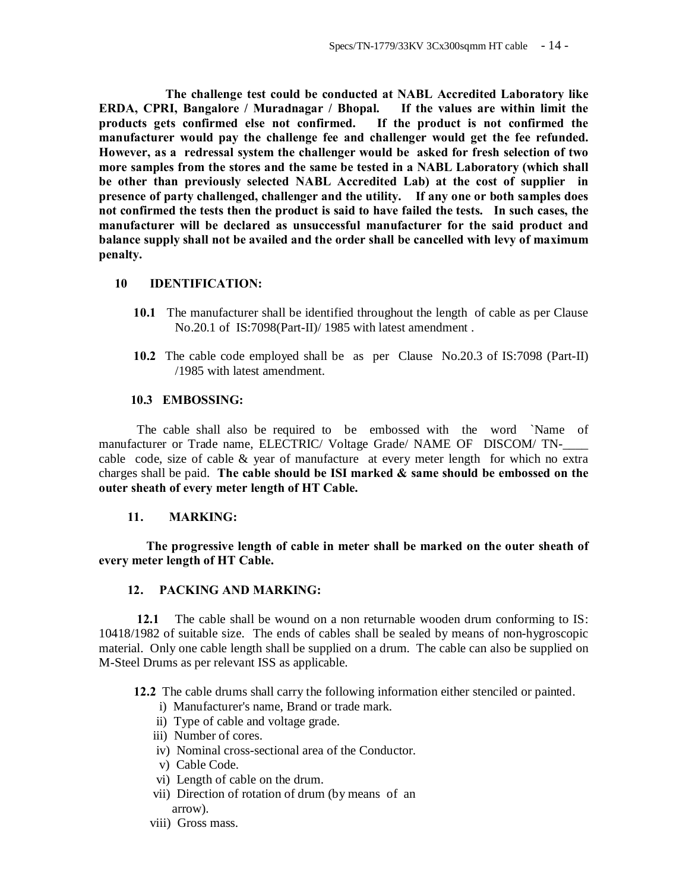**The challenge test could be conducted at NABL Accredited Laboratory like ERDA, CPRI, Bangalore / Muradnagar / Bhopal. If the values are within limit the products gets confirmed else not confirmed. If the product is not confirmed the manufacturer would pay the challenge fee and challenger would get the fee refunded. However, as a redressal system the challenger would be asked for fresh selection of two more samples from the stores and the same be tested in a NABL Laboratory (which shall be other than previously selected NABL Accredited Lab) at the cost of supplier in presence of party challenged, challenger and the utility. If any one or both samples does not confirmed the tests then the product is said to have failed the tests. In such cases, the manufacturer will be declared as unsuccessful manufacturer for the said product and balance supply shall not be availed and the order shall be cancelled with levy of maximum penalty.**

## 10 IDENTIFICATION:

**10.1** The manufacturer shall be identified throughout the length of cable as per Clause No.20.1 of IS:7098(Part-II)/ 1985 with latest amendment .

**10.2** The cable code employed shall be as per Clause No.20.3 of IS:7098 (Part-II) /1985 with latest amendment.

### 10.3 EMBOSSING:

The cable shall also be required to be embossed with the word `Name of manufacturer or Trade name, ELECTRIC/ Voltage Grade/ NAME OF DISCOM/ TN-____ cable code, size of cable & year of manufacture at every meter length for which no extra charges shall be paid. **The cable should be ISI marked & same should be embossed on the outer sheath of every meter length of HT Cable.**

## 11. MARKING:

**The progressive length of cable in meter shall be marked on the outer sheath of every meter length of HT Cable.**

## 12. PACKING AND MARKING:

**12.1** The cable shall be wound on a non returnable wooden drum conforming to IS: 10418/1982 of suitable size. The ends of cables shall be sealed by means of non-hygroscopic material. Only one cable length shall be supplied on a drum. The cable can also be supplied on M-Steel Drums as per relevant ISS as applicable.

**12.2** The cable drums shall carry the following information either stenciled or painted.

i) Manufacturer's name, Brand or trade mark.
ii) Type of cable and voltage grade.
iii) Number of cores.
iv) Nominal cross-sectional area of the Conductor.
v) Cable Code.
vi) Length of cable on the drum.
vii) Direction of rotation of drum (by means of an arrow).
viii) Gross mass.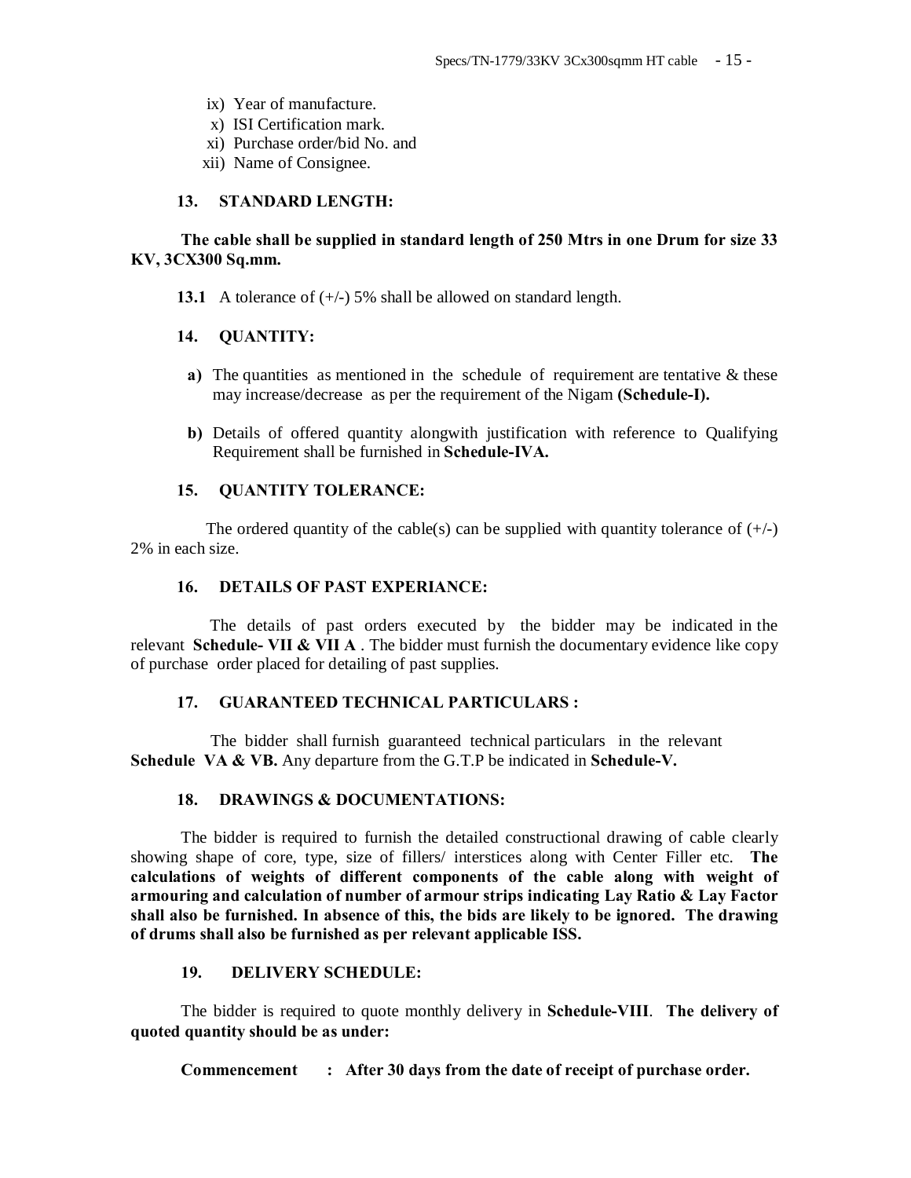ix) Year of manufacture.
x) ISI Certification mark.
xi) Purchase order/bid No. and
xii) Name of Consignee.

## 13. STANDARD LENGTH:

**The cable shall be supplied in standard length of 250 Mtrs in one Drum for size 33 KV, 3CX300 Sq.mm.**

**13.1** A tolerance of (+/-) 5% shall be allowed on standard length.

## 14. QUANTITY:

**a)** The quantities as mentioned in the schedule of requirement are tentative & these may increase/decrease as per the requirement of the Nigam **(Schedule-I).**

**b)** Details of offered quantity alongwith justification with reference to Qualifying Requirement shall be furnished in **Schedule-IVA.**

## 15. QUANTITY TOLERANCE:

The ordered quantity of the cable(s) can be supplied with quantity tolerance of (+/-) 2% in each size.

## 16. DETAILS OF PAST EXPERIANCE:

The details of past orders executed by the bidder may be indicated in the relevant **Schedule- VII & VII A** . The bidder must furnish the documentary evidence like copy of purchase order placed for detailing of past supplies.

## 17. GUARANTEED TECHNICAL PARTICULARS :

The bidder shall furnish guaranteed technical particulars in the relevant **Schedule VA & VB.** Any departure from the G.T.P be indicated in **Schedule-V.**

## 18. DRAWINGS & DOCUMENTATIONS:

The bidder is required to furnish the detailed constructional drawing of cable clearly showing shape of core, type, size of fillers/ interstices along with Center Filler etc. **The calculations of weights of different components of the cable along with weight of armouring and calculation of number of armour strips indicating Lay Ratio & Lay Factor shall also be furnished. In absence of this, the bids are likely to be ignored. The drawing of drums shall also be furnished as per relevant applicable ISS.**

## 19. DELIVERY SCHEDULE:

The bidder is required to quote monthly delivery in **Schedule-VIII**. **The delivery of quoted quantity should be as under:**

**Commencement : After 30 days from the date of receipt of purchase order.**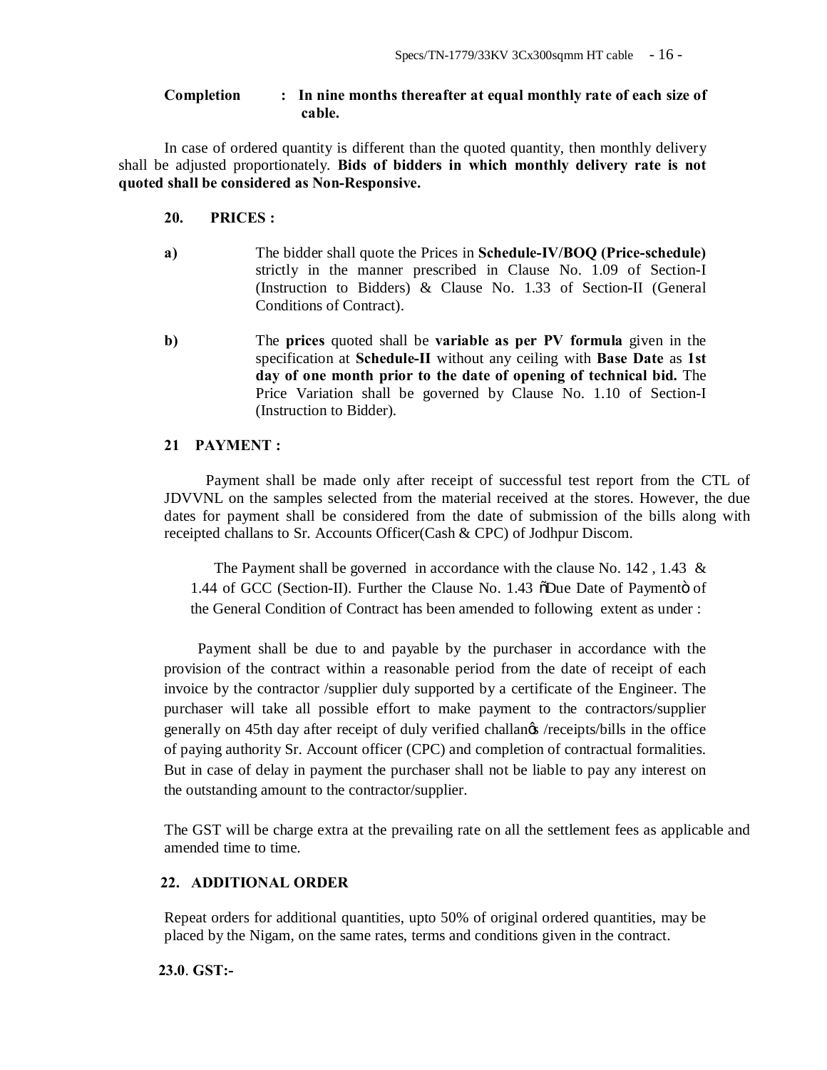**Completion : In nine months thereafter at equal monthly rate of each size of cable.**

In case of ordered quantity is different than the quoted quantity, then monthly delivery shall be adjusted proportionately. **Bids of bidders in which monthly delivery rate is not quoted shall be considered as Non-Responsive.**

**20. PRICES :**

**a)** The bidder shall quote the Prices in **Schedule-IV/BOQ (Price-schedule)** strictly in the manner prescribed in Clause No. 1.09 of Section-I (Instruction to Bidders) & Clause No. 1.33 of Section-II (General Conditions of Contract).

**b)** The **prices** quoted shall be **variable as per PV formula** given in the specification at **Schedule-II** without any ceiling with **Base Date** as **1st day of one month prior to the date of opening of technical bid.** The Price Variation shall be governed by Clause No. 1.10 of Section-I (Instruction to Bidder).

**21 PAYMENT :**

Payment shall be made only after receipt of successful test report from the CTL of JDVVNL on the samples selected from the material received at the stores. However, the due dates for payment shall be considered from the date of submission of the bills along with receipted challans to Sr. Accounts Officer(Cash & CPC) of Jodhpur Discom.

The Payment shall be governed in accordance with the clause No. 142 , 1.43 & 1.44 of GCC (Section-II). Further the Clause No. 1.43 "Due Date of Payment" of the General Condition of Contract has been amended to following extent as under :

Payment shall be due to and payable by the purchaser in accordance with the provision of the contract within a reasonable period from the date of receipt of each invoice by the contractor /supplier duly supported by a certificate of the Engineer. The purchaser will take all possible effort to make payment to the contractors/supplier generally on 45th day after receipt of duly verified challan's /receipts/bills in the office of paying authority Sr. Account officer (CPC) and completion of contractual formalities. But in case of delay in payment the purchaser shall not be liable to pay any interest on the outstanding amount to the contractor/supplier.

The GST will be charge extra at the prevailing rate on all the settlement fees as applicable and amended time to time.

**22. ADDITIONAL ORDER**

Repeat orders for additional quantities, upto 50% of original ordered quantities, may be placed by the Nigam, on the same rates, terms and conditions given in the contract.

**23.0. GST:-**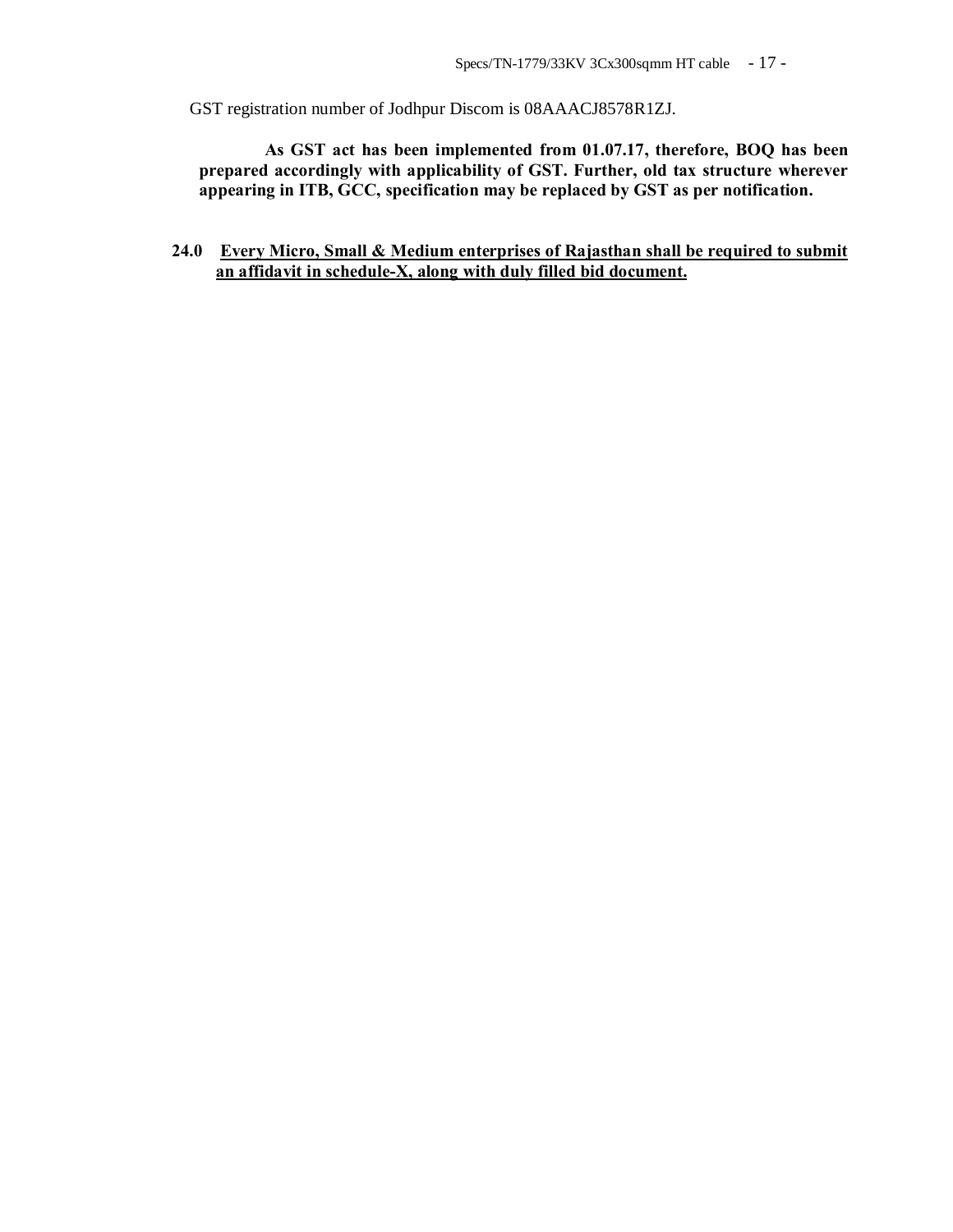GST registration number of Jodhpur Discom is 08AAACJ8578R1ZJ.

**As GST act has been implemented from 01.07.17, therefore, BOQ has been prepared accordingly with applicability of GST. Further, old tax structure wherever appearing in ITB, GCC, specification may be replaced by GST as per notification.**

**24.0 <u>Every Micro, Small & Medium enterprises of Rajasthan shall be required to submit an affidavit in schedule-X, along with duly filled bid document.</u>**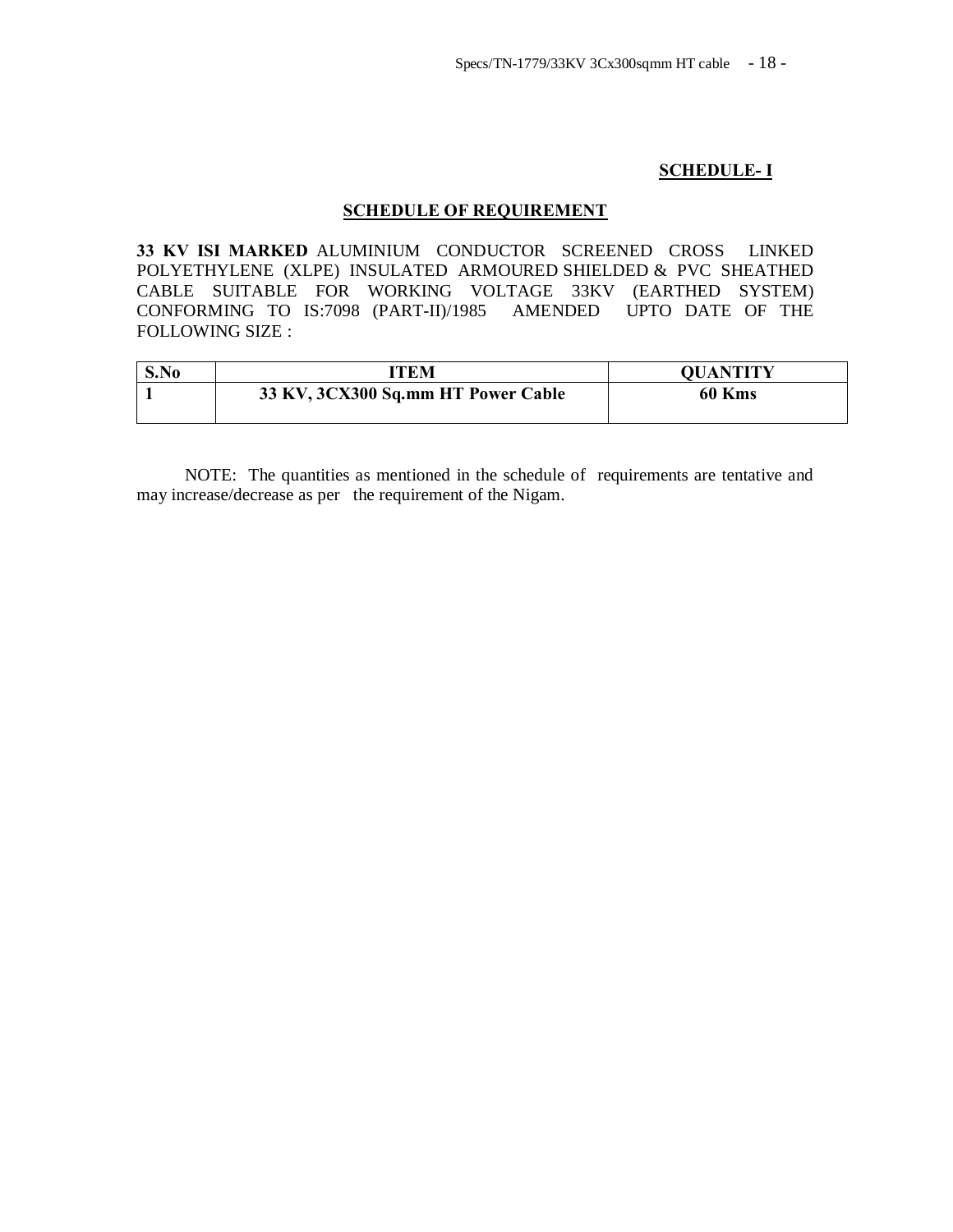**SCHEDULE- I**

## SCHEDULE OF REQUIREMENT

**33 KV ISI MARKED** ALUMINIUM CONDUCTOR SCREENED CROSS LINKED POLYETHYLENE (XLPE) INSULATED ARMOURED SHIELDED & PVC SHEATHED CABLE SUITABLE FOR WORKING VOLTAGE 33KV (EARTHED SYSTEM) CONFORMING TO IS:7098 (PART-II)/1985 AMENDED UPTO DATE OF THE FOLLOWING SIZE :

| S.No | ITEM | QUANTITY |
|---|---|---|
| 1 | 33 KV, 3CX300 Sq.mm HT Power Cable | 60 Kms |

NOTE: The quantities as mentioned in the schedule of requirements are tentative and may increase/decrease as per the requirement of the Nigam.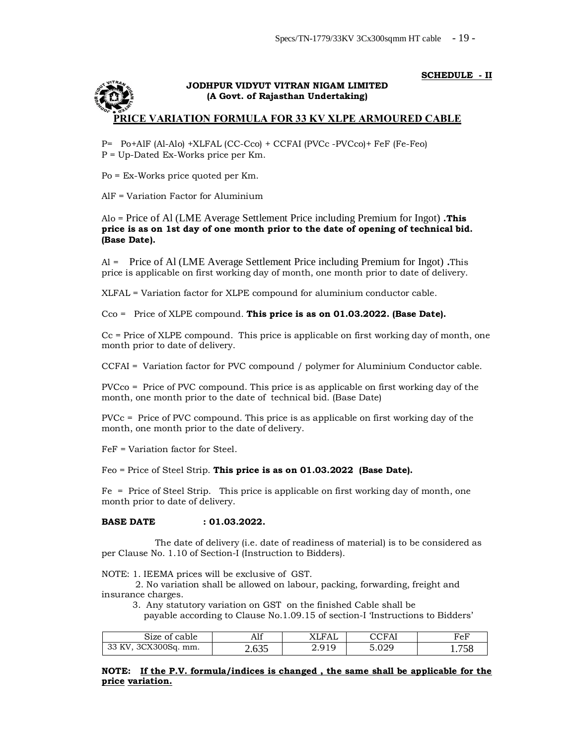**SCHEDULE - II**

**JODHPUR VIDYUT VITRAN NIGAM LIMITED**
**(A Govt. of Rajasthan Undertaking)**

## PRICE VARIATION FORMULA FOR 33 KV XLPE ARMOURED CABLE

P= Po+AlF (Al-Alo) +XLFAL (CC-Cco) + CCFAI (PVCc -PVCco)+ FeF (Fe-Feo)

P = Up-Dated Ex-Works price per Km.

Po = Ex-Works price quoted per Km.

AlF = Variation Factor for Aluminium

Alo = Price of Al (LME Average Settlement Price including Premium for Ingot) **.This price is as on 1st day of one month prior to the date of opening of technical bid. (Base Date).**

Al = Price of Al (LME Average Settlement Price including Premium for Ingot) **.**This price is applicable on first working day of month, one month prior to date of delivery.

XLFAL = Variation factor for XLPE compound for aluminium conductor cable.

Cco = Price of XLPE compound. **This price is as on 01.03.2022. (Base Date).**

Cc = Price of XLPE compound. This price is applicable on first working day of month, one month prior to date of delivery.

CCFAI = Variation factor for PVC compound / polymer for Aluminium Conductor cable.

PVCco = Price of PVC compound. This price is as applicable on first working day of the month, one month prior to the date of technical bid. (Base Date)

PVCc = Price of PVC compound. This price is as applicable on first working day of the month, one month prior to the date of delivery.

FeF = Variation factor for Steel.

Feo = Price of Steel Strip. **This price is as on 01.03.2022 (Base Date).**

Fe = Price of Steel Strip. This price is applicable on first working day of month, one month prior to date of delivery.

**BASE DATE : 01.03.2022.**

The date of delivery (i.e. date of readiness of material) is to be considered as per Clause No. 1.10 of Section-I (Instruction to Bidders).

NOTE: 1. IEEMA prices will be exclusive of GST.
2. No variation shall be allowed on labour, packing, forwarding, freight and insurance charges.
3. Any statutory variation on GST on the finished Cable shall be payable according to Clause No.1.09.15 of section-I 'Instructions to Bidders'

| Size of cable | Alf | XLFAL | CCFAI | FeF |
|---|---|---|---|---|
| 33 KV, 3CX300Sq. mm. | 2.635 | 2.919 | 5.029 | 1.758 |

**NOTE: <u>If the P.V. formula/indices is changed , the same shall be applicable for the price variation.</u>**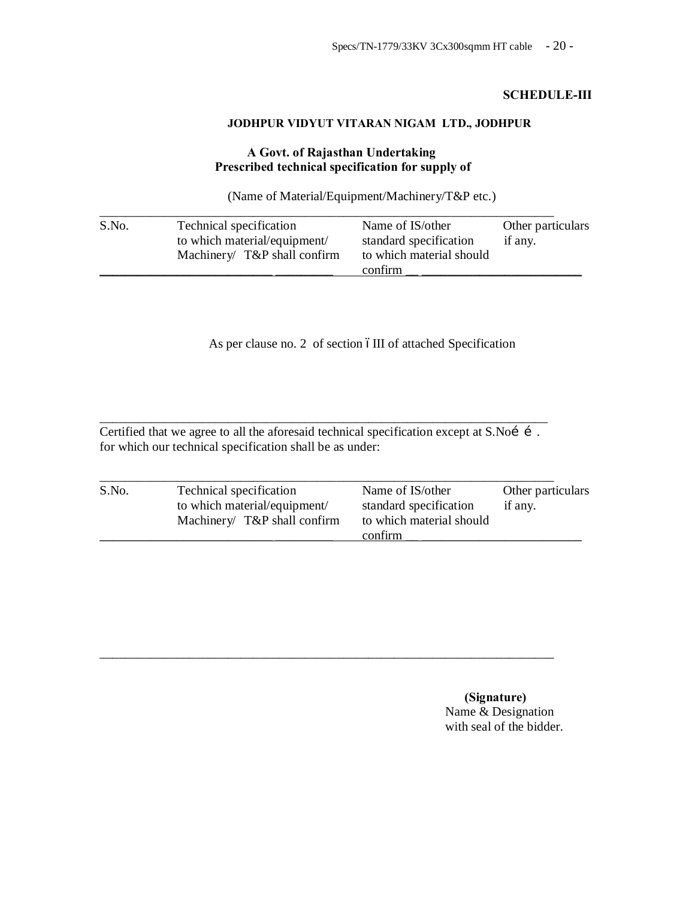**SCHEDULE-III**

**JODHPUR VIDYUT VITARAN NIGAM LTD., JODHPUR**

**A Govt. of Rajasthan Undertaking**
**Prescribed technical specification for supply of**

(Name of Material/Equipment/Machinery/T&P etc.)

| S.No. | Technical specification to which material/equipment/ Machinery/ T&P shall confirm | Name of IS/other standard specification to which material should confirm | Other particulars if any. |
|---|---|---|---|

As per clause no. 2 of section –III of attached Specification

---

Certified that we agree to all the aforesaid technical specification except at S.No…… .
for which our technical specification shall be as under:

| S.No. | Technical specification to which material/equipment/ Machinery/ T&P shall confirm | Name of IS/other standard specification to which material should confirm | Other particulars if any. |
|---|---|---|---|

---

**(Signature)**
Name & Designation
with seal of the bidder.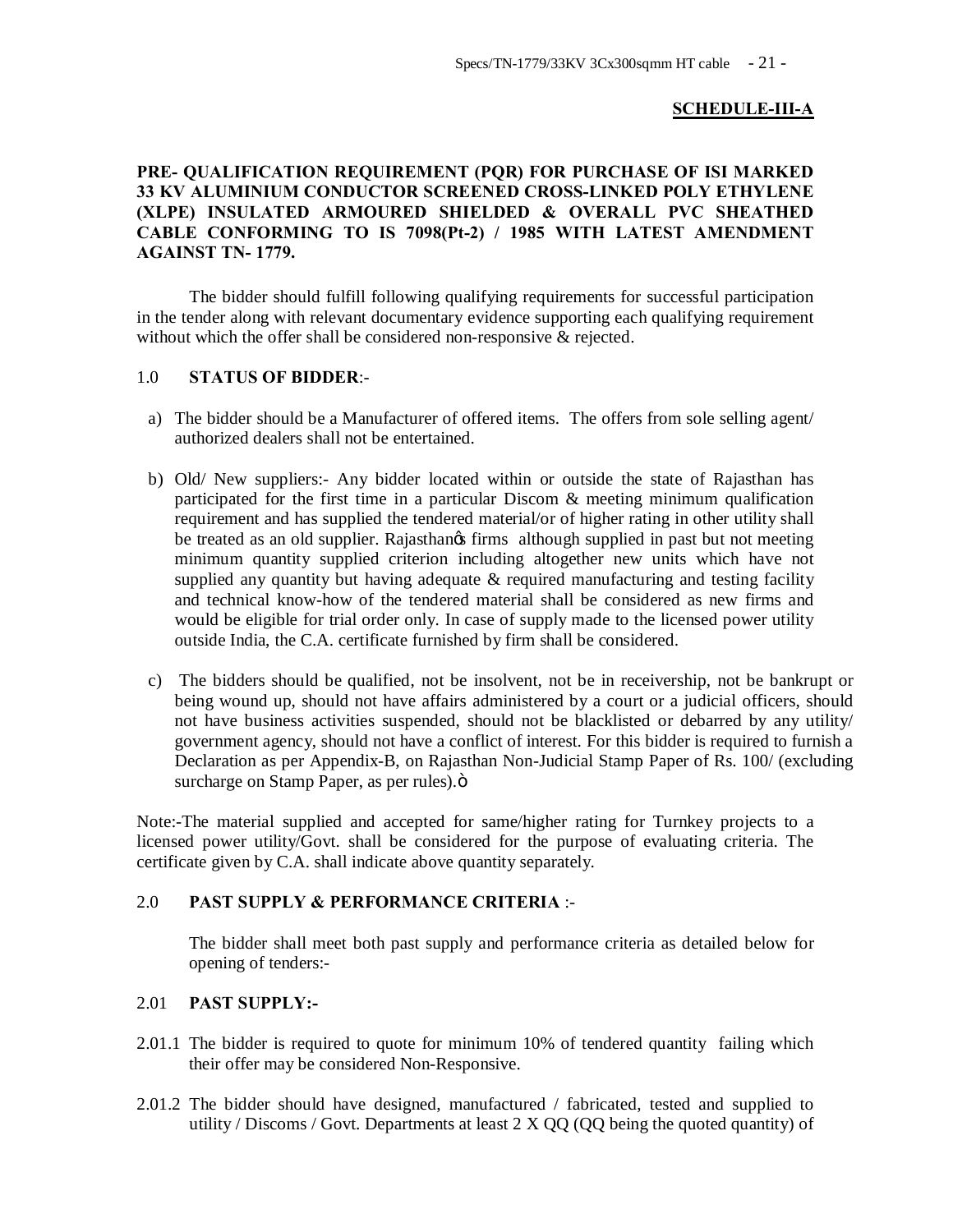**SCHEDULE-III-A**

**PRE- QUALIFICATION REQUIREMENT (PQR) FOR PURCHASE OF ISI MARKED 33 KV ALUMINIUM CONDUCTOR SCREENED CROSS-LINKED POLY ETHYLENE (XLPE) INSULATED ARMOURED SHIELDED & OVERALL PVC SHEATHED CABLE CONFORMING TO IS 7098(Pt-2) / 1985 WITH LATEST AMENDMENT AGAINST TN- 1779.**

The bidder should fulfill following qualifying requirements for successful participation in the tender along with relevant documentary evidence supporting each qualifying requirement without which the offer shall be considered non-responsive & rejected.

1.0 **STATUS OF BIDDER**:-

a) The bidder should be a Manufacturer of offered items. The offers from sole selling agent/ authorized dealers shall not be entertained.

b) Old/ New suppliers:- Any bidder located within or outside the state of Rajasthan has participated for the first time in a particular Discom & meeting minimum qualification requirement and has supplied the tendered material/or of higher rating in other utility shall be treated as an old supplier. Rajasthan's firms although supplied in past but not meeting minimum quantity supplied criterion including altogether new units which have not supplied any quantity but having adequate & required manufacturing and testing facility and technical know-how of the tendered material shall be considered as new firms and would be eligible for trial order only. In case of supply made to the licensed power utility outside India, the C.A. certificate furnished by firm shall be considered.

c) The bidders should be qualified, not be insolvent, not be in receivership, not be bankrupt or being wound up, should not have affairs administered by a court or a judicial officers, should not have business activities suspended, should not be blacklisted or debarred by any utility/ government agency, should not have a conflict of interest. For this bidder is required to furnish a Declaration as per Appendix-B, on Rajasthan Non-Judicial Stamp Paper of Rs. 100/ (excluding surcharge on Stamp Paper, as per rules)."

Note:-The material supplied and accepted for same/higher rating for Turnkey projects to a licensed power utility/Govt. shall be considered for the purpose of evaluating criteria. The certificate given by C.A. shall indicate above quantity separately.

2.0 **PAST SUPPLY & PERFORMANCE CRITERIA** :-

The bidder shall meet both past supply and performance criteria as detailed below for opening of tenders:-

2.01 **PAST SUPPLY:-**

2.01.1 The bidder is required to quote for minimum 10% of tendered quantity failing which their offer may be considered Non-Responsive.

2.01.2 The bidder should have designed, manufactured / fabricated, tested and supplied to utility / Discoms / Govt. Departments at least 2 X QQ (QQ being the quoted quantity) of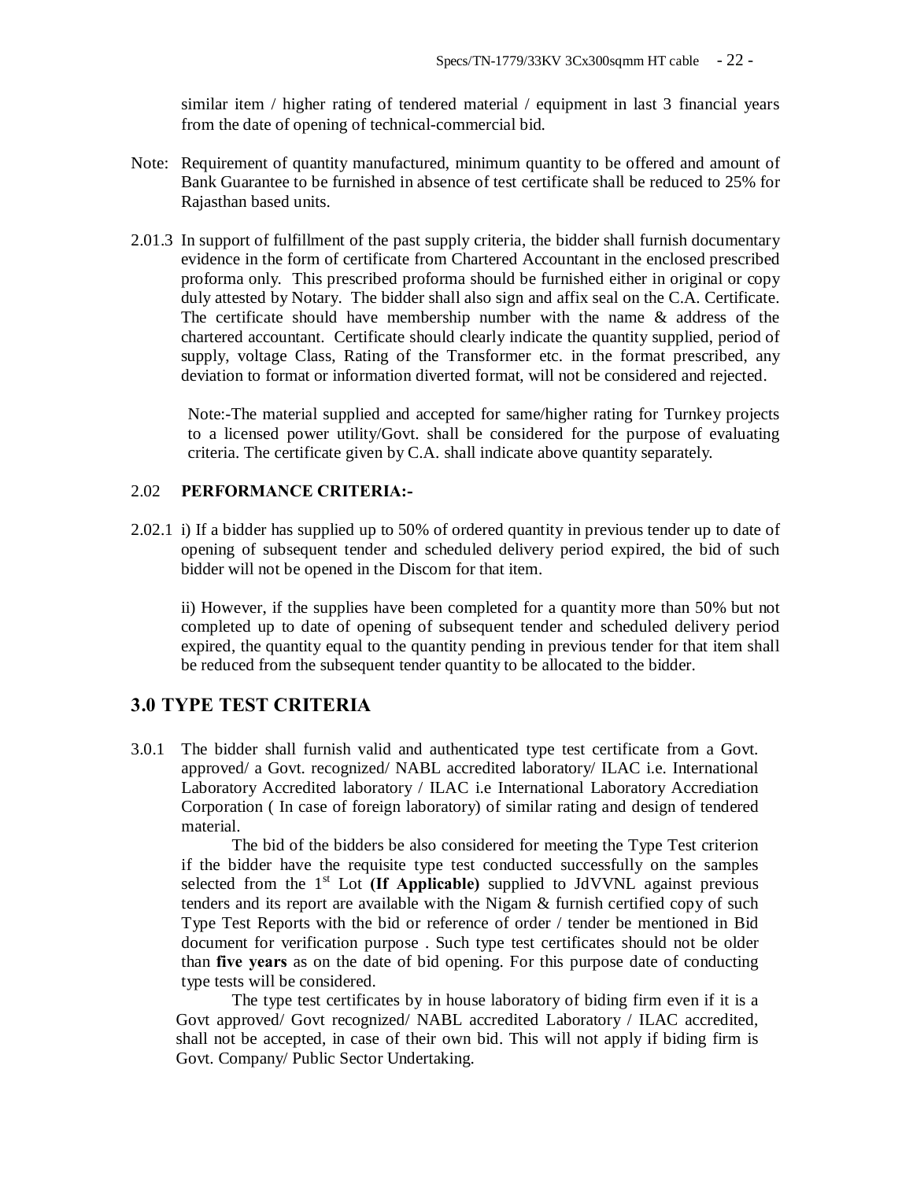similar item / higher rating of tendered material / equipment in last 3 financial years from the date of opening of technical-commercial bid.

Note: Requirement of quantity manufactured, minimum quantity to be offered and amount of Bank Guarantee to be furnished in absence of test certificate shall be reduced to 25% for Rajasthan based units.

2.01.3 In support of fulfillment of the past supply criteria, the bidder shall furnish documentary evidence in the form of certificate from Chartered Accountant in the enclosed prescribed proforma only. This prescribed proforma should be furnished either in original or copy duly attested by Notary. The bidder shall also sign and affix seal on the C.A. Certificate. The certificate should have membership number with the name & address of the chartered accountant. Certificate should clearly indicate the quantity supplied, period of supply, voltage Class, Rating of the Transformer etc. in the format prescribed, any deviation to format or information diverted format, will not be considered and rejected.

Note:-The material supplied and accepted for same/higher rating for Turnkey projects to a licensed power utility/Govt. shall be considered for the purpose of evaluating criteria. The certificate given by C.A. shall indicate above quantity separately.

2.02 **PERFORMANCE CRITERIA:-**

2.02.1 i) If a bidder has supplied up to 50% of ordered quantity in previous tender up to date of opening of subsequent tender and scheduled delivery period expired, the bid of such bidder will not be opened in the Discom for that item.

ii) However, if the supplies have been completed for a quantity more than 50% but not completed up to date of opening of subsequent tender and scheduled delivery period expired, the quantity equal to the quantity pending in previous tender for that item shall be reduced from the subsequent tender quantity to be allocated to the bidder.

## 3.0 TYPE TEST CRITERIA

3.0.1 The bidder shall furnish valid and authenticated type test certificate from a Govt. approved/ a Govt. recognized/ NABL accredited laboratory/ ILAC i.e. International Laboratory Accredited laboratory / ILAC i.e International Laboratory Accrediation Corporation ( In case of foreign laboratory) of similar rating and design of tendered material.

The bid of the bidders be also considered for meeting the Type Test criterion if the bidder have the requisite type test conducted successfully on the samples selected from the 1st Lot **(If Applicable)** supplied to JdVVNL against previous tenders and its report are available with the Nigam & furnish certified copy of such Type Test Reports with the bid or reference of order / tender be mentioned in Bid document for verification purpose . Such type test certificates should not be older than **five years** as on the date of bid opening. For this purpose date of conducting type tests will be considered.

The type test certificates by in house laboratory of biding firm even if it is a Govt approved/ Govt recognized/ NABL accredited Laboratory / ILAC accredited, shall not be accepted, in case of their own bid. This will not apply if biding firm is Govt. Company/ Public Sector Undertaking.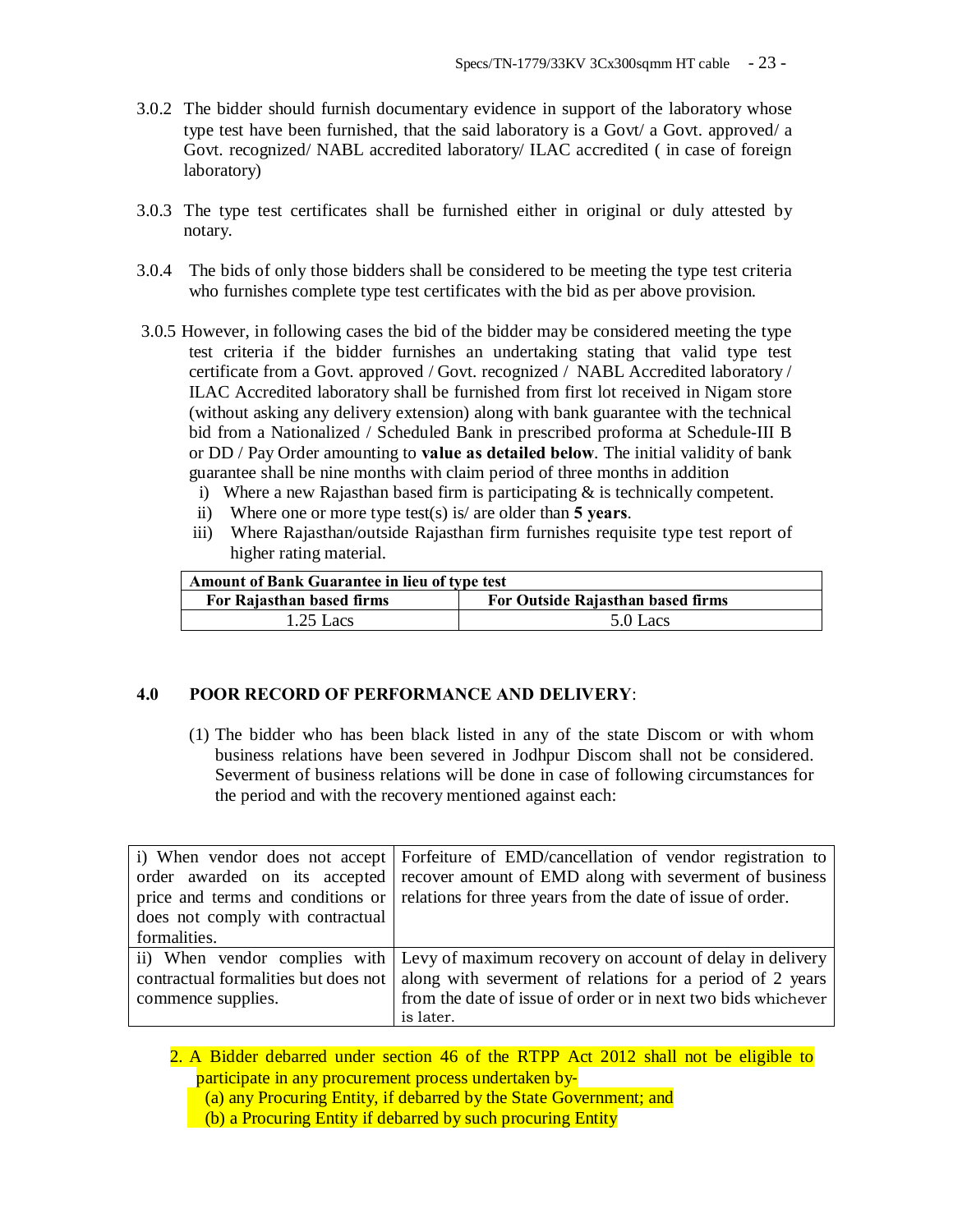3.0.2 The bidder should furnish documentary evidence in support of the laboratory whose type test have been furnished, that the said laboratory is a Govt/ a Govt. approved/ a Govt. recognized/ NABL accredited laboratory/ ILAC accredited ( in case of foreign laboratory)

3.0.3 The type test certificates shall be furnished either in original or duly attested by notary.

3.0.4 The bids of only those bidders shall be considered to be meeting the type test criteria who furnishes complete type test certificates with the bid as per above provision.

3.0.5 However, in following cases the bid of the bidder may be considered meeting the type test criteria if the bidder furnishes an undertaking stating that valid type test certificate from a Govt. approved / Govt. recognized / NABL Accredited laboratory / ILAC Accredited laboratory shall be furnished from first lot received in Nigam store (without asking any delivery extension) along with bank guarantee with the technical bid from a Nationalized / Scheduled Bank in prescribed proforma at Schedule-III B or DD / Pay Order amounting to **value as detailed below**. The initial validity of bank guarantee shall be nine months with claim period of three months in addition

i) Where a new Rajasthan based firm is participating & is technically competent.

ii) Where one or more type test(s) is/ are older than **5 years**.

iii) Where Rajasthan/outside Rajasthan firm furnishes requisite type test report of higher rating material.

| **Amount of Bank Guarantee in lieu of type test** | |
|---|---|
| **For Rajasthan based firms** | **For Outside Rajasthan based firms** |
| 1.25 Lacs | 5.0 Lacs |

### 4.0 POOR RECORD OF PERFORMANCE AND DELIVERY:

(1) The bidder who has been black listed in any of the state Discom or with whom business relations have been severed in Jodhpur Discom shall not be considered. Severment of business relations will be done in case of following circumstances for the period and with the recovery mentioned against each:

| | |
|---|---|
| i) When vendor does not accept order awarded on its accepted price and terms and conditions or does not comply with contractual formalities. | Forfeiture of EMD/cancellation of vendor registration to recover amount of EMD along with severment of business relations for three years from the date of issue of order. |
| ii) When vendor complies with contractual formalities but does not commence supplies. | Levy of maximum recovery on account of delay in delivery along with severment of relations for a period of 2 years from the date of issue of order or in next two bids whichever is later. |

2. A Bidder debarred under section 46 of the RTPP Act 2012 shall not be eligible to participate in any procurement process undertaken by-
   (a) any Procuring Entity, if debarred by the State Government; and
   (b) a Procuring Entity if debarred by such procuring Entity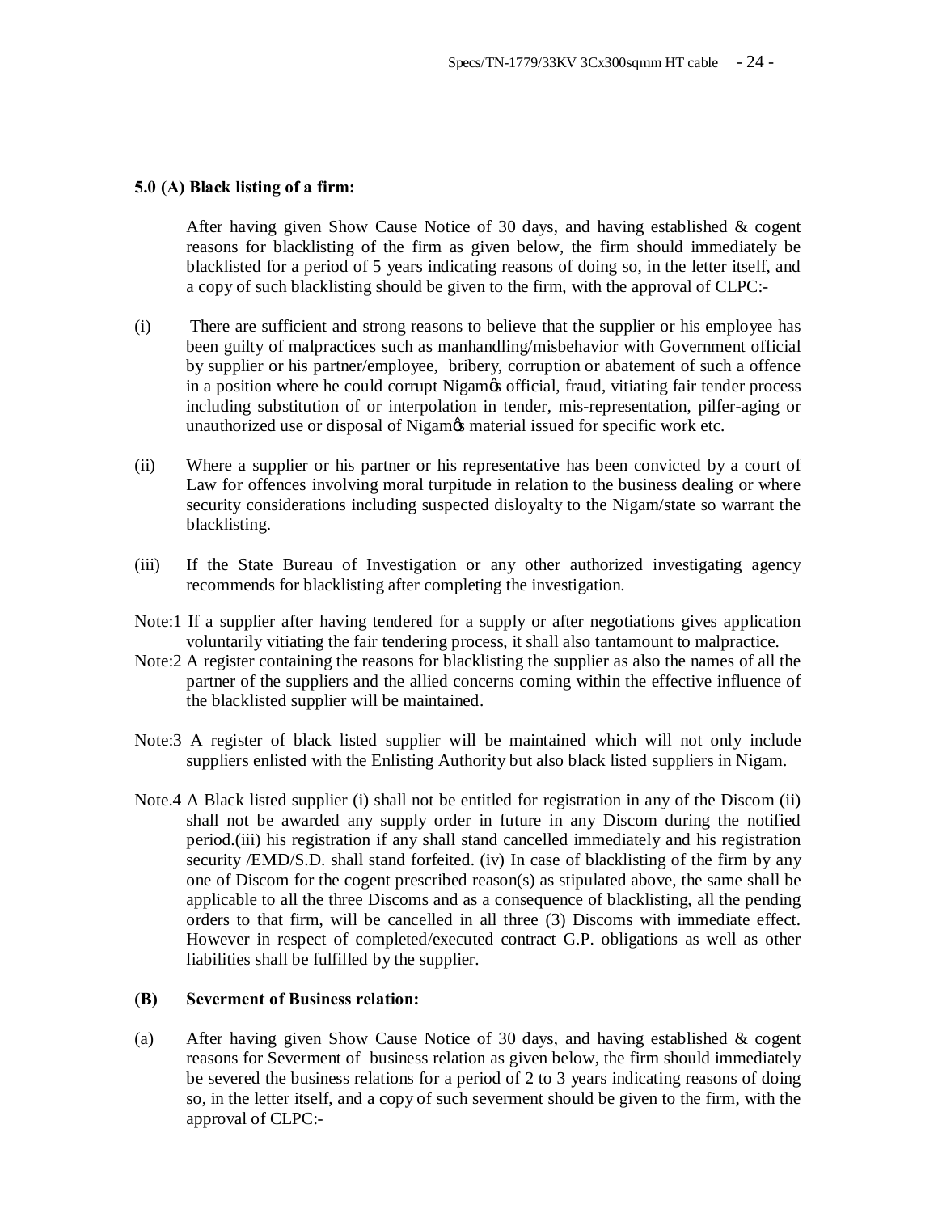**5.0 (A) Black listing of a firm:**

After having given Show Cause Notice of 30 days, and having established & cogent reasons for blacklisting of the firm as given below, the firm should immediately be blacklisted for a period of 5 years indicating reasons of doing so, in the letter itself, and a copy of such blacklisting should be given to the firm, with the approval of CLPC:-

(i) There are sufficient and strong reasons to believe that the supplier or his employee has been guilty of malpractices such as manhandling/misbehavior with Government official by supplier or his partner/employee, bribery, corruption or abatement of such a offence in a position where he could corrupt Nigamōs official, fraud, vitiating fair tender process including substitution of or interpolation in tender, mis-representation, pilfer-aging or unauthorized use or disposal of Nigamōs material issued for specific work etc.

(ii) Where a supplier or his partner or his representative has been convicted by a court of Law for offences involving moral turpitude in relation to the business dealing or where security considerations including suspected disloyalty to the Nigam/state so warrant the blacklisting.

(iii) If the State Bureau of Investigation or any other authorized investigating agency recommends for blacklisting after completing the investigation.

Note:1 If a supplier after having tendered for a supply or after negotiations gives application voluntarily vitiating the fair tendering process, it shall also tantamount to malpractice.

Note:2 A register containing the reasons for blacklisting the supplier as also the names of all the partner of the suppliers and the allied concerns coming within the effective influence of the blacklisted supplier will be maintained.

Note:3 A register of black listed supplier will be maintained which will not only include suppliers enlisted with the Enlisting Authority but also black listed suppliers in Nigam.

Note.4 A Black listed supplier (i) shall not be entitled for registration in any of the Discom (ii) shall not be awarded any supply order in future in any Discom during the notified period.(iii) his registration if any shall stand cancelled immediately and his registration security /EMD/S.D. shall stand forfeited. (iv) In case of blacklisting of the firm by any one of Discom for the cogent prescribed reason(s) as stipulated above, the same shall be applicable to all the three Discoms and as a consequence of blacklisting, all the pending orders to that firm, will be cancelled in all three (3) Discoms with immediate effect. However in respect of completed/executed contract G.P. obligations as well as other liabilities shall be fulfilled by the supplier.

**(B) Severment of Business relation:**

(a) After having given Show Cause Notice of 30 days, and having established & cogent reasons for Severment of business relation as given below, the firm should immediately be severed the business relations for a period of 2 to 3 years indicating reasons of doing so, in the letter itself, and a copy of such severment should be given to the firm, with the approval of CLPC:-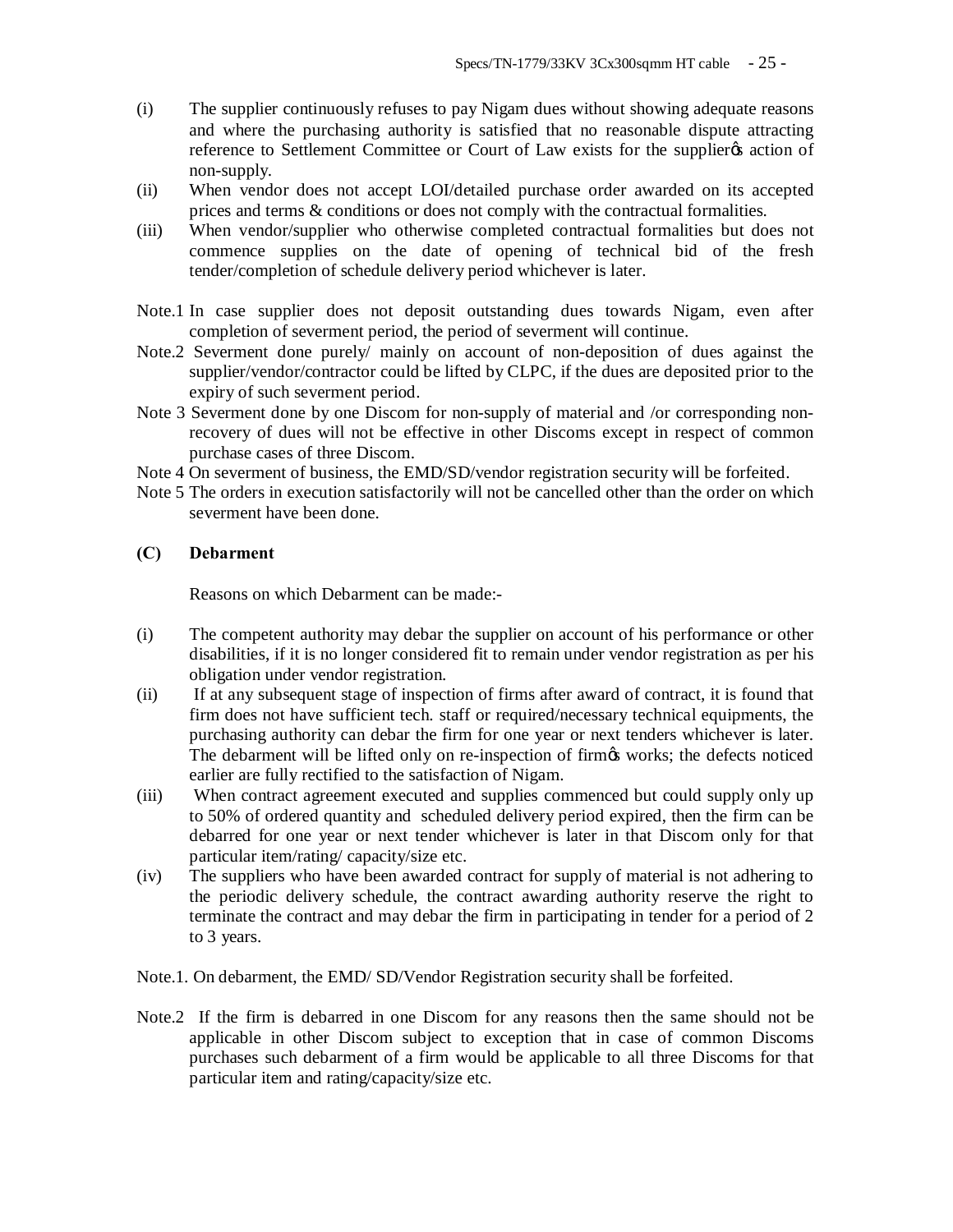(i) The supplier continuously refuses to pay Nigam dues without showing adequate reasons and where the purchasing authority is satisfied that no reasonable dispute attracting reference to Settlement Committee or Court of Law exists for the supplier's action of non-supply.

(ii) When vendor does not accept LOI/detailed purchase order awarded on its accepted prices and terms & conditions or does not comply with the contractual formalities.

(iii) When vendor/supplier who otherwise completed contractual formalities but does not commence supplies on the date of opening of technical bid of the fresh tender/completion of schedule delivery period whichever is later.

Note.1 In case supplier does not deposit outstanding dues towards Nigam, even after completion of severment period, the period of severment will continue.

Note.2 Severment done purely/ mainly on account of non-deposition of dues against the supplier/vendor/contractor could be lifted by CLPC, if the dues are deposited prior to the expiry of such severment period.

Note 3 Severment done by one Discom for non-supply of material and /or corresponding non-recovery of dues will not be effective in other Discoms except in respect of common purchase cases of three Discom.

Note 4 On severment of business, the EMD/SD/vendor registration security will be forfeited.

Note 5 The orders in execution satisfactorily will not be cancelled other than the order on which severment have been done.

**(C) Debarment**

Reasons on which Debarment can be made:-

(i) The competent authority may debar the supplier on account of his performance or other disabilities, if it is no longer considered fit to remain under vendor registration as per his obligation under vendor registration.

(ii) If at any subsequent stage of inspection of firms after award of contract, it is found that firm does not have sufficient tech. staff or required/necessary technical equipments, the purchasing authority can debar the firm for one year or next tenders whichever is later. The debarment will be lifted only on re-inspection of firm's works; the defects noticed earlier are fully rectified to the satisfaction of Nigam.

(iii) When contract agreement executed and supplies commenced but could supply only up to 50% of ordered quantity and scheduled delivery period expired, then the firm can be debarred for one year or next tender whichever is later in that Discom only for that particular item/rating/ capacity/size etc.

(iv) The suppliers who have been awarded contract for supply of material is not adhering to the periodic delivery schedule, the contract awarding authority reserve the right to terminate the contract and may debar the firm in participating in tender for a period of 2 to 3 years.

Note.1. On debarment, the EMD/ SD/Vendor Registration security shall be forfeited.

Note.2 If the firm is debarred in one Discom for any reasons then the same should not be applicable in other Discom subject to exception that in case of common Discoms purchases such debarment of a firm would be applicable to all three Discoms for that particular item and rating/capacity/size etc.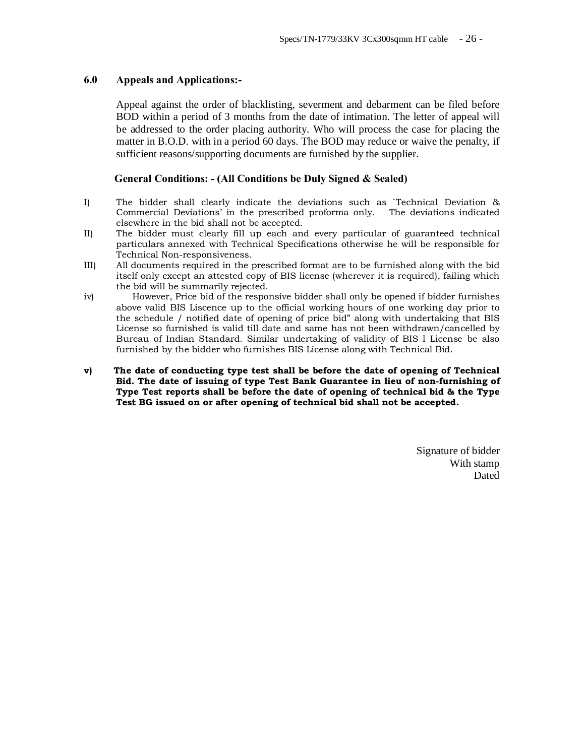## 6.0 Appeals and Applications:-

Appeal against the order of blacklisting, severment and debarment can be filed before BOD within a period of 3 months from the date of intimation. The letter of appeal will be addressed to the order placing authority. Who will process the case for placing the matter in B.O.D. with in a period 60 days. The BOD may reduce or waive the penalty, if sufficient reasons/supporting documents are furnished by the supplier.

**General Conditions: - (All Conditions be Duly Signed & Sealed)**

I) The bidder shall clearly indicate the deviations such as `Technical Deviation & Commercial Deviations' in the prescribed proforma only. The deviations indicated elsewhere in the bid shall not be accepted.

II) The bidder must clearly fill up each and every particular of guaranteed technical particulars annexed with Technical Specifications otherwise he will be responsible for Technical Non-responsiveness.

III) All documents required in the prescribed format are to be furnished along with the bid itself only except an attested copy of BIS license (wherever it is required), failing which the bid will be summarily rejected.

iv) However, Price bid of the responsive bidder shall only be opened if bidder furnishes above valid BIS Liscence up to the official working hours of one working day prior to the schedule / notified date of opening of price bid" along with undertaking that BIS License so furnished is valid till date and same has not been withdrawn/cancelled by Bureau of Indian Standard. Similar undertaking of validity of BIS l License be also furnished by the bidder who furnishes BIS License along with Technical Bid.

**v) The date of conducting type test shall be before the date of opening of Technical Bid. The date of issuing of type Test Bank Guarantee in lieu of non-furnishing of Type Test reports shall be before the date of opening of technical bid & the Type Test BG issued on or after opening of technical bid shall not be accepted.**

Signature of bidder
With stamp
Dated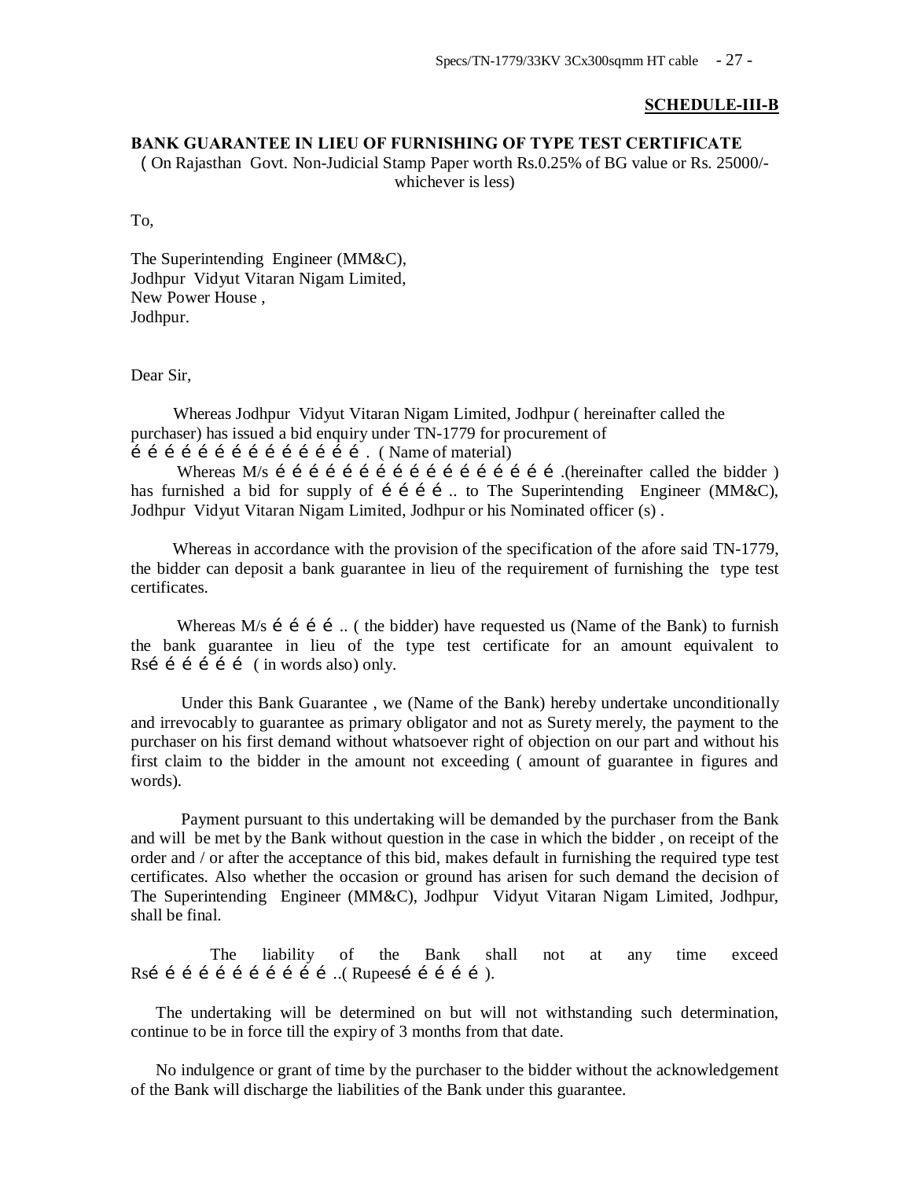**SCHEDULE-III-B**

**BANK GUARANTEE IN LIEU OF FURNISHING OF TYPE TEST CERTIFICATE**

( On Rajasthan Govt. Non-Judicial Stamp Paper worth Rs.0.25% of BG value or Rs. 25000/- whichever is less)

To,

The Superintending Engineer (MM&C),
Jodhpur Vidyut Vitaran Nigam Limited,
New Power House ,
Jodhpur.

Dear Sir,

Whereas Jodhpur Vidyut Vitaran Nigam Limited, Jodhpur ( hereinafter called the purchaser) has issued a bid enquiry under TN-1779 for procurement of é é é é é é é é é é é é é é é é . ( Name of material)

Whereas M/s é é é é é é é é é é é é é é é é é é .(hereinafter called the bidder ) has furnished a bid for supply of é é é é .. to The Superintending Engineer (MM&C), Jodhpur Vidyut Vitaran Nigam Limited, Jodhpur or his Nominated officer (s) .

Whereas in accordance with the provision of the specification of the afore said TN-1779, the bidder can deposit a bank guarantee in lieu of the requirement of furnishing the type test certificates.

Whereas M/s é é é é .. ( the bidder) have requested us (Name of the Bank) to furnish the bank guarantee in lieu of the type test certificate for an amount equivalent to Rsé é é é é é ( in words also) only.

Under this Bank Guarantee , we (Name of the Bank) hereby undertake unconditionally and irrevocably to guarantee as primary obligator and not as Surety merely, the payment to the purchaser on his first demand without whatsoever right of objection on our part and without his first claim to the bidder in the amount not exceeding ( amount of guarantee in figures and words).

Payment pursuant to this undertaking will be demanded by the purchaser from the Bank and will be met by the Bank without question in the case in which the bidder , on receipt of the order and / or after the acceptance of this bid, makes default in furnishing the required type test certificates. Also whether the occasion or ground has arisen for such demand the decision of The Superintending Engineer (MM&C), Jodhpur Vidyut Vitaran Nigam Limited, Jodhpur, shall be final.

The liability of the Bank shall not at any time exceed Rsé é é é é é é é é é é é ..( Rupeesé é é é é ).

The undertaking will be determined on but will not withstanding such determination, continue to be in force till the expiry of 3 months from that date.

No indulgence or grant of time by the purchaser to the bidder without the acknowledgement of the Bank will discharge the liabilities of the Bank under this guarantee.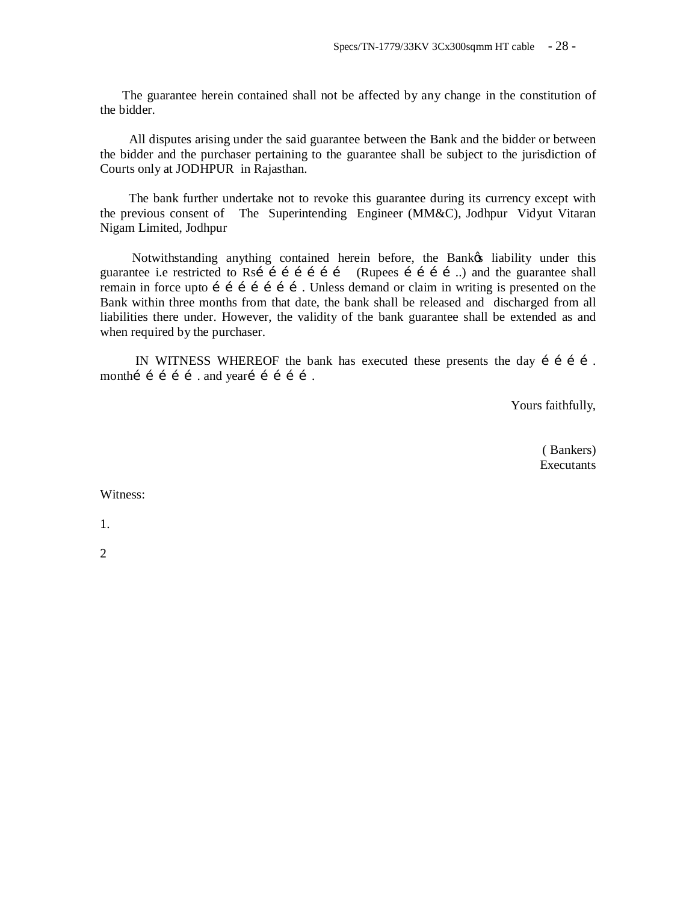The guarantee herein contained shall not be affected by any change in the constitution of the bidder.

All disputes arising under the said guarantee between the Bank and the bidder or between the bidder and the purchaser pertaining to the guarantee shall be subject to the jurisdiction of Courts only at JODHPUR in Rajasthan.

The bank further undertake not to revoke this guarantee during its currency except with the previous consent of The Superintending Engineer (MM&C), Jodhpur Vidyut Vitaran Nigam Limited, Jodhpur

Notwithstanding anything contained herein before, the Bankòs liability under this guarantee i.e restricted to Rsé é é é é é é (Rupees é é é é ..) and the guarantee shall remain in force upto é é é é é é é . Unless demand or claim in writing is presented on the Bank within three months from that date, the bank shall be released and discharged from all liabilities there under. However, the validity of the bank guarantee shall be extended as and when required by the purchaser.

IN WITNESS WHEREOF the bank has executed these presents the day é é é é . monthé é é é é . and yearé é é é é .

Yours faithfully,

( Bankers)
Executants

Witness:

1.

2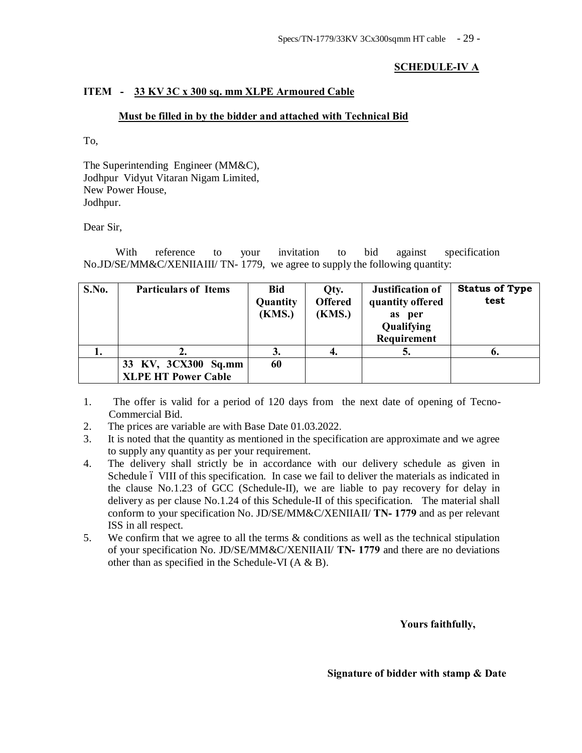**SCHEDULE-IV A**

**ITEM - 33 KV 3C x 300 sq. mm XLPE Armoured Cable**

**Must be filled in by the bidder and attached with Technical Bid**

To,

The Superintending Engineer (MM&C),
Jodhpur Vidyut Vitaran Nigam Limited,
New Power House,
Jodhpur.

Dear Sir,

With reference to your invitation to bid against specification No.JD/SE/MM&C/XENIIAIII/ TN- 1779, we agree to supply the following quantity:

| S.No. | Particulars of Items | Bid Quantity (KMS.) | Qty. Offered (KMS.) | Justification of quantity offered as per Qualifying Requirement | Status of Type test |
|---|---|---|---|---|---|
| 1. | 2. | 3. | 4. | 5. | 6. |
| | 33 KV, 3CX300 Sq.mm XLPE HT Power Cable | 60 | | | |

1. The offer is valid for a period of 120 days from the next date of opening of Tecno-Commercial Bid.
2. The prices are variable are with Base Date 01.03.2022.
3. It is noted that the quantity as mentioned in the specification are approximate and we agree to supply any quantity as per your requirement.
4. The delivery shall strictly be in accordance with our delivery schedule as given in Schedule – VIII of this specification. In case we fail to deliver the materials as indicated in the clause No.1.23 of GCC (Schedule-II), we are liable to pay recovery for delay in delivery as per clause No.1.24 of this Schedule-II of this specification. The material shall conform to your specification No. JD/SE/MM&C/XENIIAII/ **TN- 1779** and as per relevant ISS in all respect.
5. We confirm that we agree to all the terms & conditions as well as the technical stipulation of your specification No. JD/SE/MM&C/XENIIAII/ **TN- 1779** and there are no deviations other than as specified in the Schedule-VI (A & B).

**Yours faithfully,**

**Signature of bidder with stamp & Date**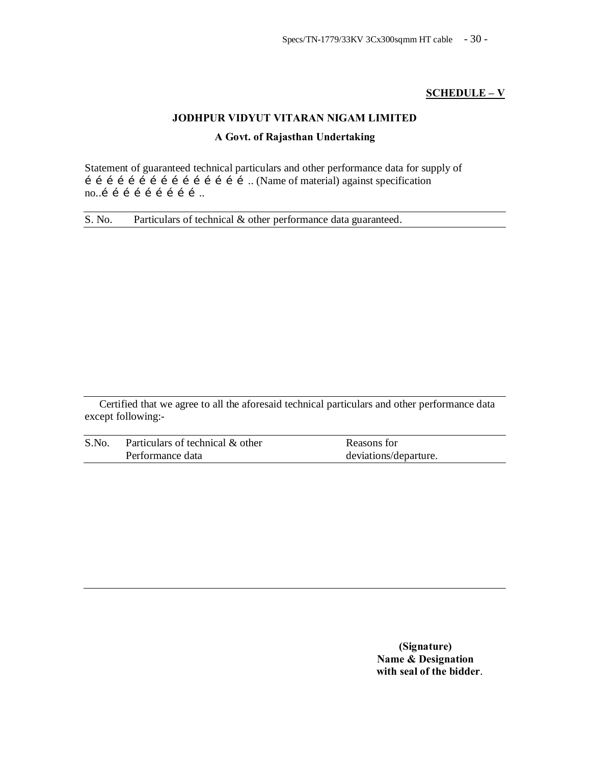**SCHEDULE – V**

**JODHPUR VIDYUT VITARAN NIGAM LIMITED**

**A Govt. of Rajasthan Undertaking**

Statement of guaranteed technical particulars and other performance data for supply of é é é é é é é é é é é é é é é é .. (Name of material) against specification no..é é é é é é é é é é ..

| S. No. | Particulars of technical & other performance data guaranteed. |
|---|---|

Certified that we agree to all the aforesaid technical particulars and other performance data except following:-

| S.No. | Particulars of technical & other Performance data | Reasons for deviations/departure. |
|---|---|---|

**(Signature)**
**Name & Designation**
**with seal of the bidder**.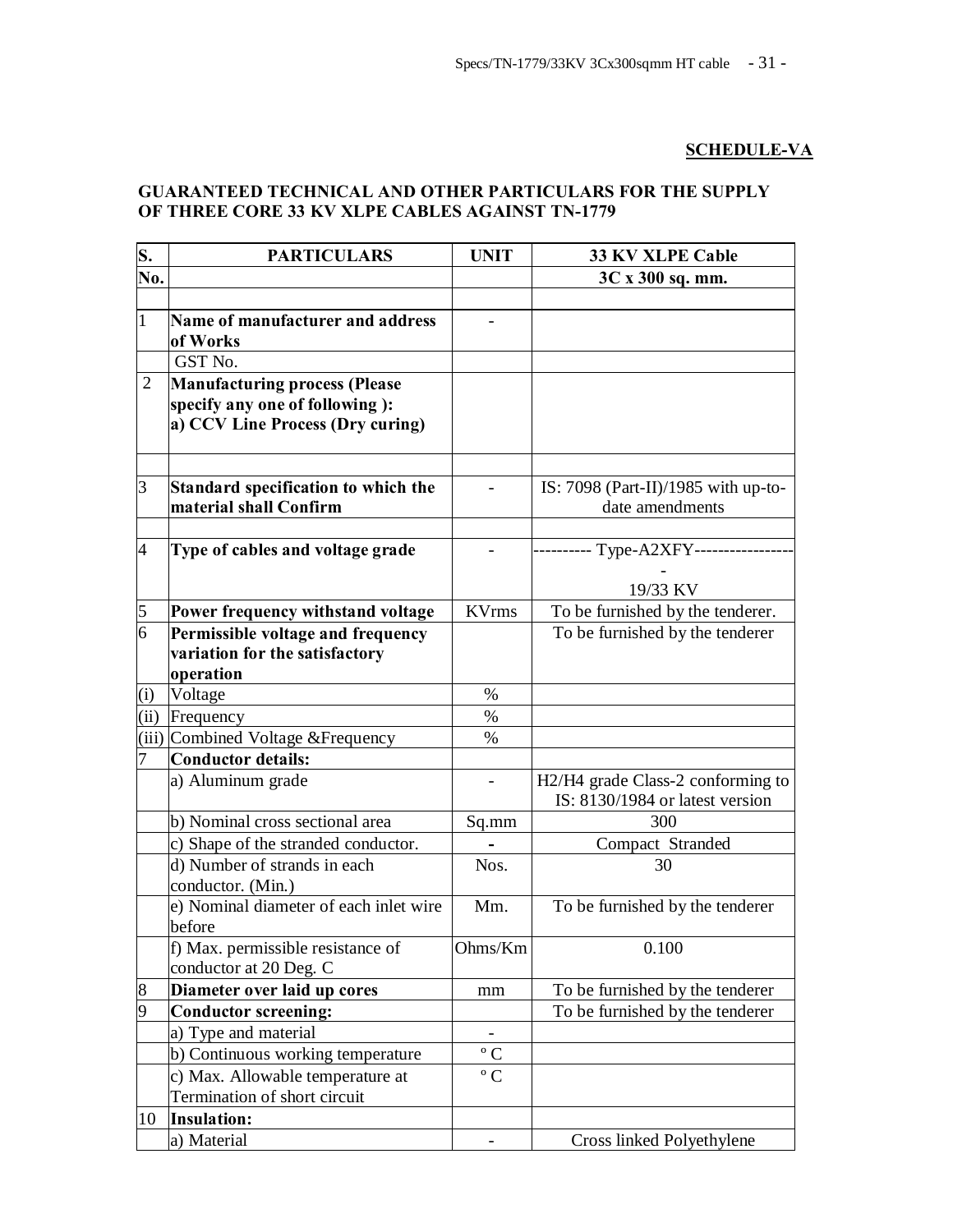**SCHEDULE-VA**

**GUARANTEED TECHNICAL AND OTHER PARTICULARS FOR THE SUPPLY OF THREE CORE 33 KV XLPE CABLES AGAINST TN-1779**

| S. No. | PARTICULARS | UNIT | 33 KV XLPE Cable 3C x 300 sq. mm. |
|---|---|---|---|
| | | | |
| 1 | **Name of manufacturer and address of Works** | - | |
| | GST No. | | |
| 2 | **Manufacturing process (Please specify any one of following ): a) CCV Line Process (Dry curing)** | | |
| | | | |
| 3 | **Standard specification to which the material shall Confirm** | - | IS: 7098 (Part-II)/1985 with up-to-date amendments |
| | | | |
| 4 | **Type of cables and voltage grade** | - | ---------- Type-A2XFY------------------ 19/33 KV |
| 5 | **Power frequency withstand voltage** | KVrms | To be furnished by the tenderer. |
| 6 | **Permissible voltage and frequency variation for the satisfactory operation** | | To be furnished by the tenderer |
| (i) | Voltage | % | |
| (ii) | Frequency | % | |
| (iii) | Combined Voltage &Frequency | % | |
| 7 | **Conductor details:** | | |
| | a) Aluminum grade | - | H2/H4 grade Class-2 conforming to IS: 8130/1984 or latest version |
| | b) Nominal cross sectional area | Sq.mm | 300 |
| | c) Shape of the stranded conductor. | - | Compact Stranded |
| | d) Number of strands in each conductor. (Min.) | Nos. | 30 |
| | e) Nominal diameter of each inlet wire before | Mm. | To be furnished by the tenderer |
| | f) Max. permissible resistance of conductor at 20 Deg. C | Ohms/Km | 0.100 |
| 8 | **Diameter over laid up cores** | mm | To be furnished by the tenderer |
| 9 | **Conductor screening:** | | To be furnished by the tenderer |
| | a) Type and material | - | |
| | b) Continuous working temperature | °C | |
| | c) Max. Allowable temperature at Termination of short circuit | °C | |
| 10 | **Insulation:** | | |
| | a) Material | - | Cross linked Polyethylene |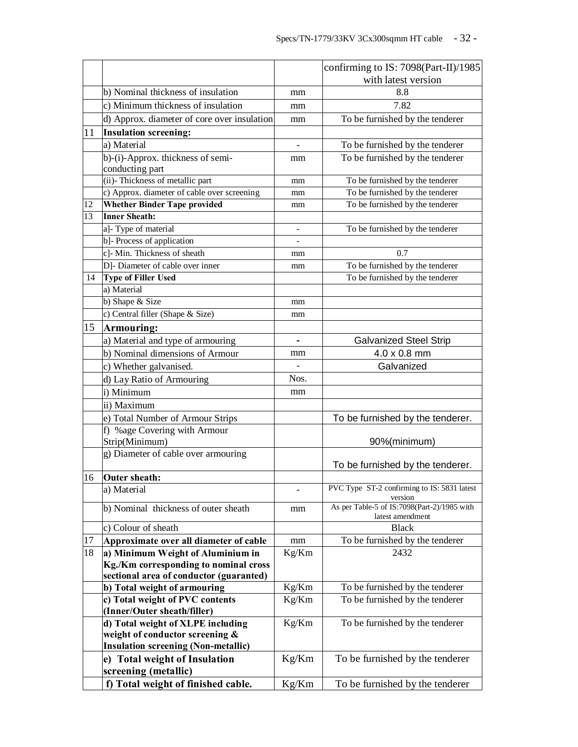| | | | |
|---|---|---|---|
| | | | confirming to IS: 7098(Part-II)/1985 with latest version |
| | b) Nominal thickness of insulation | mm | 8.8 |
| | c) Minimum thickness of insulation | mm | 7.82 |
| | d) Approx. diameter of core over insulation | mm | To be furnished by the tenderer |
| 11 | **Insulation screening:** | | |
| | a) Material | - | To be furnished by the tenderer |
| | b)-(i)-Approx. thickness of semi-conducting part | mm | To be furnished by the tenderer |
| | (ii)- Thickness of metallic part | mm | To be furnished by the tenderer |
| | c) Approx. diameter of cable over screening | mm | To be furnished by the tenderer |
| 12 | **Whether Binder Tape provided** | mm | To be furnished by the tenderer |
| 13 | **Inner Sheath:** | | |
| | a]- Type of material | - | To be furnished by the tenderer |
| | b]- Process of application | - | |
| | c]- Min. Thickness of sheath | mm | 0.7 |
| | D]- Diameter of cable over inner | mm | To be furnished by the tenderer |
| 14 | **Type of Filler Used** | | To be furnished by the tenderer |
| | a) Material | | |
| | b) Shape & Size | mm | |
| | c) Central filler (Shape & Size) | mm | |
| 15 | **Armouring:** | | |
| | a) Material and type of armouring | - | Galvanized Steel Strip |
| | b) Nominal dimensions of Armour | mm | 4.0 x 0.8 mm |
| | c) Whether galvanised. | - | Galvanized |
| | d) Lay Ratio of Armouring | Nos. | |
| | i) Minimum | mm | |
| | ii) Maximum | | |
| | e) Total Number of Armour Strips | | To be furnished by the tenderer. |
| | f) %age Covering with Armour Strip(Minimum) | | 90%(minimum) |
| | g) Diameter of cable over armouring | | To be furnished by the tenderer. |
| 16 | **Outer sheath:** | | |
| | a) Material | - | PVC Type ST-2 confirming to IS: 5831 latest version |
| | b) Nominal thickness of outer sheath | mm | As per Table-5 of IS:7098(Part-2)/1985 with latest amendment |
| | c) Colour of sheath | | Black |
| 17 | **Approximate over all diameter of cable** | mm | To be furnished by the tenderer |
| 18 | **a) Minimum Weight of Aluminium in Kg./Km corresponding to nominal cross sectional area of conductor (guaranted)** | Kg/Km | 2432 |
| | **b) Total weight of armouring** | Kg/Km | To be furnished by the tenderer |
| | **c) Total weight of PVC contents (Inner/Outer sheath/filler)** | Kg/Km | To be furnished by the tenderer |
| | **d) Total weight of XLPE including weight of conductor screening & Insulation screening (Non-metallic)** | Kg/Km | To be furnished by the tenderer |
| | **e) Total weight of Insulation screening (metallic)** | Kg/Km | To be furnished by the tenderer |
| | **f) Total weight of finished cable.** | Kg/Km | To be furnished by the tenderer |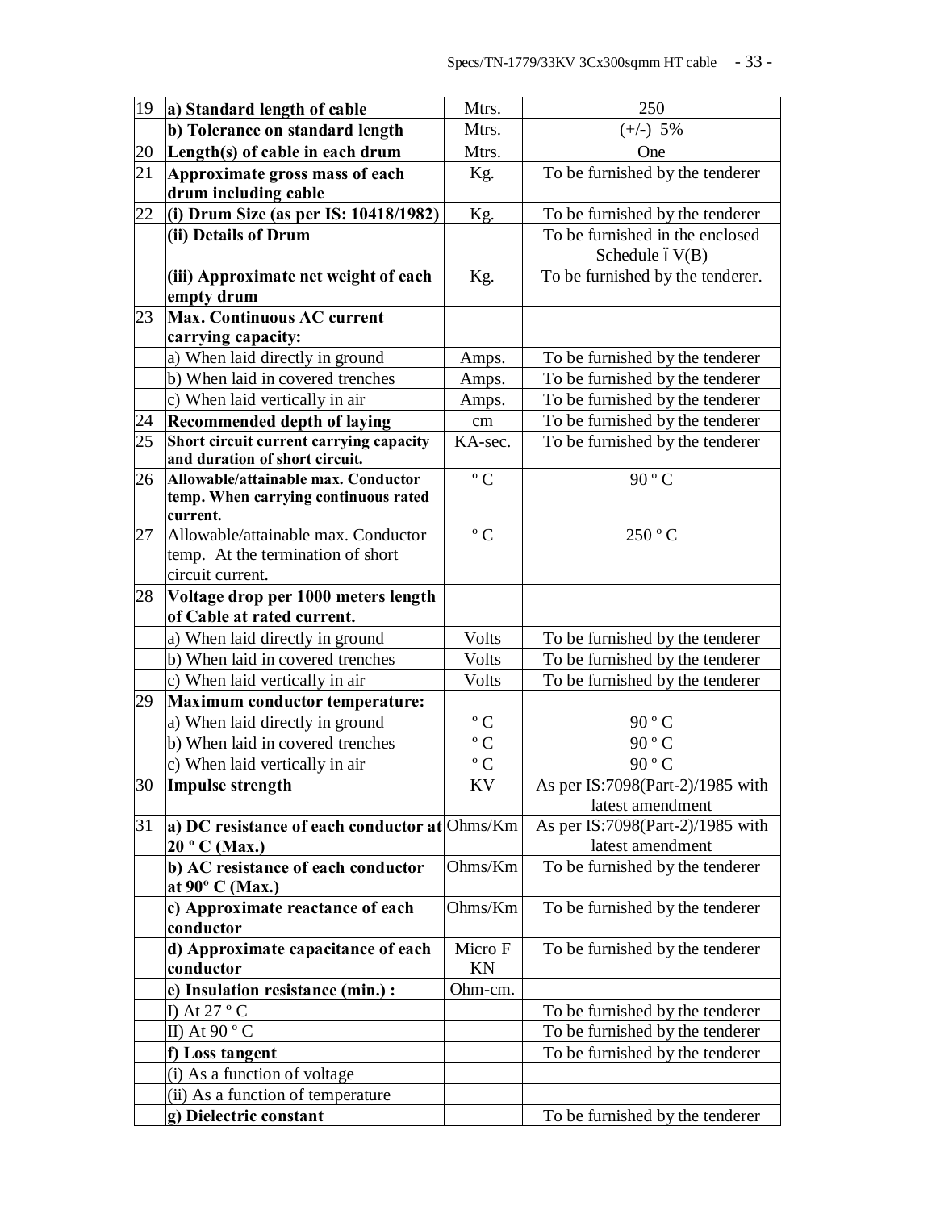| 19 | **a) Standard length of cable** | Mtrs. | 250 |
|---|---|---|---|
| | **b) Tolerance on standard length** | Mtrs. | (+/-) 5% |
| 20 | **Length(s) of cable in each drum** | Mtrs. | One |
| 21 | **Approximate gross mass of each drum including cable** | Kg. | To be furnished by the tenderer |
| 22 | **(i) Drum Size (as per IS: 10418/1982)** | Kg. | To be furnished by the tenderer |
| | **(ii) Details of Drum** | | To be furnished in the enclosed Schedule ïV(B) |
| | **(iii) Approximate net weight of each empty drum** | Kg. | To be furnished by the tenderer. |
| 23 | **Max. Continuous AC current carrying capacity:** | | |
| | a) When laid directly in ground | Amps. | To be furnished by the tenderer |
| | b) When laid in covered trenches | Amps. | To be furnished by the tenderer |
| | c) When laid vertically in air | Amps. | To be furnished by the tenderer |
| 24 | **Recommended depth of laying** | cm | To be furnished by the tenderer |
| 25 | **Short circuit current carrying capacity and duration of short circuit.** | KA-sec. | To be furnished by the tenderer |
| 26 | **Allowable/attainable max. Conductor temp. When carrying continuous rated current.** | º C | 90 º C |
| 27 | Allowable/attainable max. Conductor temp. At the termination of short circuit current. | º C | 250 º C |
| 28 | **Voltage drop per 1000 meters length of Cable at rated current.** | | |
| | a) When laid directly in ground | Volts | To be furnished by the tenderer |
| | b) When laid in covered trenches | Volts | To be furnished by the tenderer |
| | c) When laid vertically in air | Volts | To be furnished by the tenderer |
| 29 | **Maximum conductor temperature:** | | |
| | a) When laid directly in ground | º C | 90 º C |
| | b) When laid in covered trenches | º C | 90 º C |
| | c) When laid vertically in air | º C | 90 º C |
| 30 | **Impulse strength** | KV | As per IS:7098(Part-2)/1985 with latest amendment |
| 31 | **a) DC resistance of each conductor at 20 º C (Max.)** | Ohms/Km | As per IS:7098(Part-2)/1985 with latest amendment |
| | **b) AC resistance of each conductor at 90º C (Max.)** | Ohms/Km | To be furnished by the tenderer |
| | **c) Approximate reactance of each conductor** | Ohms/Km | To be furnished by the tenderer |
| | **d) Approximate capacitance of each conductor** | Micro F KN | To be furnished by the tenderer |
| | **e) Insulation resistance (min.) :** | Ohm-cm. | |
| | I) At 27 º C | | To be furnished by the tenderer |
| | II) At 90 º C | | To be furnished by the tenderer |
| | **f) Loss tangent** | | To be furnished by the tenderer |
| | (i) As a function of voltage | | |
| | (ii) As a function of temperature | | |
| | **g) Dielectric constant** | | To be furnished by the tenderer |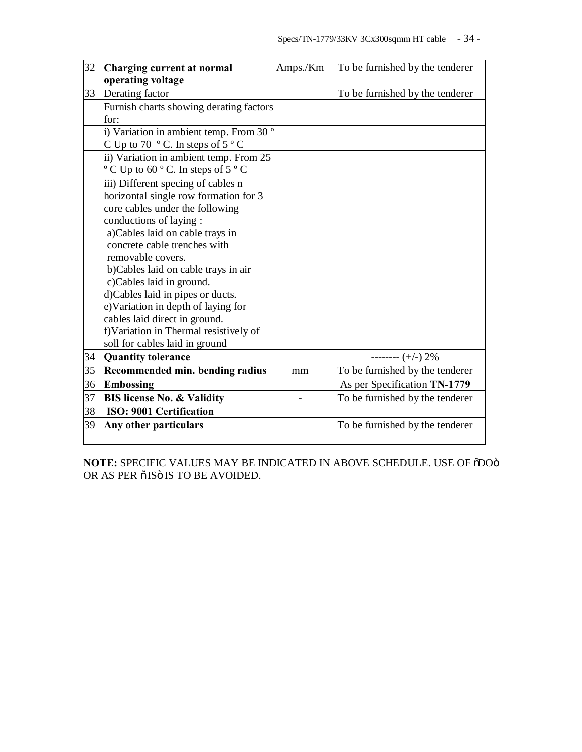| 32 | **Charging current at normal operating voltage** | Amps./Km | To be furnished by the tenderer |
|---|---|---|---|
| 33 | Derating factor | | To be furnished by the tenderer |
| | Furnish charts showing derating factors for: | | |
| | i) Variation in ambient temp. From 30 º C Up to 70 º C. In steps of 5 º C | | |
| | ii) Variation in ambient temp. From 25 º C Up to 60 º C. In steps of 5 º C | | |
| | iii) Different specing of cables n horizontal single row formation for 3 core cables under the following conductions of laying :<br>a)Cables laid on cable trays in concrete cable trenches with removable covers.<br>b)Cables laid on cable trays in air<br>c)Cables laid in ground.<br>d)Cables laid in pipes or ducts.<br>e)Variation in depth of laying for cables laid direct in ground.<br>f)Variation in Thermal resistively of soll for cables laid in ground | | |
| 34 | **Quantity tolerance** | | -------- (+/-) 2% |
| 35 | **Recommended min. bending radius** | mm | To be furnished by the tenderer |
| 36 | **Embossing** | | As per Specification **TN-1779** |
| 37 | **BIS license No. & Validity** | - | To be furnished by the tenderer |
| 38 | **ISO: 9001 Certification** | | |
| 39 | **Any other particulars** | | To be furnished by the tenderer |
| | | | |

**NOTE:** SPECIFIC VALUES MAY BE INDICATED IN ABOVE SCHEDULE. USE OF "DO" OR AS PER "IS" IS TO BE AVOIDED.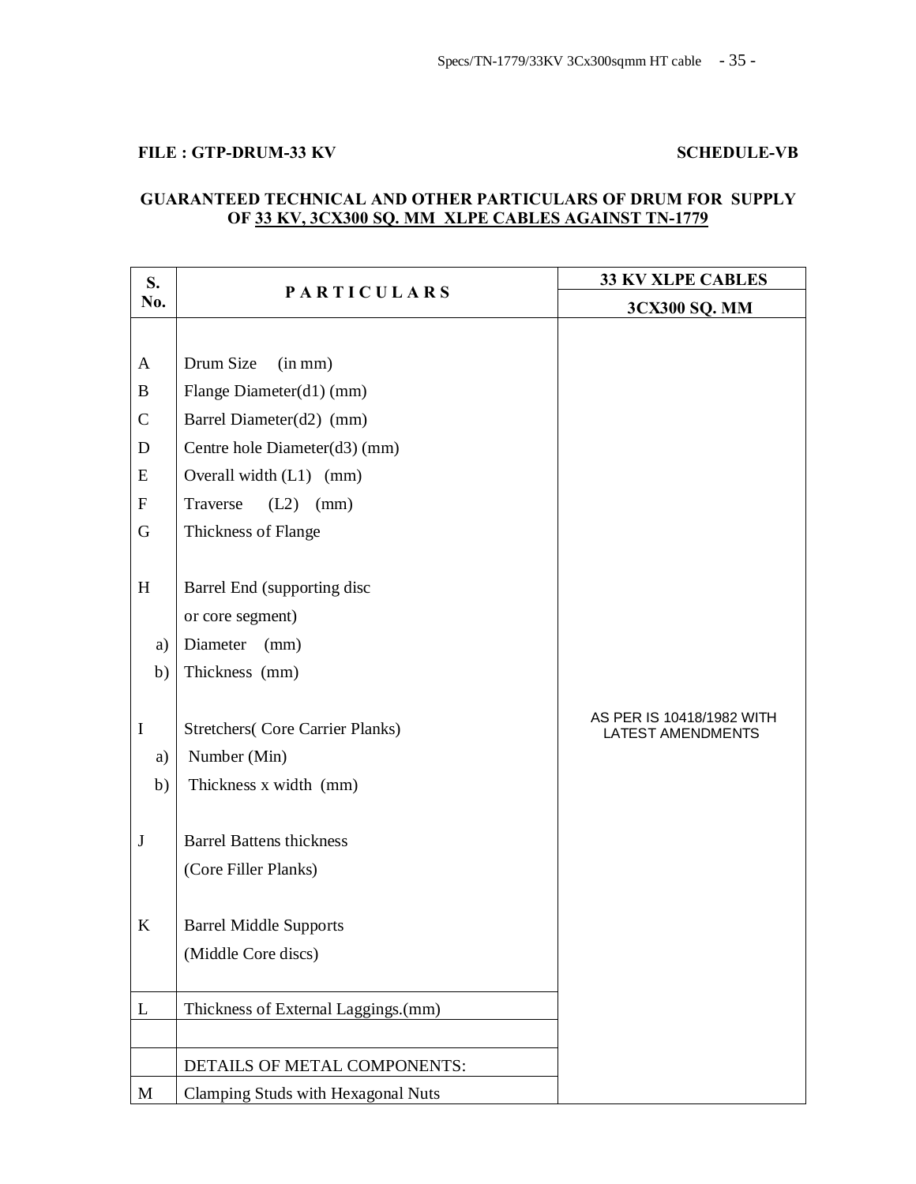**FILE : GTP-DRUM-33 KV** **SCHEDULE-VB**

**GUARANTEED TECHNICAL AND OTHER PARTICULARS OF DRUM FOR SUPPLY OF 33 KV, 3CX300 SQ. MM XLPE CABLES AGAINST TN-1779**

| S. No. | PARTICULARS | 33 KV XLPE CABLES |
|---|---|---|
| | | 3CX300 SQ. MM |
| A | Drum Size (in mm) | AS PER IS 10418/1982 WITH LATEST AMENDMENTS |
| B | Flange Diameter(d1) (mm) | |
| C | Barrel Diameter(d2) (mm) | |
| D | Centre hole Diameter(d3) (mm) | |
| E | Overall width (L1) (mm) | |
| F | Traverse (L2) (mm) | |
| G | Thickness of Flange | |
| H | Barrel End (supporting disc or core segment) | |
| a) | Diameter (mm) | |
| b) | Thickness (mm) | |
| I | Stretchers( Core Carrier Planks) | |
| a) | Number (Min) | |
| b) | Thickness x width (mm) | |
| J | Barrel Battens thickness (Core Filler Planks) | |
| K | Barrel Middle Supports (Middle Core discs) | |
| L | Thickness of External Laggings.(mm) | |
| | | |
| | DETAILS OF METAL COMPONENTS: | |
| M | Clamping Studs with Hexagonal Nuts | |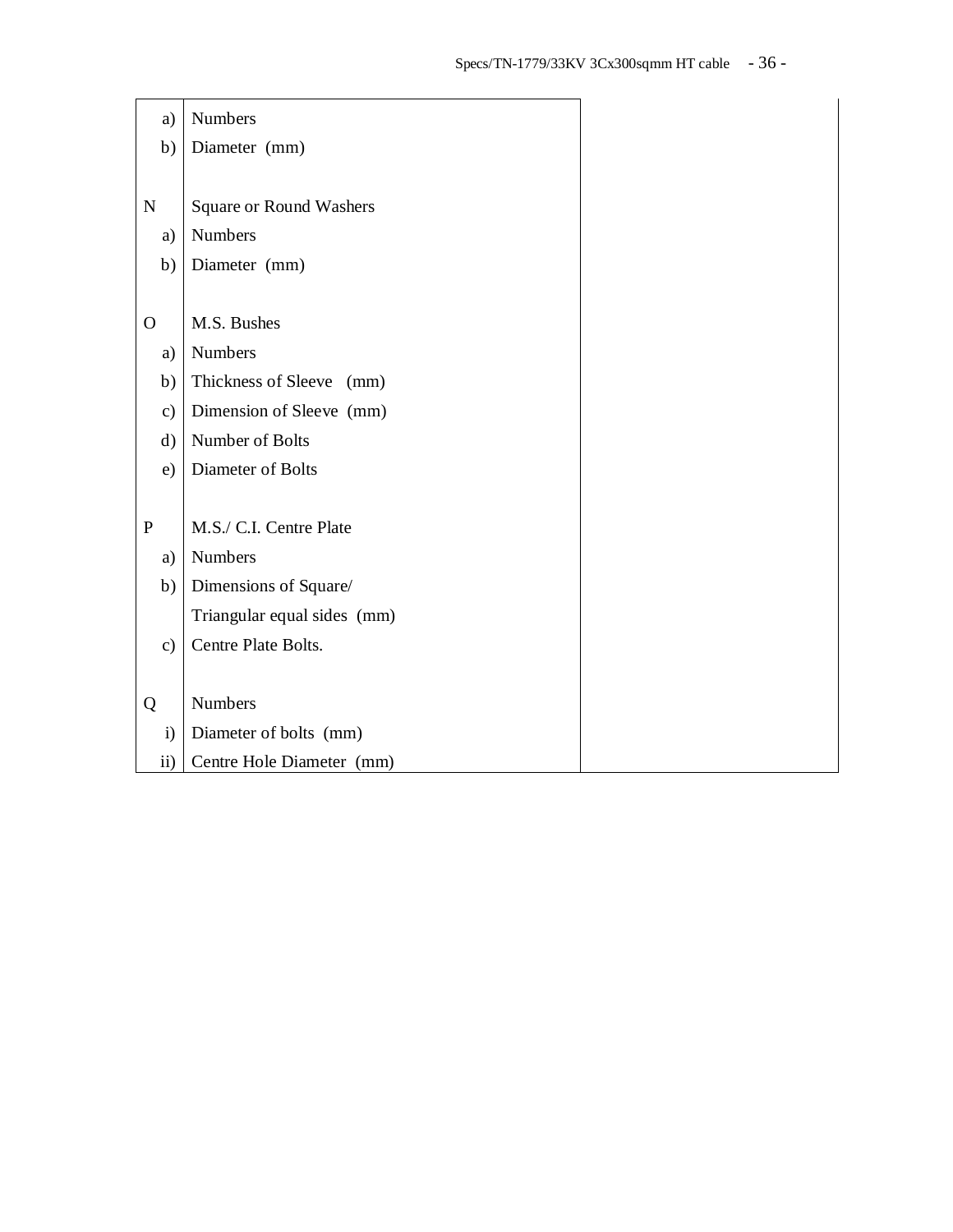| | | |
|---|---|---|
| a) | Numbers | |
| b) | Diameter (mm) | |
| | | |
| N | Square or Round Washers | |
| a) | Numbers | |
| b) | Diameter (mm) | |
| | | |
| O | M.S. Bushes | |
| a) | Numbers | |
| b) | Thickness of Sleeve (mm) | |
| c) | Dimension of Sleeve (mm) | |
| d) | Number of Bolts | |
| e) | Diameter of Bolts | |
| | | |
| P | M.S./ C.I. Centre Plate | |
| a) | Numbers | |
| b) | Dimensions of Square/ Triangular equal sides (mm) | |
| c) | Centre Plate Bolts. | |
| | | |
| Q | Numbers | |
| i) | Diameter of bolts (mm) | |
| ii) | Centre Hole Diameter (mm) | |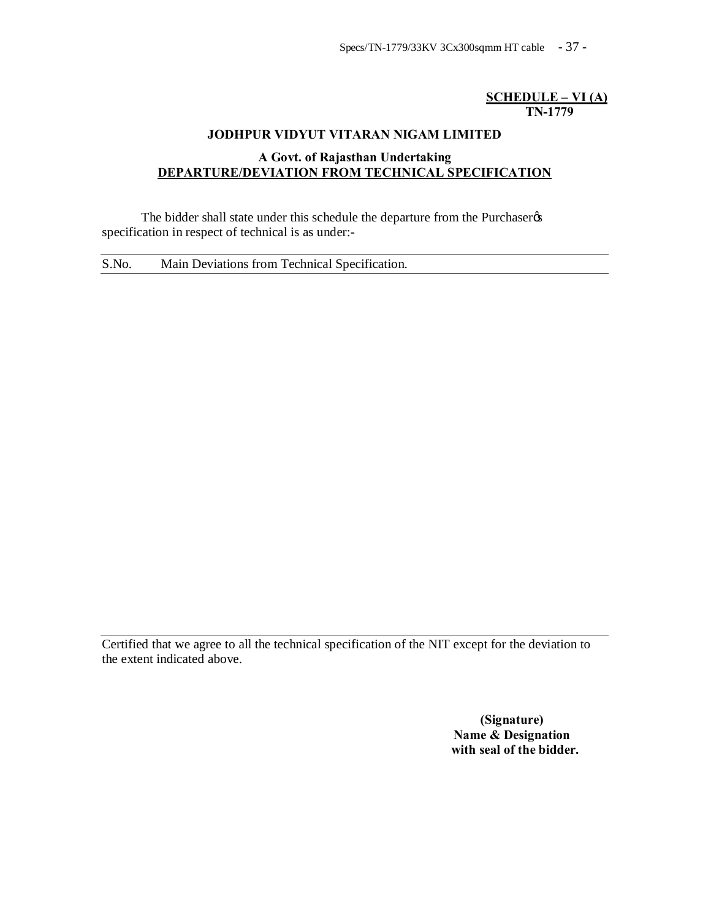**SCHEDULE – VI (A)**
**TN-1779**

## JODHPUR VIDYUT VITARAN NIGAM LIMITED

### A Govt. of Rajasthan Undertaking

### DEPARTURE/DEVIATION FROM TECHNICAL SPECIFICATION

The bidder shall state under this schedule the departure from the Purchaser's specification in respect of technical is as under:-

| S.No. | Main Deviations from Technical Specification. |
| --- | --- |

Certified that we agree to all the technical specification of the NIT except for the deviation to the extent indicated above.

**(Signature)**
**Name & Designation**
**with seal of the bidder.**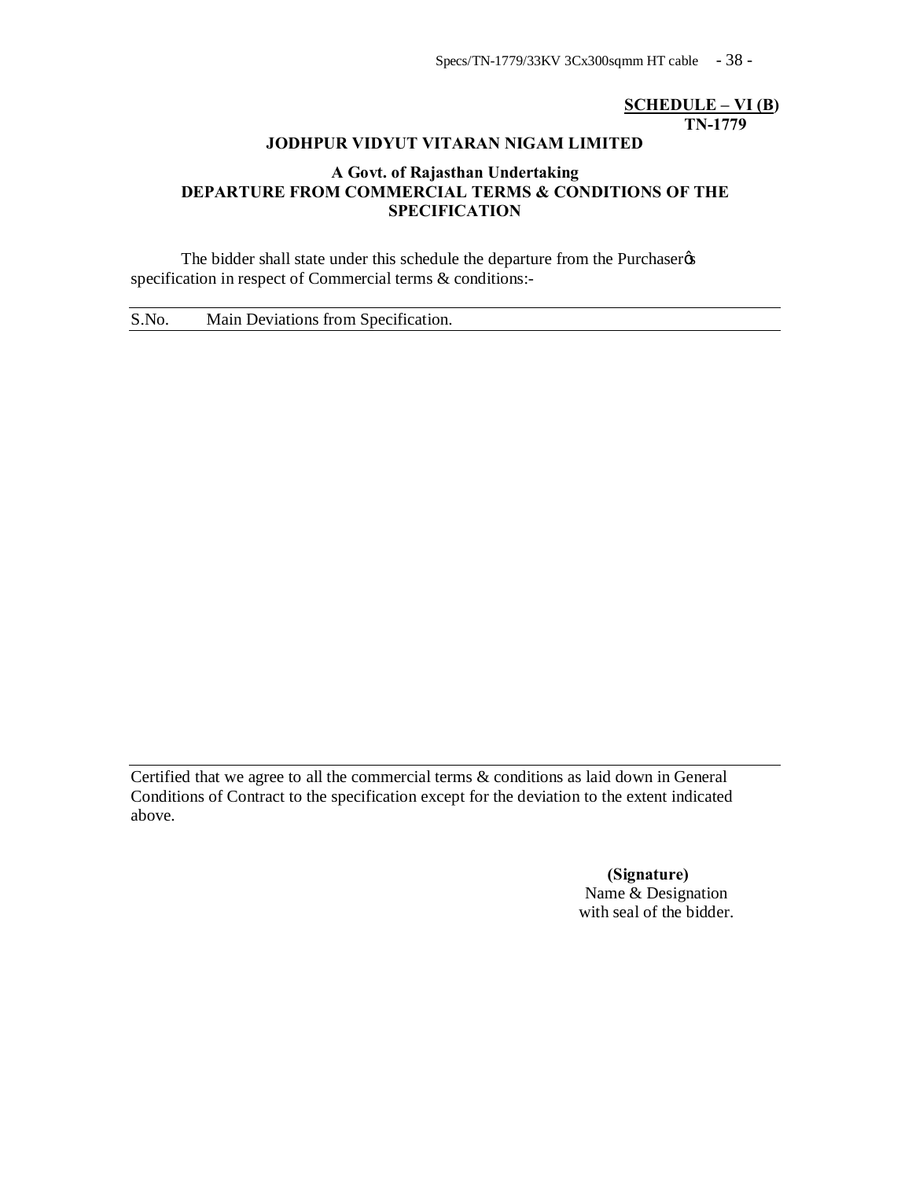**SCHEDULE – VI (B)**
**TN-1779**

**JODHPUR VIDYUT VITARAN NIGAM LIMITED**

**A Govt. of Rajasthan Undertaking**
**DEPARTURE FROM COMMERCIAL TERMS & CONDITIONS OF THE SPECIFICATION**

The bidder shall state under this schedule the departure from the Purchaser's specification in respect of Commercial terms & conditions:-

| S.No. | Main Deviations from Specification. |
|---|---|
| | |

Certified that we agree to all the commercial terms & conditions as laid down in General Conditions of Contract to the specification except for the deviation to the extent indicated above.

**(Signature)**
Name & Designation
with seal of the bidder.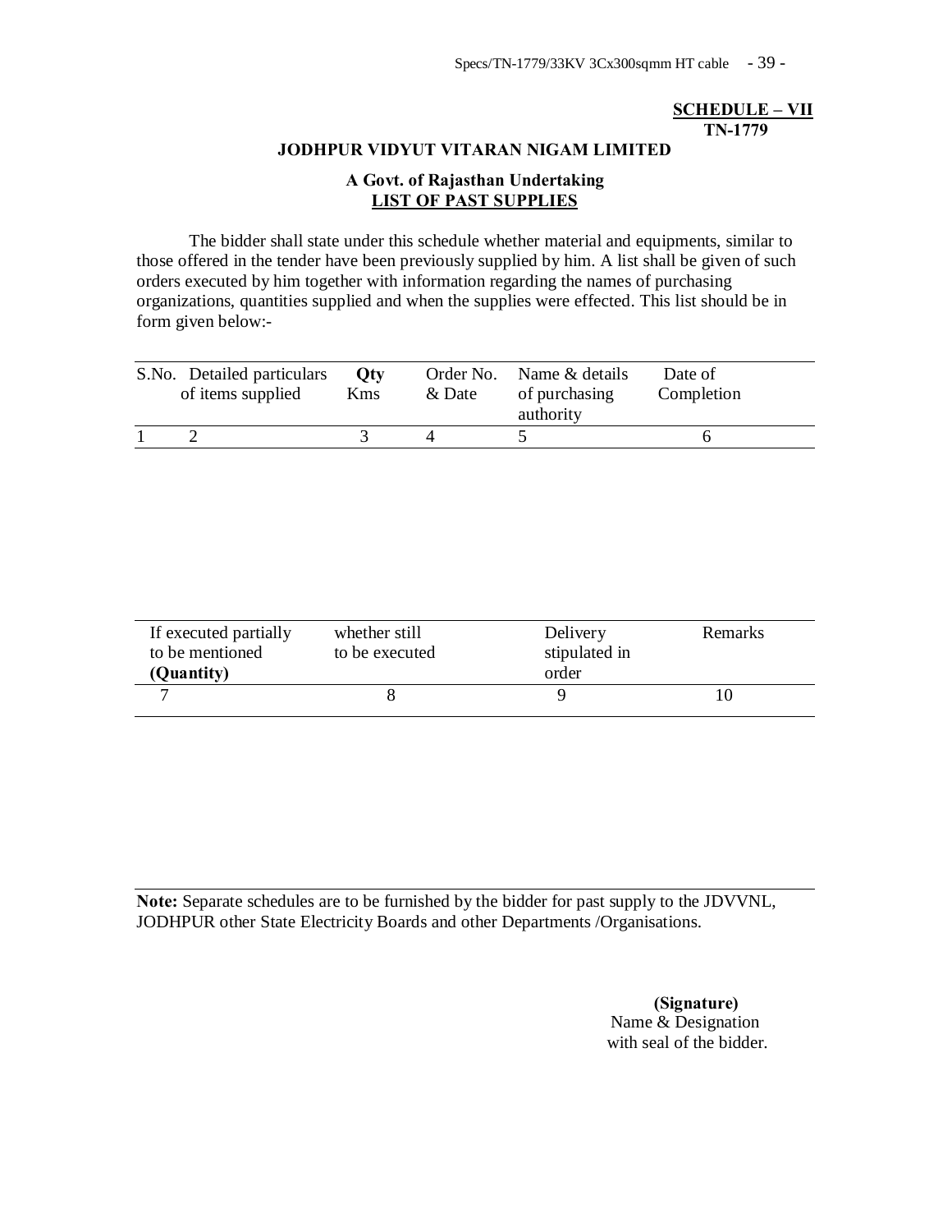**SCHEDULE – VII**
**TN-1779**

**JODHPUR VIDYUT VITARAN NIGAM LIMITED**

**A Govt. of Rajasthan Undertaking**
**LIST OF PAST SUPPLIES**

The bidder shall state under this schedule whether material and equipments, similar to those offered in the tender have been previously supplied by him. A list shall be given of such orders executed by him together with information regarding the names of purchasing organizations, quantities supplied and when the supplies were effected. This list should be in form given below:-

| S.No. | Detailed particulars of items supplied | **Qty** Kms | Order No. & Date | Name & details of purchasing authority | Date of Completion |
|---|---|---|---|---|---|
| 1 | 2 | 3 | 4 | 5 | 6 |

| If executed partially to be mentioned **(Quantity)** | whether still to be executed | Delivery stipulated in order | Remarks |
|---|---|---|---|
| 7 | 8 | 9 | 10 |

**Note:** Separate schedules are to be furnished by the bidder for past supply to the JDVVNL, JODHPUR other State Electricity Boards and other Departments /Organisations.

**(Signature)**
Name & Designation
with seal of the bidder.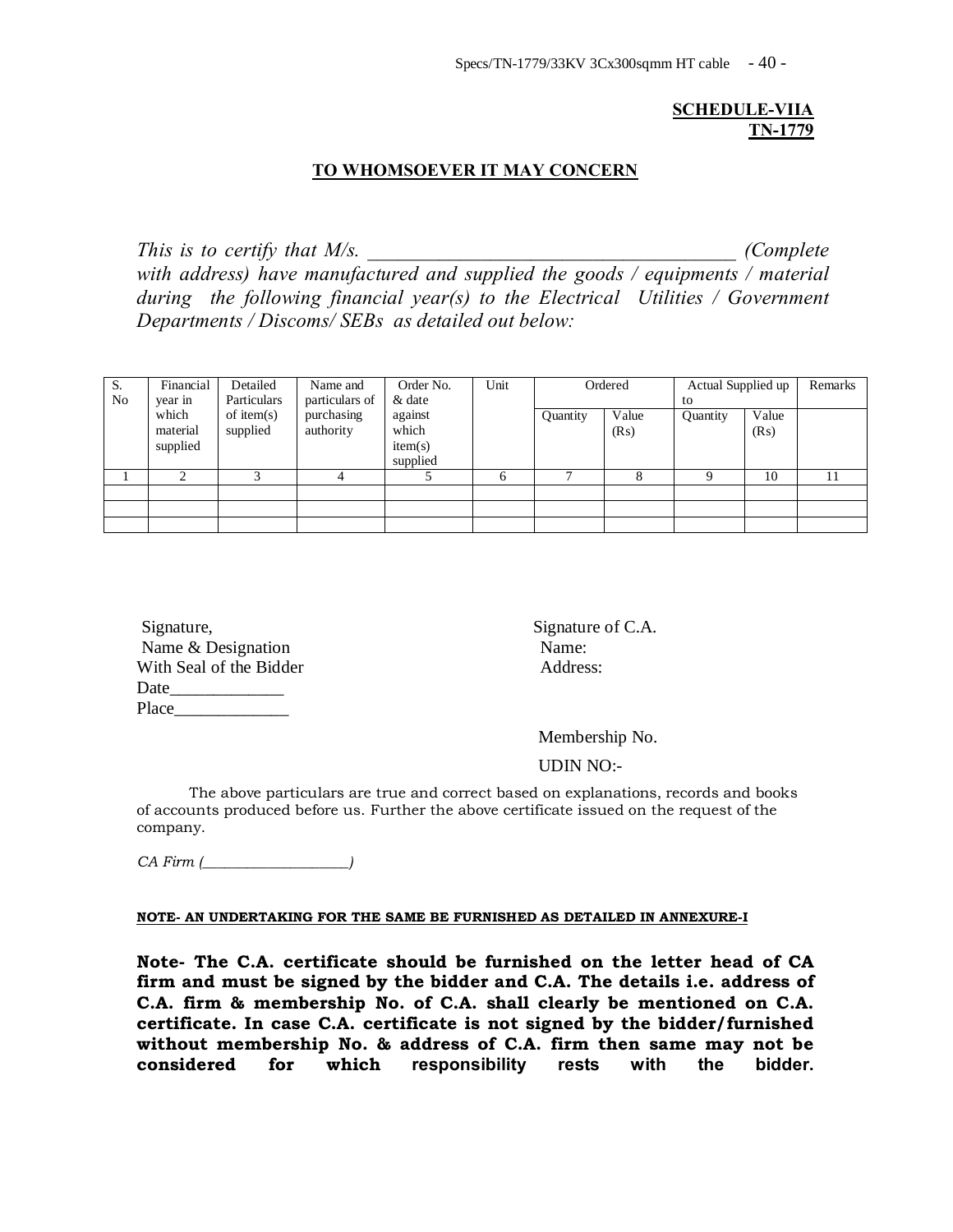**SCHEDULE-VIIA**
**TN-1779**

## TO WHOMSOEVER IT MAY CONCERN

*This is to certify that M/s. \_\_\_\_\_\_\_\_\_\_\_\_\_\_\_\_\_\_\_\_\_\_\_\_\_\_\_\_\_\_\_\_\_\_\_\_\_ (Complete with address) have manufactured and supplied the goods / equipments / material during the following financial year(s) to the Electrical Utilities / Government Departments / Discoms/ SEBs as detailed out below:*

| S. No | Financial year in which material supplied | Detailed Particulars of item(s) supplied | Name and particulars of purchasing authority | Order No. & date against which item(s) supplied | Unit | Ordered | | Actual Supplied up to | | Remarks |
|---|---|---|---|---|---|---|---|---|---|---|
| | | | | | | Quantity | Value (Rs) | Quantity | Value (Rs) | |
| 1 | 2 | 3 | 4 | 5 | 6 | 7 | 8 | 9 | 10 | 11 |
| | | | | | | | | | | |
| | | | | | | | | | | |
| | | | | | | | | | | |

Signature,
Name & Designation
With Seal of the Bidder
Date\_\_\_\_\_\_\_\_\_\_\_\_\_
Place\_\_\_\_\_\_\_\_\_\_\_\_\_

Signature of C.A.
Name:
Address:

Membership No.

UDIN NO:-

The above particulars are true and correct based on explanations, records and books of accounts produced before us. Further the above certificate issued on the request of the company.

*CA Firm (\_\_\_\_\_\_\_\_\_\_\_\_\_\_\_\_\_\_\_)*

**NOTE- AN UNDERTAKING FOR THE SAME BE FURNISHED AS DETAILED IN ANNEXURE-I**

**Note- The C.A. certificate should be furnished on the letter head of CA firm and must be signed by the bidder and C.A. The details i.e. address of C.A. firm & membership No. of C.A. shall clearly be mentioned on C.A. certificate. In case C.A. certificate is not signed by the bidder/furnished without membership No. & address of C.A. firm then same may not be considered for which responsibility rests with the bidder.**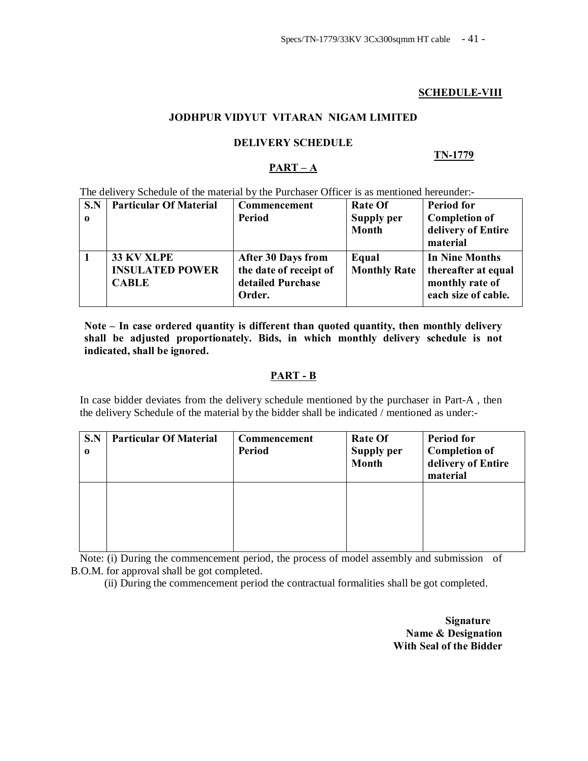**SCHEDULE-VIII**

**JODHPUR VIDYUT VITARAN NIGAM LIMITED**

**DELIVERY SCHEDULE**

**TN-1779**

**PART – A**

The delivery Schedule of the material by the Purchaser Officer is as mentioned hereunder:-

| S.No | Particular Of Material | Commencement Period | Rate Of Supply per Month | Period for Completion of delivery of Entire material |
|---|---|---|---|---|
| 1 | **33 KV XLPE INSULATED POWER CABLE** | **After 30 Days from the date of receipt of detailed Purchase Order.** | **Equal Monthly Rate** | **In Nine Months thereafter at equal monthly rate of each size of cable.** |

**Note – In case ordered quantity is different than quoted quantity, then monthly delivery shall be adjusted proportionately. Bids, in which monthly delivery schedule is not indicated, shall be ignored.**

**PART - B**

In case bidder deviates from the delivery schedule mentioned by the purchaser in Part-A , then the delivery Schedule of the material by the bidder shall be indicated / mentioned as under:-

| S.No | Particular Of Material | Commencement Period | Rate Of Supply per Month | Period for Completion of delivery of Entire material |
|---|---|---|---|---|
| | | | | |

Note: (i) During the commencement period, the process of model assembly and submission of B.O.M. for approval shall be got completed.

(ii) During the commencement period the contractual formalities shall be got completed.

**Signature**
**Name & Designation**
**With Seal of the Bidder**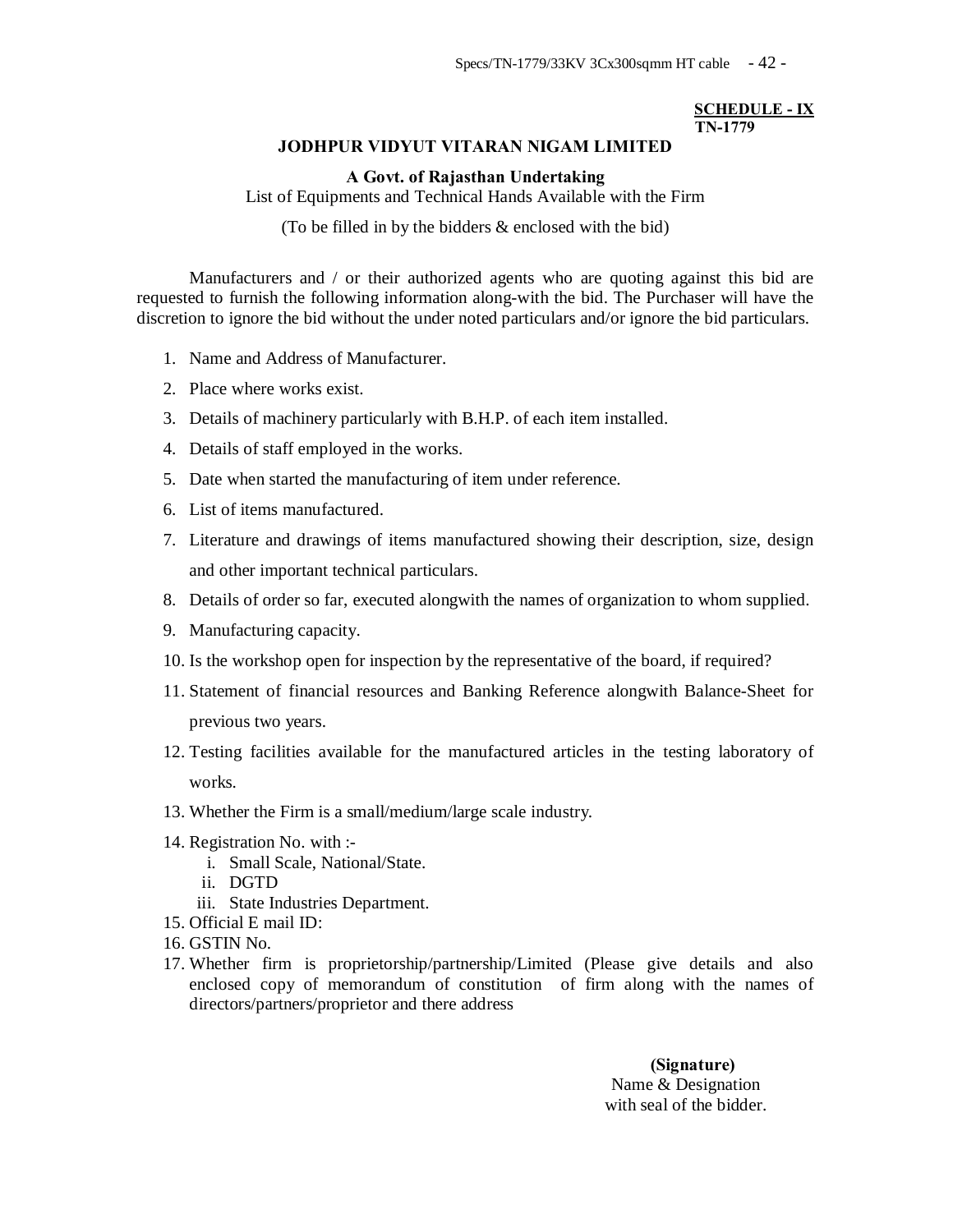**SCHEDULE - IX**
**TN-1779**

# JODHPUR VIDYUT VITARAN NIGAM LIMITED

**A Govt. of Rajasthan Undertaking**

List of Equipments and Technical Hands Available with the Firm

(To be filled in by the bidders & enclosed with the bid)

Manufacturers and / or their authorized agents who are quoting against this bid are requested to furnish the following information along-with the bid. The Purchaser will have the discretion to ignore the bid without the under noted particulars and/or ignore the bid particulars.

1. Name and Address of Manufacturer.
2. Place where works exist.
3. Details of machinery particularly with B.H.P. of each item installed.
4. Details of staff employed in the works.
5. Date when started the manufacturing of item under reference.
6. List of items manufactured.
7. Literature and drawings of items manufactured showing their description, size, design and other important technical particulars.
8. Details of order so far, executed alongwith the names of organization to whom supplied.
9. Manufacturing capacity.
10. Is the workshop open for inspection by the representative of the board, if required?
11. Statement of financial resources and Banking Reference alongwith Balance-Sheet for previous two years.
12. Testing facilities available for the manufactured articles in the testing laboratory of works.
13. Whether the Firm is a small/medium/large scale industry.
14. Registration No. with :-
    i. Small Scale, National/State.
    ii. DGTD
    iii. State Industries Department.
15. Official E mail ID:
16. GSTIN No.
17. Whether firm is proprietorship/partnership/Limited (Please give details and also enclosed copy of memorandum of constitution of firm along with the names of directors/partners/proprietor and there address

**(Signature)**
Name & Designation
with seal of the bidder.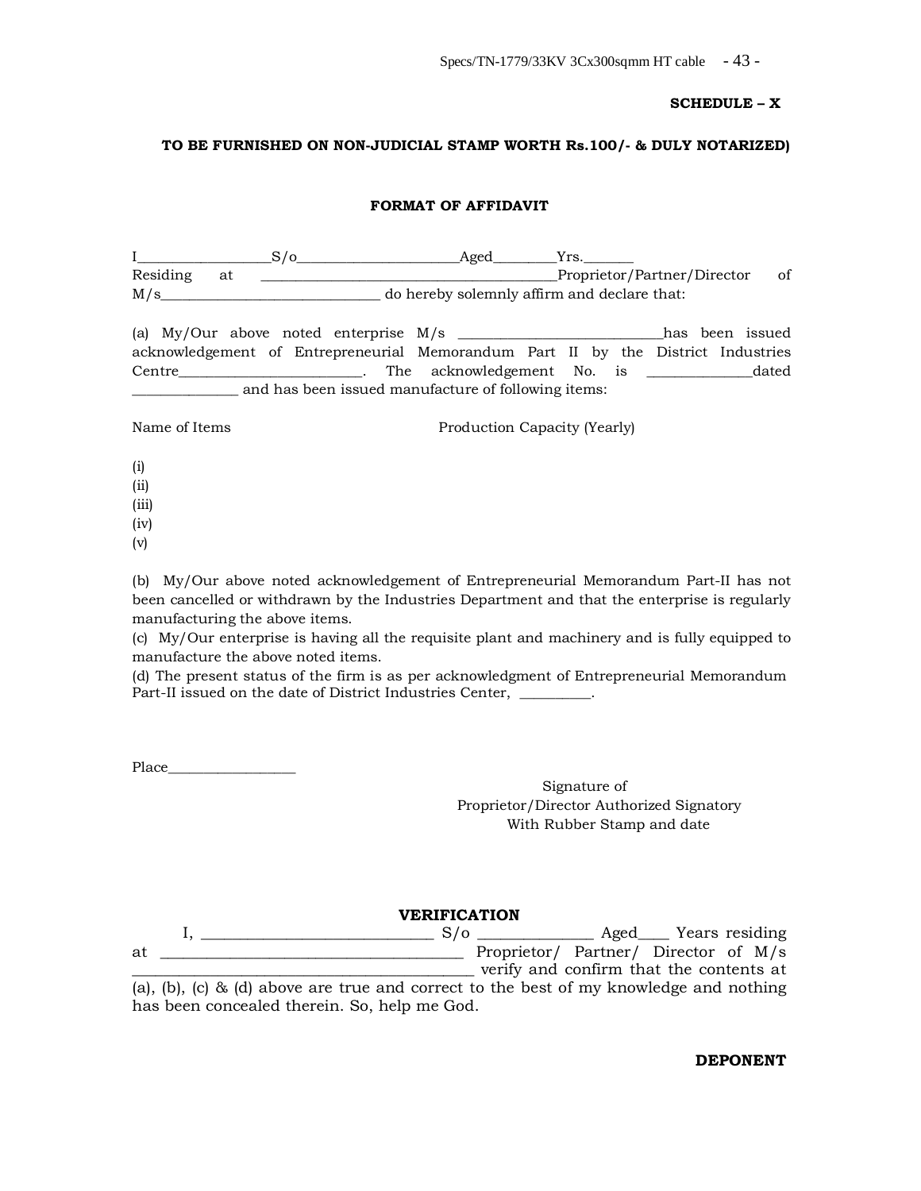**SCHEDULE – X**

**TO BE FURNISHED ON NON-JUDICIAL STAMP WORTH Rs.100/- & DULY NOTARIZED)**

**FORMAT OF AFFIDAVIT**

I__________________S/o______________________Aged________Yrs._______ Residing at ________________________________________Proprietor/Partner/Director of M/s______________________________ do hereby solemnly affirm and declare that:

(a) My/Our above noted enterprise M/s ___________________________has been issued acknowledgement of Entrepreneurial Memorandum Part II by the District Industries Centre________________________. The acknowledgement No. is ______________dated ______________ and has been issued manufacture of following items:

Name of Items Production Capacity (Yearly)

(i)
(ii)
(iii)
(iv)
(v)

(b) My/Our above noted acknowledgement of Entrepreneurial Memorandum Part-II has not been cancelled or withdrawn by the Industries Department and that the enterprise is regularly manufacturing the above items.
(c) My/Our enterprise is having all the requisite plant and machinery and is fully equipped to manufacture the above noted items.
(d) The present status of the firm is as per acknowledgment of Entrepreneurial Memorandum Part-II issued on the date of District Industries Center, __________.

Place__________________

Signature of
Proprietor/Director Authorized Signatory
With Rubber Stamp and date

**VERIFICATION**

I, _____________________________ S/o ______________ Aged____ Years residing at ______________________________________ Proprietor/ Partner/ Director of M/s ____________________________________________ verify and confirm that the contents at (a), (b), (c) & (d) above are true and correct to the best of my knowledge and nothing has been concealed therein. So, help me God.

**DEPONENT**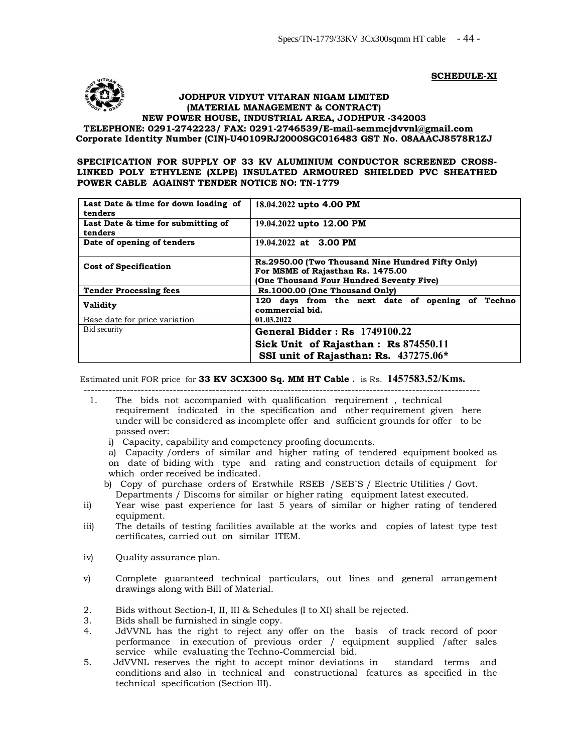**SCHEDULE-XI**

**JODHPUR VIDYUT VITARAN NIGAM LIMITED**
**(MATERIAL MANAGEMENT & CONTRACT)**
**NEW POWER HOUSE, INDUSTRIAL AREA, JODHPUR -342003**
**TELEPHONE: 0291-2742223/ FAX: 0291-2746539/E-mail-semmcjdvvnl@gmail.com**
**Corporate Identity Number (CIN)-U40109RJ2000SGC016483 GST No. 08AAACJ8578R1ZJ**

**SPECIFICATION FOR SUPPLY OF 33 KV ALUMINIUM CONDUCTOR SCREENED CROSS-LINKED POLY ETHYLENE (XLPE) INSULATED ARMOURED SHIELDED PVC SHEATHED POWER CABLE AGAINST TENDER NOTICE NO: TN-1779**

| | |
|---|---|
| **Last Date & time for down loading of tenders** | **18.04.2022 upto 4.00 PM** |
| **Last Date & time for submitting of tenders** | **19.04.2022 upto 12.00 PM** |
| **Date of opening of tenders** | **19.04.2022 at 3.00 PM** |
| **Cost of Specification** | **Rs.2950.00 (Two Thousand Nine Hundred Fifty Only) For MSME of Rajasthan Rs. 1475.00 (One Thousand Four Hundred Seventy Five)** |
| **Tender Processing fees** | **Rs.1000.00 (One Thousand Only)** |
| **Validity** | **120 days from the next date of opening of Techno commercial bid.** |
| Base date for price variation | **01.03.2022** |
| Bid security | **General Bidder : Rs 1749100.22**<br>**Sick Unit of Rajasthan : Rs 874550.11**<br>**SSI unit of Rajasthan: Rs. 437275.06*** |

Estimated unit FOR price for **33 KV 3CX300 Sq. MM HT Cable .** is Rs. **1457583.52/Kms.**

---

1. The bids not accompanied with qualification requirement , technical requirement indicated in the specification and other requirement given here under will be considered as incomplete offer and sufficient grounds for offer to be passed over:
   
   i) Capacity, capability and competency proofing documents.
   
   a) Capacity /orders of similar and higher rating of tendered equipment booked as on date of biding with type and rating and construction details of equipment for which order received be indicated.
   
   b) Copy of purchase orders of Erstwhile RSEB /SEB`S / Electric Utilities / Govt. Departments / Discoms for similar or higher rating equipment latest executed.

ii) Year wise past experience for last 5 years of similar or higher rating of tendered equipment.

iii) The details of testing facilities available at the works and copies of latest type test certificates, carried out on similar ITEM.

iv) Quality assurance plan.

v) Complete guaranteed technical particulars, out lines and general arrangement drawings along with Bill of Material.

2. Bids without Section-I, II, III & Schedules (I to XI) shall be rejected.
3. Bids shall be furnished in single copy.
4. JdVVNL has the right to reject any offer on the basis of track record of poor performance in execution of previous order / equipment supplied /after sales service while evaluating the Techno-Commercial bid.
5. JdVVNL reserves the right to accept minor deviations in standard terms and conditions and also in technical and constructional features as specified in the technical specification (Section-III).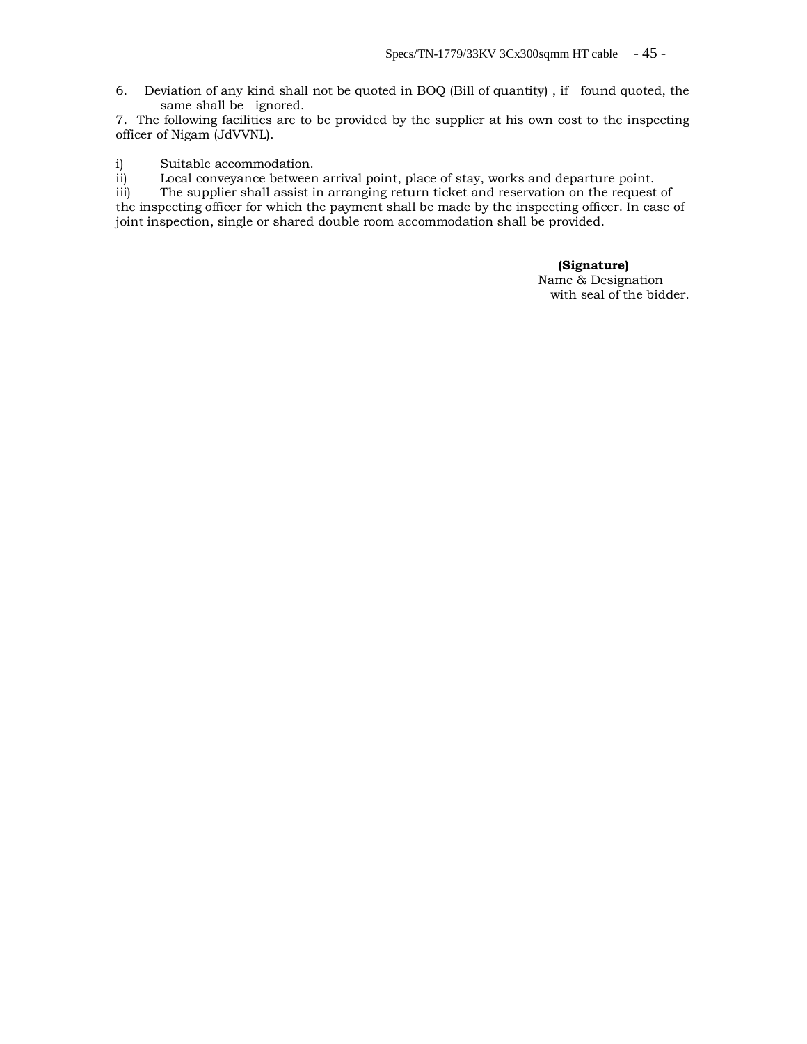6. Deviation of any kind shall not be quoted in BOQ (Bill of quantity) , if found quoted, the same shall be ignored.

7. The following facilities are to be provided by the supplier at his own cost to the inspecting officer of Nigam (JdVVNL).

i) Suitable accommodation.

ii) Local conveyance between arrival point, place of stay, works and departure point.

iii) The supplier shall assist in arranging return ticket and reservation on the request of the inspecting officer for which the payment shall be made by the inspecting officer. In case of joint inspection, single or shared double room accommodation shall be provided.

**(Signature)**
Name & Designation
with seal of the bidder.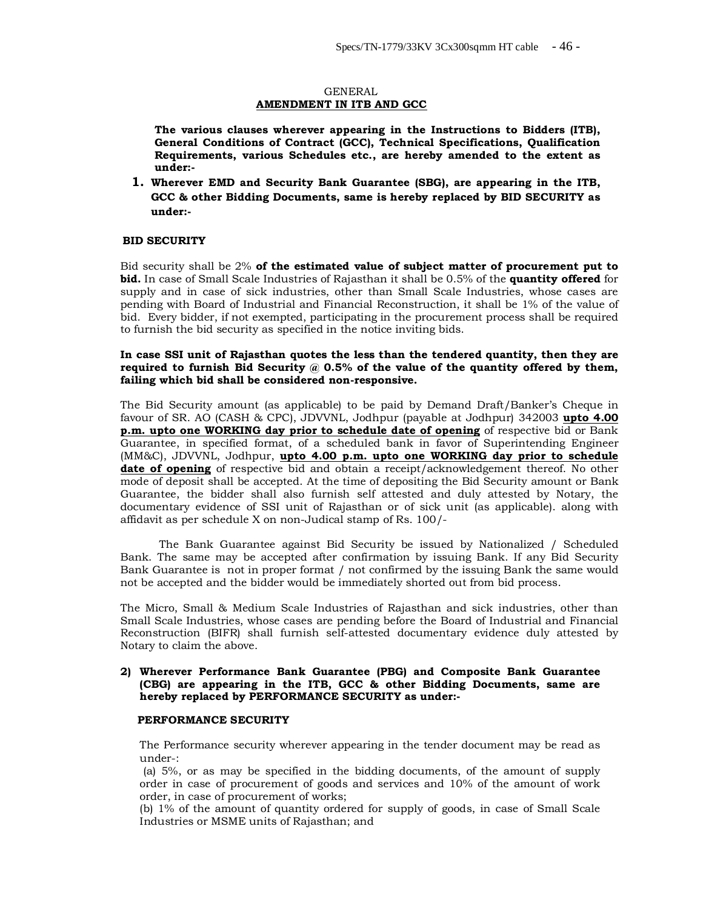GENERAL

**AMENDMENT IN ITB AND GCC**

**The various clauses wherever appearing in the Instructions to Bidders (ITB), General Conditions of Contract (GCC), Technical Specifications, Qualification Requirements, various Schedules etc., are hereby amended to the extent as under:-**

1. **Wherever EMD and Security Bank Guarantee (SBG), are appearing in the ITB, GCC & other Bidding Documents, same is hereby replaced by BID SECURITY as under:-**

**BID SECURITY**

Bid security shall be 2% **of the estimated value of subject matter of procurement put to bid.** In case of Small Scale Industries of Rajasthan it shall be 0.5% of the **quantity offered** for supply and in case of sick industries, other than Small Scale Industries, whose cases are pending with Board of Industrial and Financial Reconstruction, it shall be 1% of the value of bid. Every bidder, if not exempted, participating in the procurement process shall be required to furnish the bid security as specified in the notice inviting bids.

**In case SSI unit of Rajasthan quotes the less than the tendered quantity, then they are required to furnish Bid Security @ 0.5% of the value of the quantity offered by them, failing which bid shall be considered non-responsive.**

The Bid Security amount (as applicable) to be paid by Demand Draft/Banker's Cheque in favour of SR. AO (CASH & CPC), JDVVNL, Jodhpur (payable at Jodhpur) 342003 **upto 4.00 p.m. upto one WORKING day prior to schedule date of opening** of respective bid or Bank Guarantee, in specified format, of a scheduled bank in favor of Superintending Engineer (MM&C), JDVVNL, Jodhpur, **upto 4.00 p.m. upto one WORKING day prior to schedule date of opening** of respective bid and obtain a receipt/acknowledgement thereof. No other mode of deposit shall be accepted. At the time of depositing the Bid Security amount or Bank Guarantee, the bidder shall also furnish self attested and duly attested by Notary, the documentary evidence of SSI unit of Rajasthan or of sick unit (as applicable). along with affidavit as per schedule X on non-Judical stamp of Rs. 100/-

The Bank Guarantee against Bid Security be issued by Nationalized / Scheduled Bank. The same may be accepted after confirmation by issuing Bank. If any Bid Security Bank Guarantee is not in proper format / not confirmed by the issuing Bank the same would not be accepted and the bidder would be immediately shorted out from bid process.

The Micro, Small & Medium Scale Industries of Rajasthan and sick industries, other than Small Scale Industries, whose cases are pending before the Board of Industrial and Financial Reconstruction (BIFR) shall furnish self-attested documentary evidence duly attested by Notary to claim the above.

2) **Wherever Performance Bank Guarantee (PBG) and Composite Bank Guarantee (CBG) are appearing in the ITB, GCC & other Bidding Documents, same are hereby replaced by PERFORMANCE SECURITY as under:-**

**PERFORMANCE SECURITY**

The Performance security wherever appearing in the tender document may be read as under-:

(a) 5%, or as may be specified in the bidding documents, of the amount of supply order in case of procurement of goods and services and 10% of the amount of work order, in case of procurement of works;

(b) 1% of the amount of quantity ordered for supply of goods, in case of Small Scale Industries or MSME units of Rajasthan; and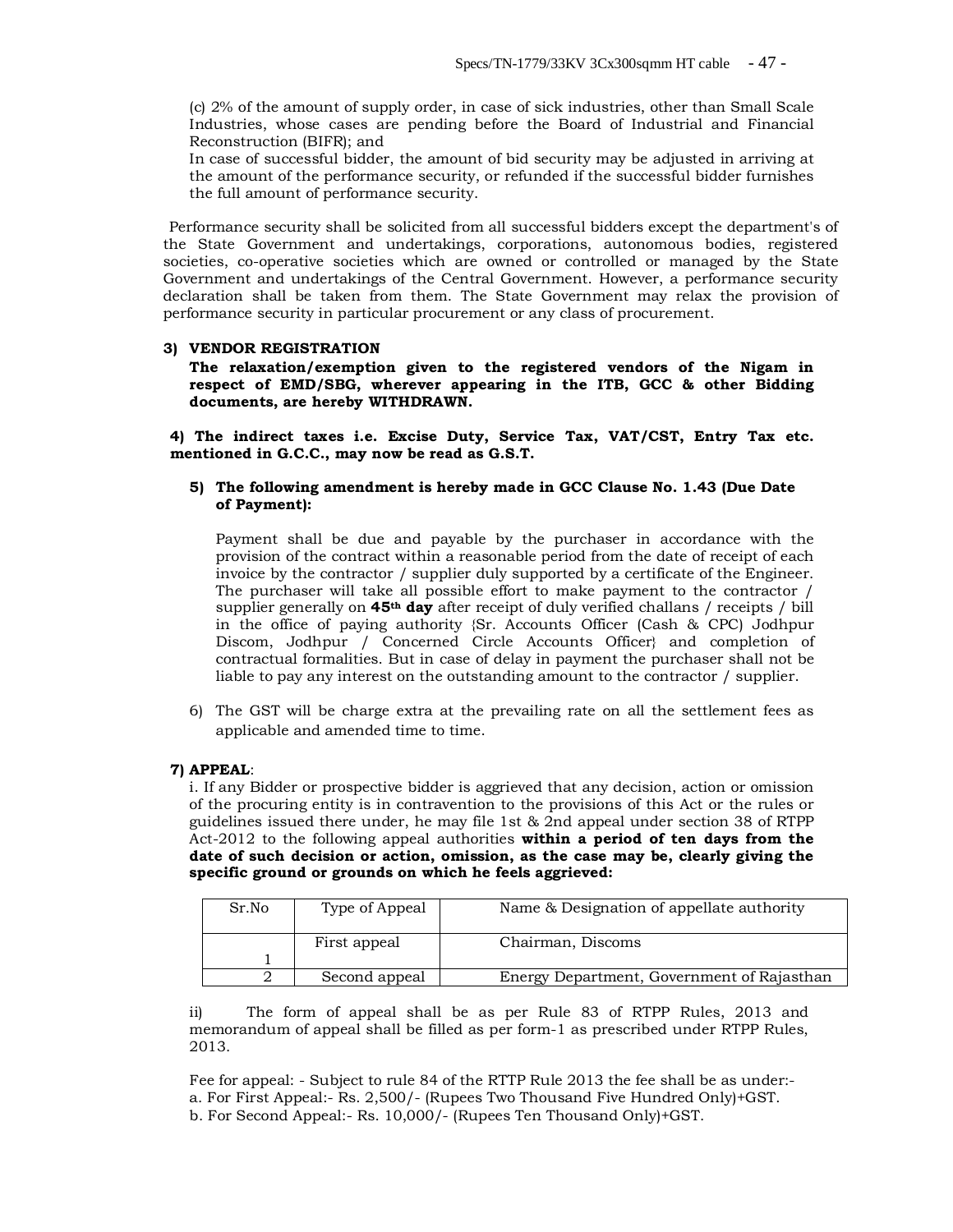(c) 2% of the amount of supply order, in case of sick industries, other than Small Scale Industries, whose cases are pending before the Board of Industrial and Financial Reconstruction (BIFR); and

In case of successful bidder, the amount of bid security may be adjusted in arriving at the amount of the performance security, or refunded if the successful bidder furnishes the full amount of performance security.

Performance security shall be solicited from all successful bidders except the department's of the State Government and undertakings, corporations, autonomous bodies, registered societies, co-operative societies which are owned or controlled or managed by the State Government and undertakings of the Central Government. However, a performance security declaration shall be taken from them. The State Government may relax the provision of performance security in particular procurement or any class of procurement.

**3) VENDOR REGISTRATION**

**The relaxation/exemption given to the registered vendors of the Nigam in respect of EMD/SBG, wherever appearing in the ITB, GCC & other Bidding documents, are hereby WITHDRAWN.**

**4) The indirect taxes i.e. Excise Duty, Service Tax, VAT/CST, Entry Tax etc. mentioned in G.C.C., may now be read as G.S.T.**

**5) The following amendment is hereby made in GCC Clause No. 1.43 (Due Date of Payment):**

Payment shall be due and payable by the purchaser in accordance with the provision of the contract within a reasonable period from the date of receipt of each invoice by the contractor / supplier duly supported by a certificate of the Engineer. The purchaser will take all possible effort to make payment to the contractor / supplier generally on **45th day** after receipt of duly verified challans / receipts / bill in the office of paying authority {Sr. Accounts Officer (Cash & CPC) Jodhpur Discom, Jodhpur / Concerned Circle Accounts Officer} and completion of contractual formalities. But in case of delay in payment the purchaser shall not be liable to pay any interest on the outstanding amount to the contractor / supplier.

6) The GST will be charge extra at the prevailing rate on all the settlement fees as applicable and amended time to time.

**7) APPEAL**:

i. If any Bidder or prospective bidder is aggrieved that any decision, action or omission of the procuring entity is in contravention to the provisions of this Act or the rules or guidelines issued there under, he may file 1st & 2nd appeal under section 38 of RTPP Act-2012 to the following appeal authorities **within a period of ten days from the date of such decision or action, omission, as the case may be, clearly giving the specific ground or grounds on which he feels aggrieved:**

| Sr.No | Type of Appeal | Name & Designation of appellate authority |
|---|---|---|
| 1 | First appeal | Chairman, Discoms |
| 2 | Second appeal | Energy Department, Government of Rajasthan |

ii) The form of appeal shall be as per Rule 83 of RTPP Rules, 2013 and memorandum of appeal shall be filled as per form-1 as prescribed under RTPP Rules, 2013.

Fee for appeal: - Subject to rule 84 of the RTTP Rule 2013 the fee shall be as under:-

a. For First Appeal:- Rs. 2,500/- (Rupees Two Thousand Five Hundred Only)+GST.

b. For Second Appeal:- Rs. 10,000/- (Rupees Ten Thousand Only)+GST.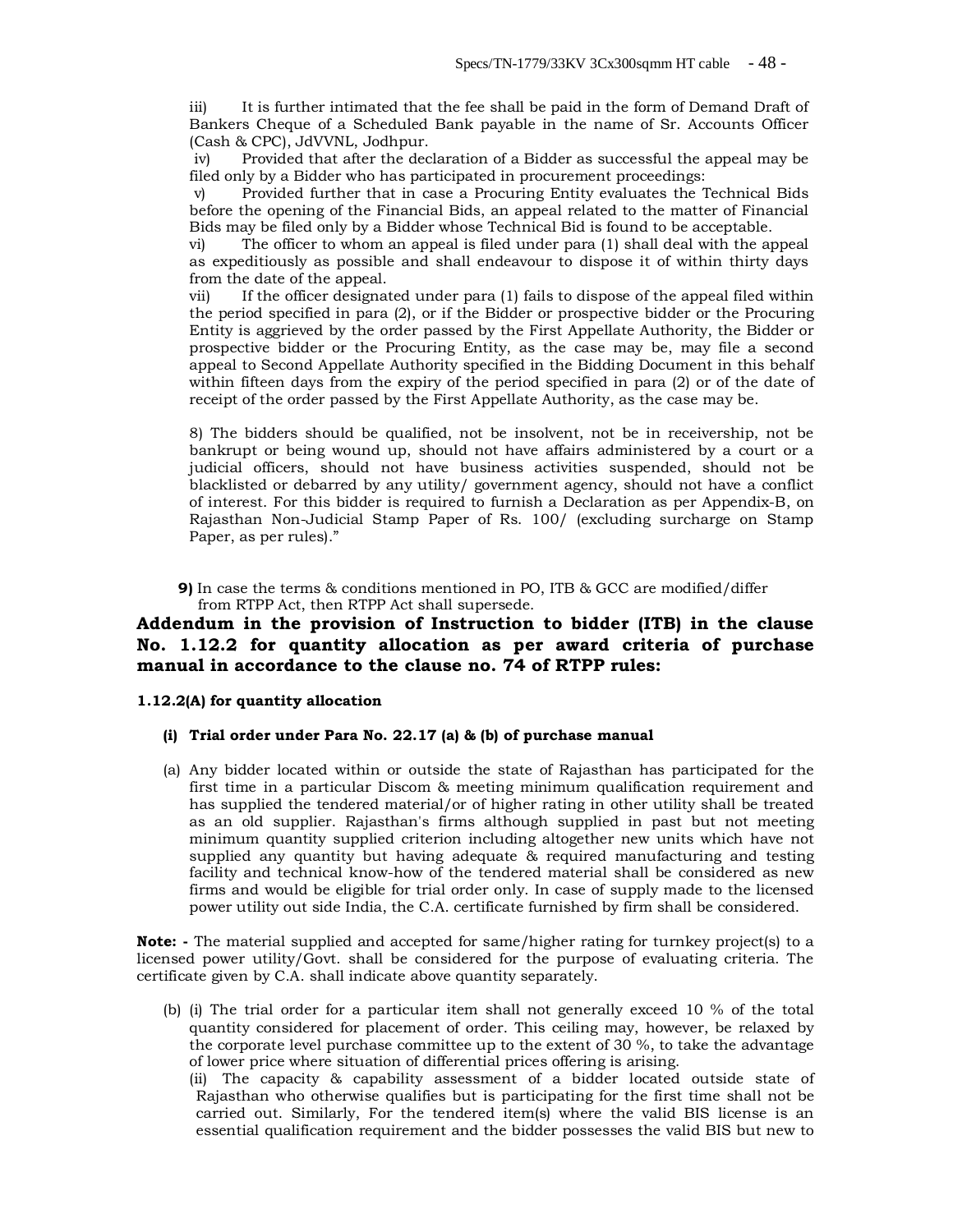iii) It is further intimated that the fee shall be paid in the form of Demand Draft of Bankers Cheque of a Scheduled Bank payable in the name of Sr. Accounts Officer (Cash & CPC), JdVVNL, Jodhpur.

iv) Provided that after the declaration of a Bidder as successful the appeal may be filed only by a Bidder who has participated in procurement proceedings:

v) Provided further that in case a Procuring Entity evaluates the Technical Bids before the opening of the Financial Bids, an appeal related to the matter of Financial Bids may be filed only by a Bidder whose Technical Bid is found to be acceptable.

vi) The officer to whom an appeal is filed under para (1) shall deal with the appeal as expeditiously as possible and shall endeavour to dispose it of within thirty days from the date of the appeal.

vii) If the officer designated under para (1) fails to dispose of the appeal filed within the period specified in para (2), or if the Bidder or prospective bidder or the Procuring Entity is aggrieved by the order passed by the First Appellate Authority, the Bidder or prospective bidder or the Procuring Entity, as the case may be, may file a second appeal to Second Appellate Authority specified in the Bidding Document in this behalf within fifteen days from the expiry of the period specified in para (2) or of the date of receipt of the order passed by the First Appellate Authority, as the case may be.

8) The bidders should be qualified, not be insolvent, not be in receivership, not be bankrupt or being wound up, should not have affairs administered by a court or a judicial officers, should not have business activities suspended, should not be blacklisted or debarred by any utility/ government agency, should not have a conflict of interest. For this bidder is required to furnish a Declaration as per Appendix-B, on Rajasthan Non-Judicial Stamp Paper of Rs. 100/ (excluding surcharge on Stamp Paper, as per rules)."

**9)** In case the terms & conditions mentioned in PO, ITB & GCC are modified/differ from RTPP Act, then RTPP Act shall supersede.

## Addendum in the provision of Instruction to bidder (ITB) in the clause No. 1.12.2 for quantity allocation as per award criteria of purchase manual in accordance to the clause no. 74 of RTPP rules:

### 1.12.2(A) for quantity allocation

#### (i) Trial order under Para No. 22.17 (a) & (b) of purchase manual

(a) Any bidder located within or outside the state of Rajasthan has participated for the first time in a particular Discom & meeting minimum qualification requirement and has supplied the tendered material/or of higher rating in other utility shall be treated as an old supplier. Rajasthan's firms although supplied in past but not meeting minimum quantity supplied criterion including altogether new units which have not supplied any quantity but having adequate & required manufacturing and testing facility and technical know-how of the tendered material shall be considered as new firms and would be eligible for trial order only. In case of supply made to the licensed power utility out side India, the C.A. certificate furnished by firm shall be considered.

**Note: -** The material supplied and accepted for same/higher rating for turnkey project(s) to a licensed power utility/Govt. shall be considered for the purpose of evaluating criteria. The certificate given by C.A. shall indicate above quantity separately.

(b) (i) The trial order for a particular item shall not generally exceed 10 % of the total quantity considered for placement of order. This ceiling may, however, be relaxed by the corporate level purchase committee up to the extent of 30 %, to take the advantage of lower price where situation of differential prices offering is arising.

(ii) The capacity & capability assessment of a bidder located outside state of Rajasthan who otherwise qualifies but is participating for the first time shall not be carried out. Similarly, For the tendered item(s) where the valid BIS license is an essential qualification requirement and the bidder possesses the valid BIS but new to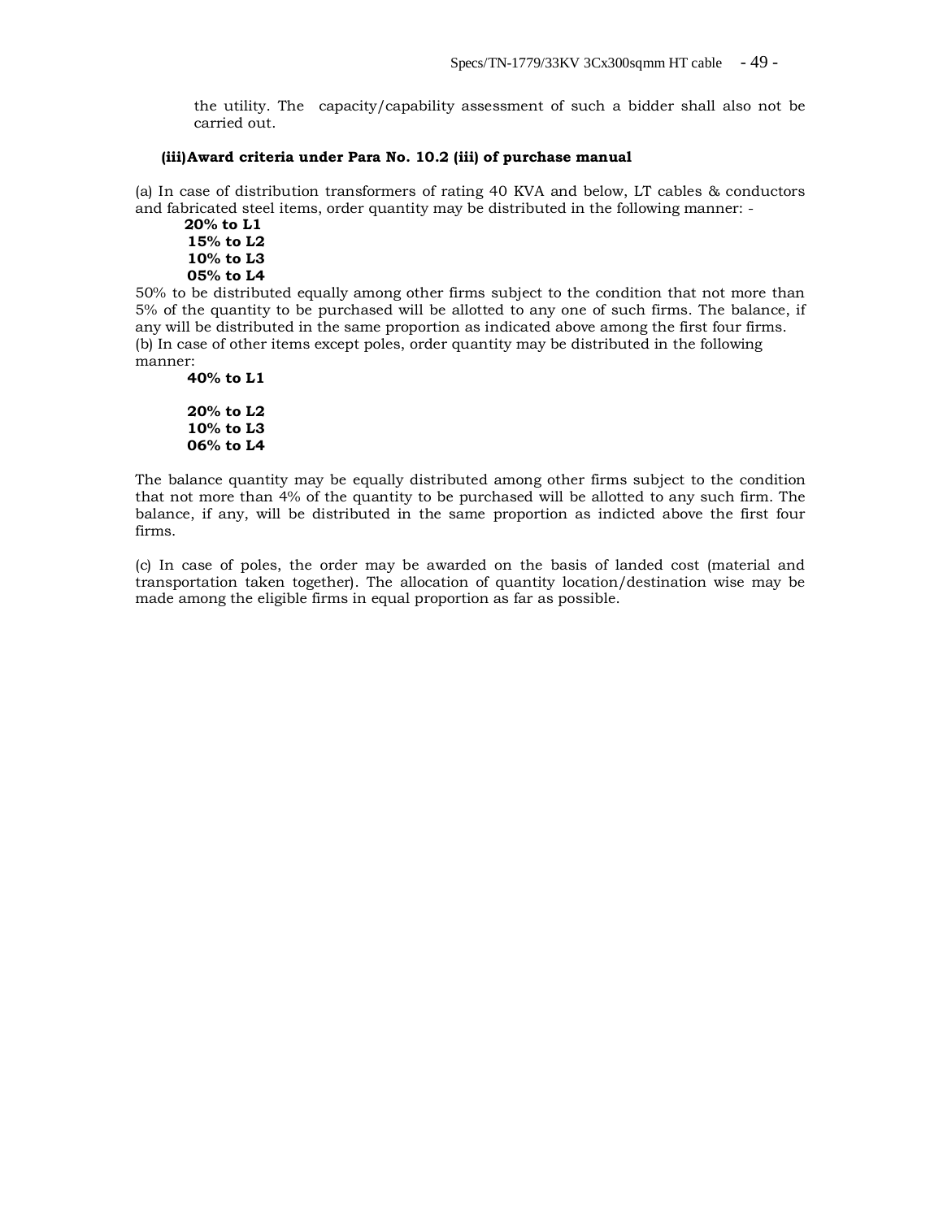the utility. The capacity/capability assessment of such a bidder shall also not be carried out.

**(iii)Award criteria under Para No. 10.2 (iii) of purchase manual**

(a) In case of distribution transformers of rating 40 KVA and below, LT cables & conductors and fabricated steel items, order quantity may be distributed in the following manner: -

**20% to L1**
**15% to L2**
**10% to L3**
**05% to L4**

50% to be distributed equally among other firms subject to the condition that not more than 5% of the quantity to be purchased will be allotted to any one of such firms. The balance, if any will be distributed in the same proportion as indicated above among the first four firms.

(b) In case of other items except poles, order quantity may be distributed in the following manner:

**40% to L1**

**20% to L2**
**10% to L3**
**06% to L4**

The balance quantity may be equally distributed among other firms subject to the condition that not more than 4% of the quantity to be purchased will be allotted to any such firm. The balance, if any, will be distributed in the same proportion as indicted above the first four firms.

(c) In case of poles, the order may be awarded on the basis of landed cost (material and transportation taken together). The allocation of quantity location/destination wise may be made among the eligible firms in equal proportion as far as possible.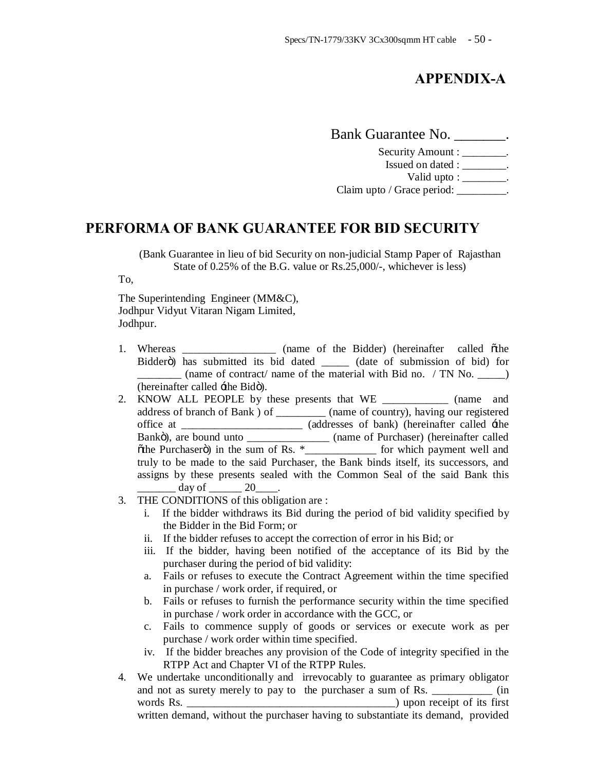## APPENDIX-A

Bank Guarantee No. _______.

Security Amount : ________.
Issued on dated : ________.
Valid upto : ________.
Claim upto / Grace period: _________.

# PERFORMA OF BANK GUARANTEE FOR BID SECURITY

(Bank Guarantee in lieu of bid Security on non-judicial Stamp Paper of Rajasthan State of 0.25% of the B.G. value or Rs.25,000/-, whichever is less)

To,

The Superintending Engineer (MM&C),
Jodhpur Vidyut Vitaran Nigam Limited,
Jodhpur.

1. Whereas _________________ (name of the Bidder) (hereinafter called "the Bidder") has submitted its bid dated _____ (date of submission of bid) for ________ (name of contract/ name of the material with Bid no. / TN No. _____) (hereinafter called 'the Bid").
2. KNOW ALL PEOPLE by these presents that WE ____________ (name and address of branch of Bank ) of _________ (name of country), having our registered office at ______________________ (addresses of bank) (hereinafter called 'the Bank"), are bound unto _______________ (name of Purchaser) (hereinafter called "the Purchaser") in the sum of Rs. *_____________ for which payment well and truly to be made to the said Purchaser, the Bank binds itself, its successors, and assigns by these presents sealed with the Common Seal of the said Bank this _______ day of ______ 20____.
3. THE CONDITIONS of this obligation are :
   i. If the bidder withdraws its Bid during the period of bid validity specified by the Bidder in the Bid Form; or
   ii. If the bidder refuses to accept the correction of error in his Bid; or
   iii. If the bidder, having been notified of the acceptance of its Bid by the purchaser during the period of bid validity:
      a. Fails or refuses to execute the Contract Agreement within the time specified in purchase / work order, if required, or
      b. Fails or refuses to furnish the performance security within the time specified in purchase / work order in accordance with the GCC, or
      c. Fails to commence supply of goods or services or execute work as per purchase / work order within time specified.
   iv. If the bidder breaches any provision of the Code of integrity specified in the RTPP Act and Chapter VI of the RTPP Rules.
4. We undertake unconditionally and irrevocably to guarantee as primary obligator and not as surety merely to pay to the purchaser a sum of Rs. ___________ (in words Rs. ______________________________________) upon receipt of its first written demand, without the purchaser having to substantiate its demand, provided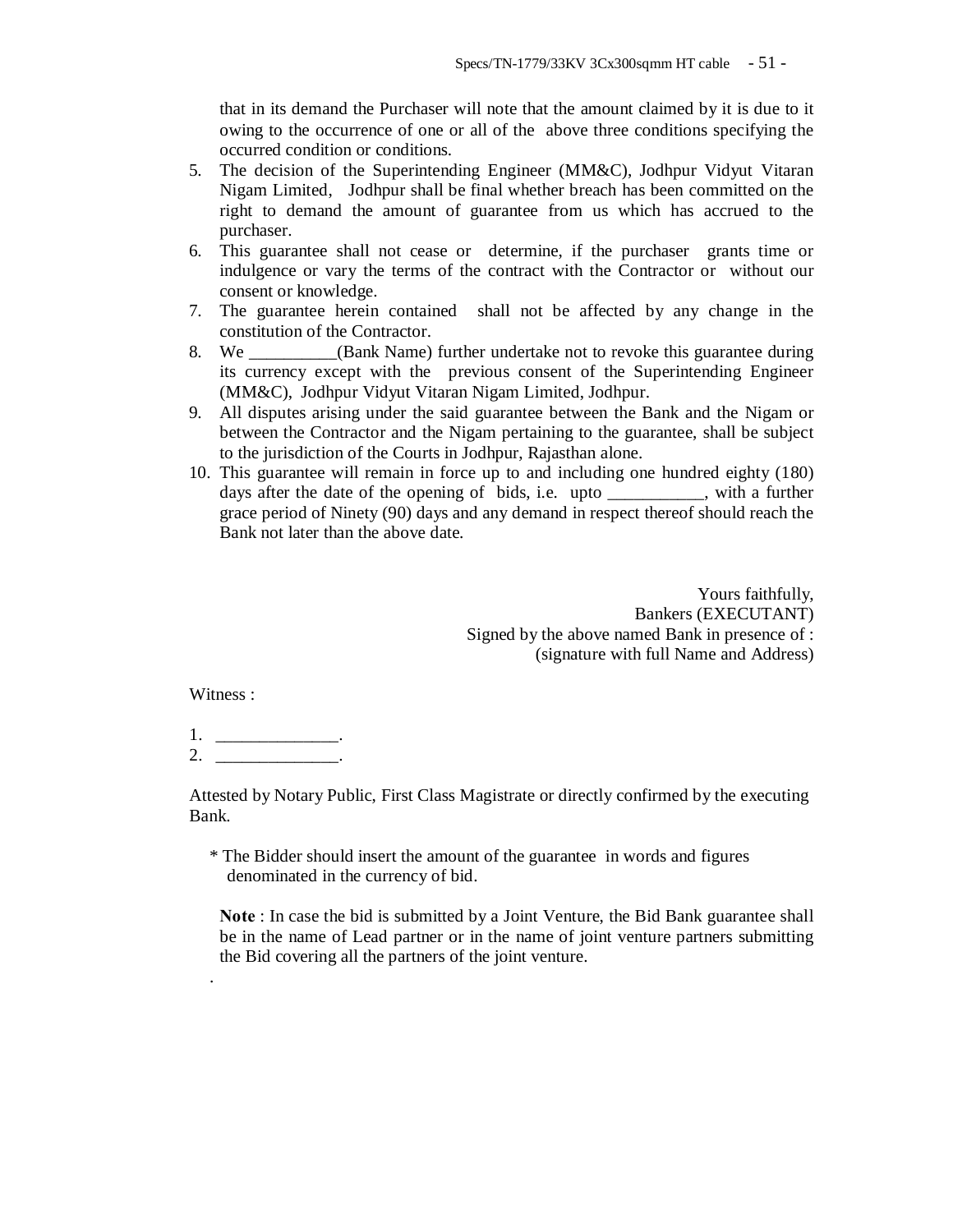that in its demand the Purchaser will note that the amount claimed by it is due to it owing to the occurrence of one or all of the above three conditions specifying the occurred condition or conditions.

5. The decision of the Superintending Engineer (MM&C), Jodhpur Vidyut Vitaran Nigam Limited, Jodhpur shall be final whether breach has been committed on the right to demand the amount of guarantee from us which has accrued to the purchaser.
6. This guarantee shall not cease or determine, if the purchaser grants time or indulgence or vary the terms of the contract with the Contractor or without our consent or knowledge.
7. The guarantee herein contained shall not be affected by any change in the constitution of the Contractor.
8. We __________(Bank Name) further undertake not to revoke this guarantee during its currency except with the previous consent of the Superintending Engineer (MM&C), Jodhpur Vidyut Vitaran Nigam Limited, Jodhpur.
9. All disputes arising under the said guarantee between the Bank and the Nigam or between the Contractor and the Nigam pertaining to the guarantee, shall be subject to the jurisdiction of the Courts in Jodhpur, Rajasthan alone.
10. This guarantee will remain in force up to and including one hundred eighty (180) days after the date of the opening of bids, i.e. upto ___________, with a further grace period of Ninety (90) days and any demand in respect thereof should reach the Bank not later than the above date.

Yours faithfully,
Bankers (EXECUTANT)
Signed by the above named Bank in presence of :
(signature with full Name and Address)

Witness :

1. ______________.
2. ______________.

Attested by Notary Public, First Class Magistrate or directly confirmed by the executing Bank.

* The Bidder should insert the amount of the guarantee in words and figures denominated in the currency of bid.

**Note** : In case the bid is submitted by a Joint Venture, the Bid Bank guarantee shall be in the name of Lead partner or in the name of joint venture partners submitting the Bid covering all the partners of the joint venture.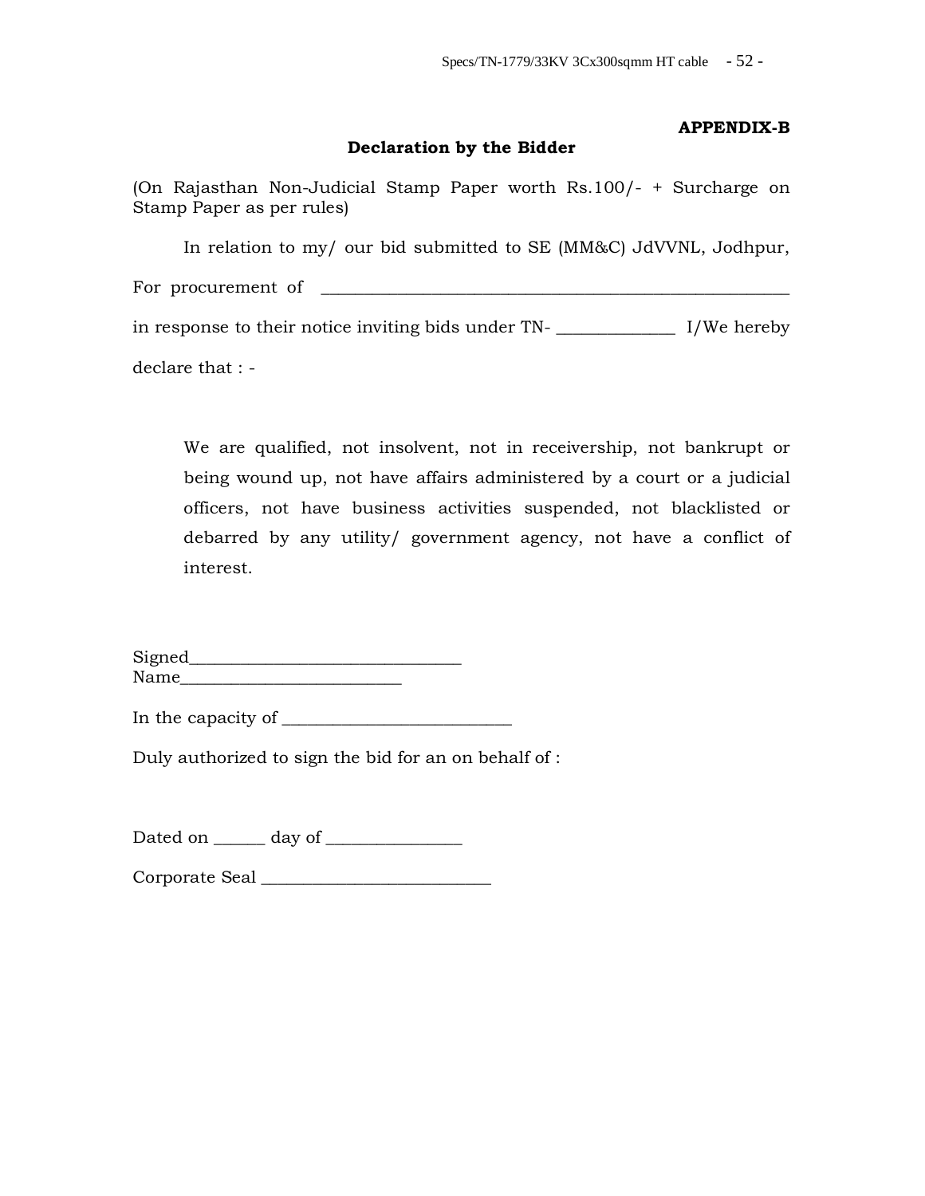**APPENDIX-B**

## Declaration by the Bidder

(On Rajasthan Non-Judicial Stamp Paper worth Rs.100/- + Surcharge on Stamp Paper as per rules)

In relation to my/ our bid submitted to SE (MM&C) JdVVNL, Jodhpur,

For procurement of _______________________________________________

in response to their notice inviting bids under TN- _____________ I/We hereby

declare that : -

> We are qualified, not insolvent, not in receivership, not bankrupt or being wound up, not have affairs administered by a court or a judicial officers, not have business activities suspended, not blacklisted or debarred by any utility/ government agency, not have a conflict of interest.

Signed______________________________
Name_________________________

In the capacity of _________________________

Duly authorized to sign the bid for an on behalf of :

Dated on ______ day of _______________

Corporate Seal _________________________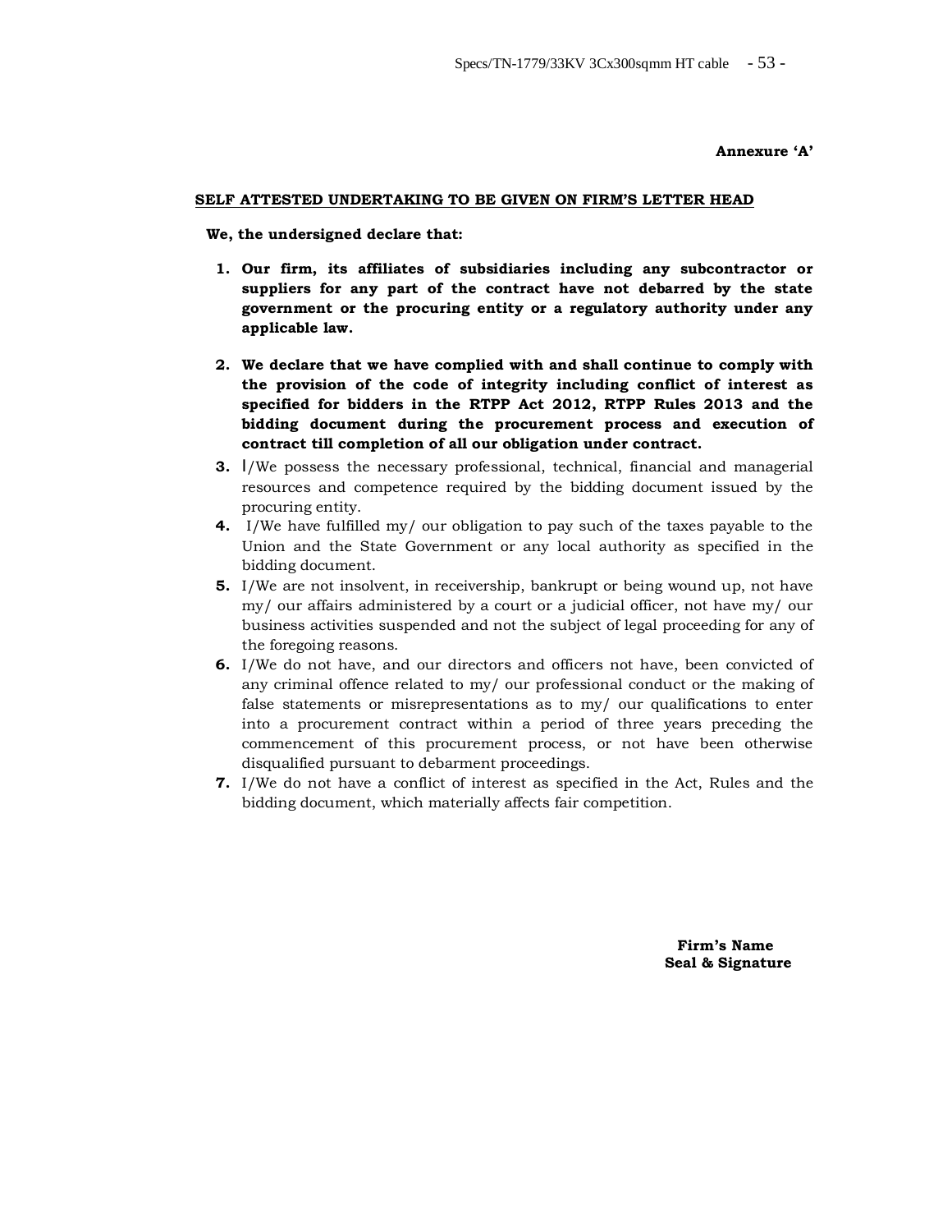**Annexure 'A'**

**SELF ATTESTED UNDERTAKING TO BE GIVEN ON FIRM'S LETTER HEAD**

**We, the undersigned declare that:**

1. **Our firm, its affiliates of subsidiaries including any subcontractor or suppliers for any part of the contract have not debarred by the state government or the procuring entity or a regulatory authority under any applicable law.**

2. **We declare that we have complied with and shall continue to comply with the provision of the code of integrity including conflict of interest as specified for bidders in the RTPP Act 2012, RTPP Rules 2013 and the bidding document during the procurement process and execution of contract till completion of all our obligation under contract.**
3. I/We possess the necessary professional, technical, financial and managerial resources and competence required by the bidding document issued by the procuring entity.
4. I/We have fulfilled my/ our obligation to pay such of the taxes payable to the Union and the State Government or any local authority as specified in the bidding document.
5. I/We are not insolvent, in receivership, bankrupt or being wound up, not have my/ our affairs administered by a court or a judicial officer, not have my/ our business activities suspended and not the subject of legal proceeding for any of the foregoing reasons.
6. I/We do not have, and our directors and officers not have, been convicted of any criminal offence related to my/ our professional conduct or the making of false statements or misrepresentations as to my/ our qualifications to enter into a procurement contract within a period of three years preceding the commencement of this procurement process, or not have been otherwise disqualified pursuant to debarment proceedings.
7. I/We do not have a conflict of interest as specified in the Act, Rules and the bidding document, which materially affects fair competition.

**Firm's Name**
**Seal & Signature**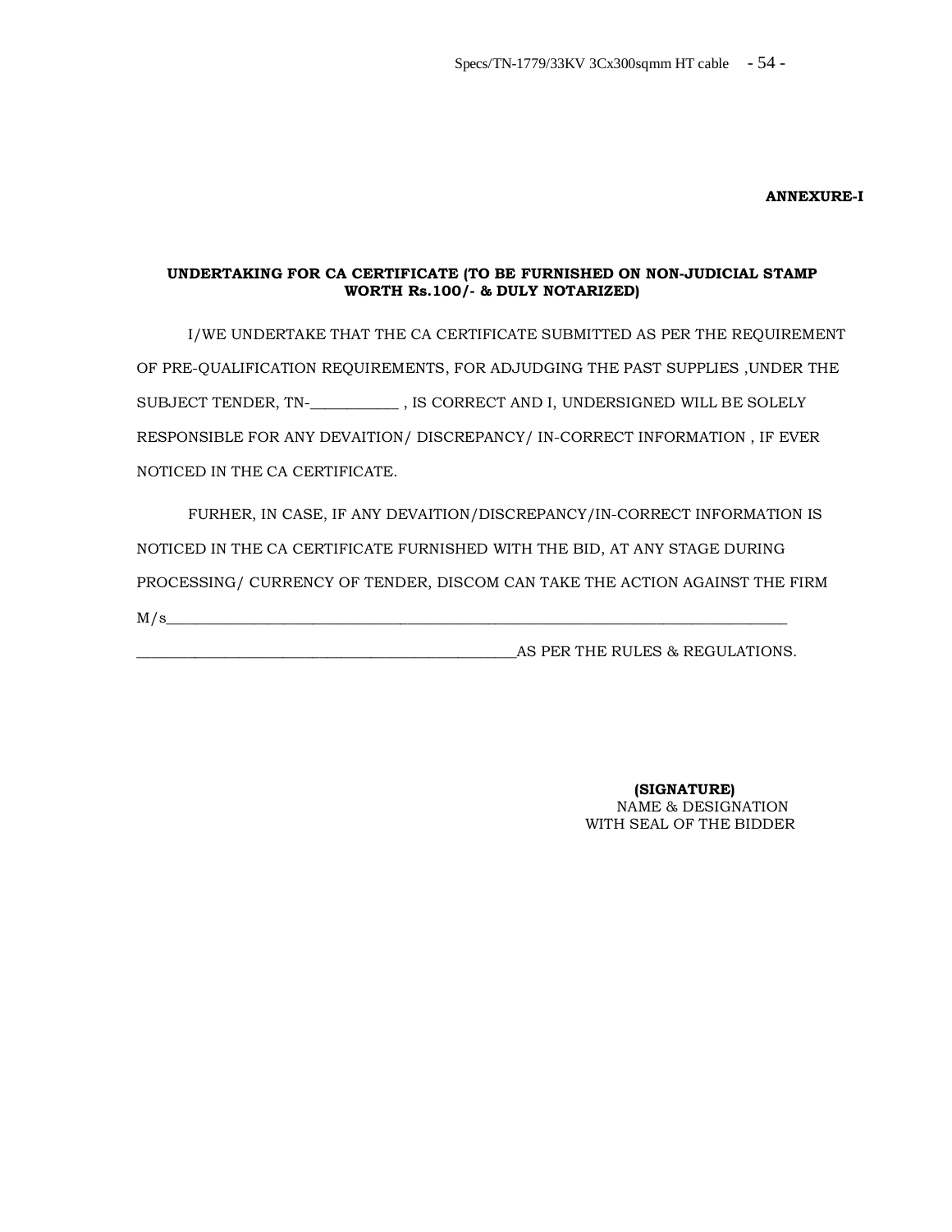**ANNEXURE-I**

**UNDERTAKING FOR CA CERTIFICATE (TO BE FURNISHED ON NON-JUDICIAL STAMP WORTH Rs.100/- & DULY NOTARIZED)**

I/WE UNDERTAKE THAT THE CA CERTIFICATE SUBMITTED AS PER THE REQUIREMENT OF PRE-QUALIFICATION REQUIREMENTS, FOR ADJUDGING THE PAST SUPPLIES ,UNDER THE SUBJECT TENDER, TN-___________ , IS CORRECT AND I, UNDERSIGNED WILL BE SOLELY RESPONSIBLE FOR ANY DEVAITION/ DISCREPANCY/ IN-CORRECT INFORMATION , IF EVER NOTICED IN THE CA CERTIFICATE.

FURHER, IN CASE, IF ANY DEVAITION/DISCREPANCY/IN-CORRECT INFORMATION IS NOTICED IN THE CA CERTIFICATE FURNISHED WITH THE BID, AT ANY STAGE DURING PROCESSING/ CURRENCY OF TENDER, DISCOM CAN TAKE THE ACTION AGAINST THE FIRM M/s_______________________________________________________________________________

_______________________________________________AS PER THE RULES & REGULATIONS.

**(SIGNATURE)**
NAME & DESIGNATION
WITH SEAL OF THE BIDDER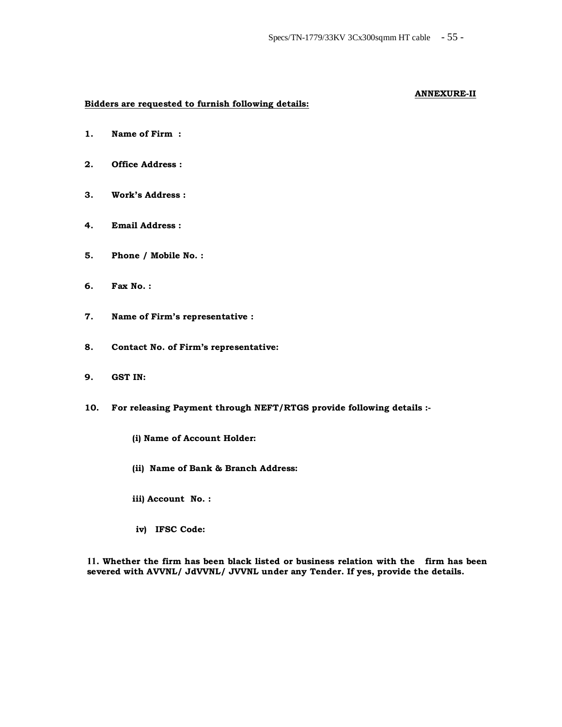**ANNEXURE-II**

**Bidders are requested to furnish following details:**

**1. Name of Firm :**

**2. Office Address :**

**3. Work's Address :**

**4. Email Address :**

**5. Phone / Mobile No. :**

**6. Fax No. :**

**7. Name of Firm's representative :**

**8. Contact No. of Firm's representative:**

**9. GST IN:**

**10. For releasing Payment through NEFT/RTGS provide following details :-**

**(i) Name of Account Holder:**

**(ii) Name of Bank & Branch Address:**

**iii) Account No. :**

**iv) IFSC Code:**

**11. Whether the firm has been black listed or business relation with the firm has been severed with AVVNL/ JdVVNL/ JVVNL under any Tender. If yes, provide the details.**